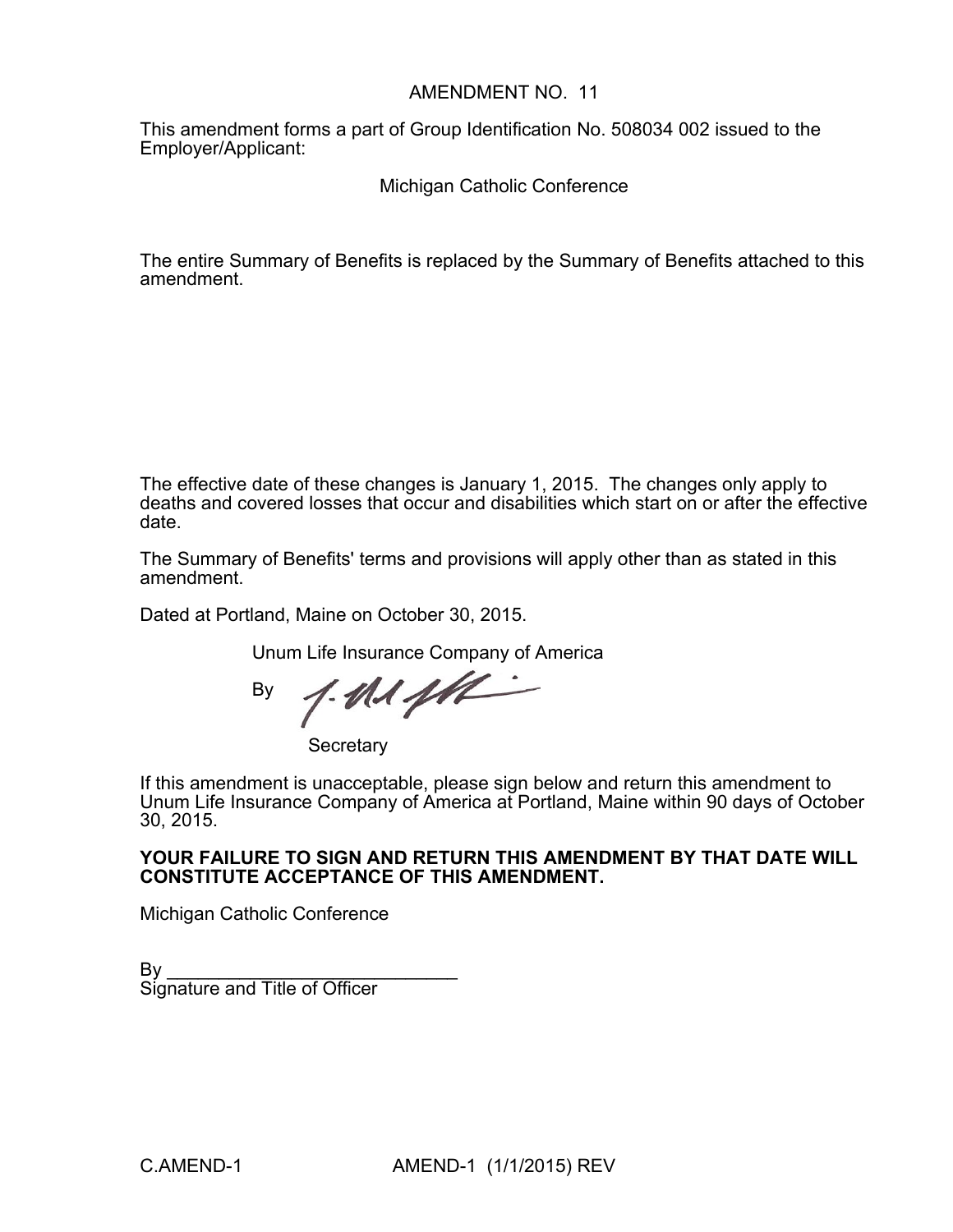# AMENDMENT NO. 11

This amendment forms a part of Group Identification No. 508034 002 issued to the Employer/Applicant:

Michigan Catholic Conference

The entire Summary of Benefits is replaced by the Summary of Benefits attached to this amendment.

The effective date of these changes is January 1, 2015. The changes only apply to deaths and covered losses that occur and disabilities which start on or after the effective date.

The Summary of Benefits' terms and provisions will apply other than as stated in this amendment.

Dated at Portland, Maine on October 30, 2015.

Unum Life Insurance Company of America

By

Secretary

If this amendment is unacceptable, please sign below and return this amendment to Unum Life Insurance Company of America at Portland, Maine within 90 days of October 30, 2015.

**YOUR FAILURE TO SIGN AND RETURN THIS AMENDMENT BY THAT DATE WILL CONSTITUTE ACCEPTANCE OF THIS AMENDMENT.**

Michigan Catholic Conference

By ____________________________
Signature and Title of Officer

C.AMEND-1 AMEND-1 (1/1/2015) REV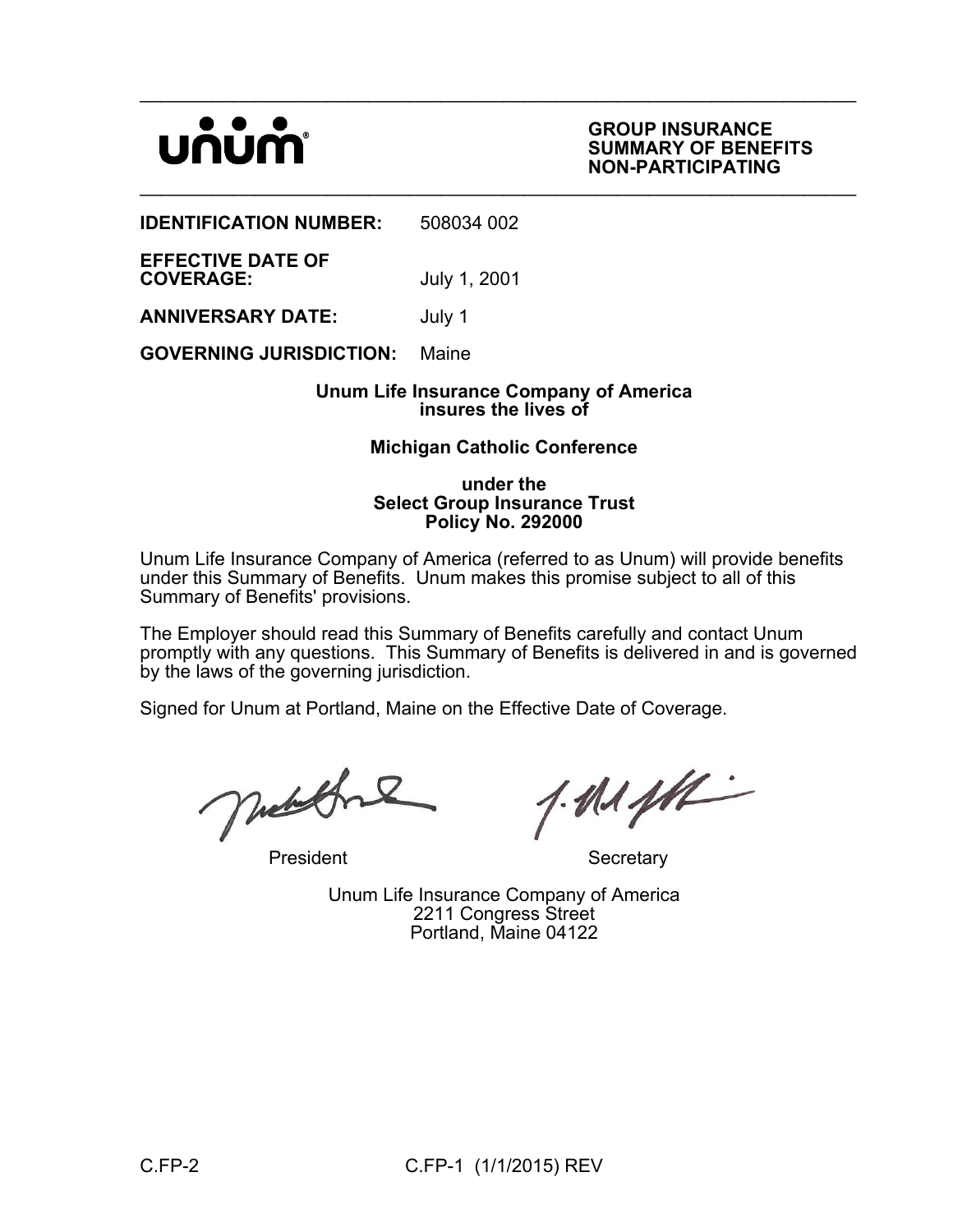unum

**GROUP INSURANCE**
**SUMMARY OF BENEFITS**
**NON-PARTICIPATING**

**IDENTIFICATION NUMBER:** 508034 002

**EFFECTIVE DATE OF COVERAGE:** July 1, 2001

**ANNIVERSARY DATE:** July 1

**GOVERNING JURISDICTION:** Maine

**Unum Life Insurance Company of America insures the lives of**

**Michigan Catholic Conference**

**under the Select Group Insurance Trust Policy No. 292000**

Unum Life Insurance Company of America (referred to as Unum) will provide benefits under this Summary of Benefits. Unum makes this promise subject to all of this Summary of Benefits' provisions.

The Employer should read this Summary of Benefits carefully and contact Unum promptly with any questions. This Summary of Benefits is delivered in and is governed by the laws of the governing jurisdiction.

Signed for Unum at Portland, Maine on the Effective Date of Coverage.

President                Secretary

Unum Life Insurance Company of America
2211 Congress Street
Portland, Maine 04122

C.FP-2                C.FP-1 (1/1/2015) REV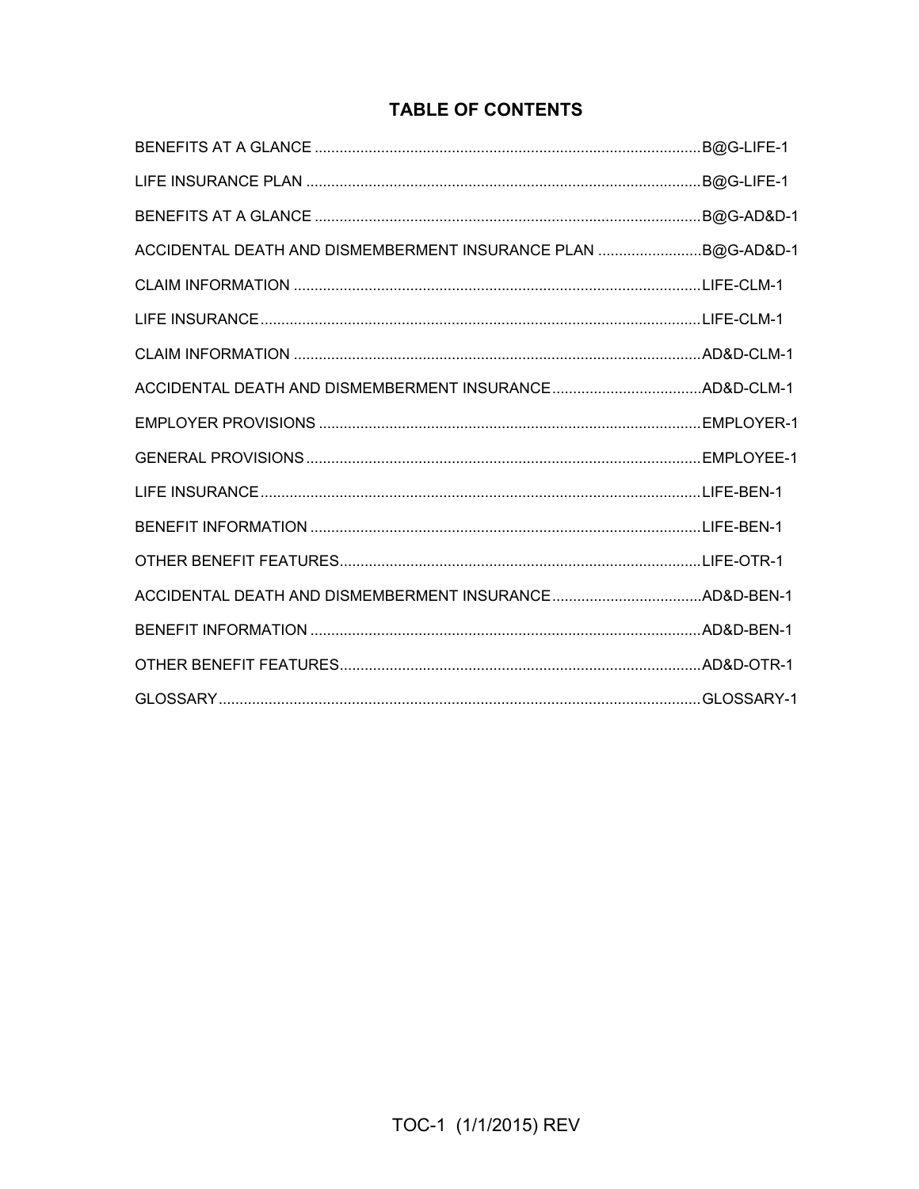# TABLE OF CONTENTS

| | |
|---|---|
| BENEFITS AT A GLANCE | B@G-LIFE-1 |
| LIFE INSURANCE PLAN | B@G-LIFE-1 |
| BENEFITS AT A GLANCE | B@G-AD&D-1 |
| ACCIDENTAL DEATH AND DISMEMBERMENT INSURANCE PLAN | B@G-AD&D-1 |
| CLAIM INFORMATION | LIFE-CLM-1 |
| LIFE INSURANCE | LIFE-CLM-1 |
| CLAIM INFORMATION | AD&D-CLM-1 |
| ACCIDENTAL DEATH AND DISMEMBERMENT INSURANCE | AD&D-CLM-1 |
| EMPLOYER PROVISIONS | EMPLOYER-1 |
| GENERAL PROVISIONS | EMPLOYEE-1 |
| LIFE INSURANCE | LIFE-BEN-1 |
| BENEFIT INFORMATION | LIFE-BEN-1 |
| OTHER BENEFIT FEATURES | LIFE-OTR-1 |
| ACCIDENTAL DEATH AND DISMEMBERMENT INSURANCE | AD&D-BEN-1 |
| BENEFIT INFORMATION | AD&D-BEN-1 |
| OTHER BENEFIT FEATURES | AD&D-OTR-1 |
| GLOSSARY | GLOSSARY-1 |

TOC-1 (1/1/2015) REV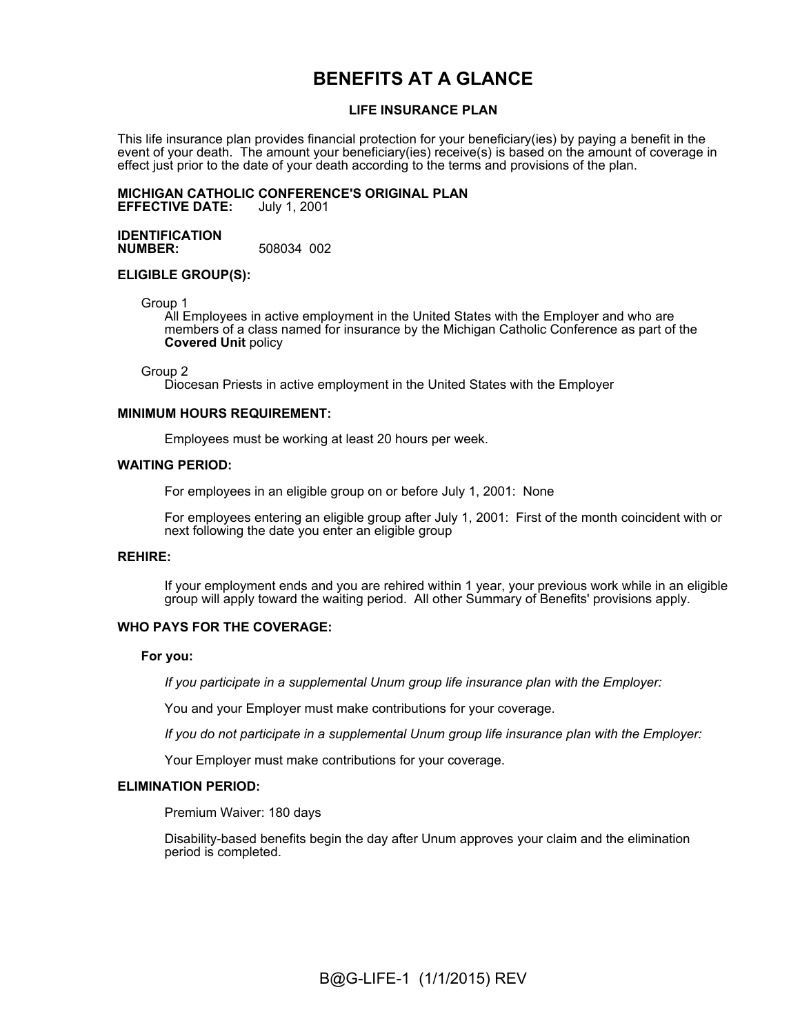# BENEFITS AT A GLANCE

## LIFE INSURANCE PLAN

This life insurance plan provides financial protection for your beneficiary(ies) by paying a benefit in the event of your death. The amount your beneficiary(ies) receive(s) is based on the amount of coverage in effect just prior to the date of your death according to the terms and provisions of the plan.

**MICHIGAN CATHOLIC CONFERENCE'S ORIGINAL PLAN**
**EFFECTIVE DATE:** July 1, 2001

**IDENTIFICATION NUMBER:** 508034 002

**ELIGIBLE GROUP(S):**

Group 1
All Employees in active employment in the United States with the Employer and who are members of a class named for insurance by the Michigan Catholic Conference as part of the **Covered Unit** policy

Group 2
Diocesan Priests in active employment in the United States with the Employer

**MINIMUM HOURS REQUIREMENT:**

Employees must be working at least 20 hours per week.

**WAITING PERIOD:**

For employees in an eligible group on or before July 1, 2001: None

For employees entering an eligible group after July 1, 2001: First of the month coincident with or next following the date you enter an eligible group

**REHIRE:**

If your employment ends and you are rehired within 1 year, your previous work while in an eligible group will apply toward the waiting period. All other Summary of Benefits' provisions apply.

**WHO PAYS FOR THE COVERAGE:**

**For you:**

*If you participate in a supplemental Unum group life insurance plan with the Employer:*

You and your Employer must make contributions for your coverage.

*If you do not participate in a supplemental Unum group life insurance plan with the Employer:*

Your Employer must make contributions for your coverage.

**ELIMINATION PERIOD:**

Premium Waiver: 180 days

Disability-based benefits begin the day after Unum approves your claim and the elimination period is completed.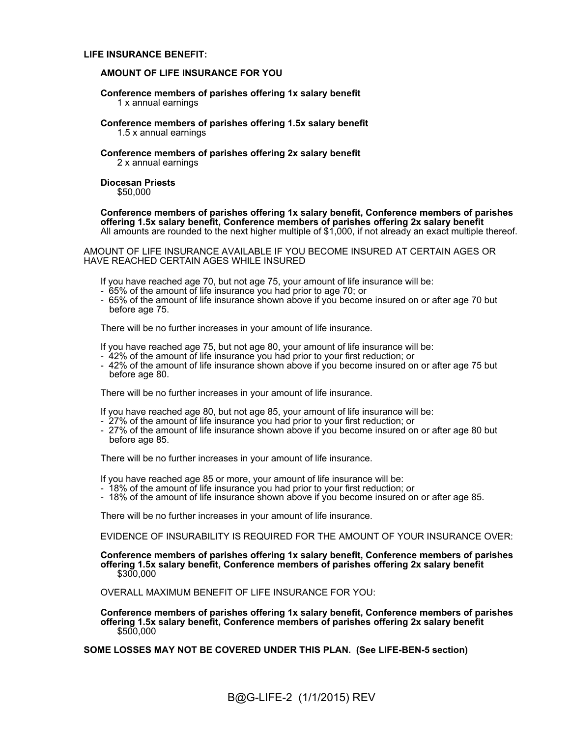**LIFE INSURANCE BENEFIT:**

**AMOUNT OF LIFE INSURANCE FOR YOU**

**Conference members of parishes offering 1x salary benefit**
1 x annual earnings

**Conference members of parishes offering 1.5x salary benefit**
1.5 x annual earnings

**Conference members of parishes offering 2x salary benefit**
2 x annual earnings

**Diocesan Priests**
$50,000

**Conference members of parishes offering 1x salary benefit, Conference members of parishes offering 1.5x salary benefit, Conference members of parishes offering 2x salary benefit**
All amounts are rounded to the next higher multiple of $1,000, if not already an exact multiple thereof.

AMOUNT OF LIFE INSURANCE AVAILABLE IF YOU BECOME INSURED AT CERTAIN AGES OR HAVE REACHED CERTAIN AGES WHILE INSURED

If you have reached age 70, but not age 75, your amount of life insurance will be:
- 65% of the amount of life insurance you had prior to age 70; or
- 65% of the amount of life insurance shown above if you become insured on or after age 70 but before age 75.

There will be no further increases in your amount of life insurance.

If you have reached age 75, but not age 80, your amount of life insurance will be:
- 42% of the amount of life insurance you had prior to your first reduction; or
- 42% of the amount of life insurance shown above if you become insured on or after age 75 but before age 80.

There will be no further increases in your amount of life insurance.

If you have reached age 80, but not age 85, your amount of life insurance will be:
- 27% of the amount of life insurance you had prior to your first reduction; or
- 27% of the amount of life insurance shown above if you become insured on or after age 80 but before age 85.

There will be no further increases in your amount of life insurance.

If you have reached age 85 or more, your amount of life insurance will be:
- 18% of the amount of life insurance you had prior to your first reduction; or
- 18% of the amount of life insurance shown above if you become insured on or after age 85.

There will be no further increases in your amount of life insurance.

EVIDENCE OF INSURABILITY IS REQUIRED FOR THE AMOUNT OF YOUR INSURANCE OVER:

**Conference members of parishes offering 1x salary benefit, Conference members of parishes offering 1.5x salary benefit, Conference members of parishes offering 2x salary benefit**
$300,000

OVERALL MAXIMUM BENEFIT OF LIFE INSURANCE FOR YOU:

**Conference members of parishes offering 1x salary benefit, Conference members of parishes offering 1.5x salary benefit, Conference members of parishes offering 2x salary benefit**
$500,000

**SOME LOSSES MAY NOT BE COVERED UNDER THIS PLAN. (See LIFE-BEN-5 section)**

B@G-LIFE-2 (1/1/2015) REV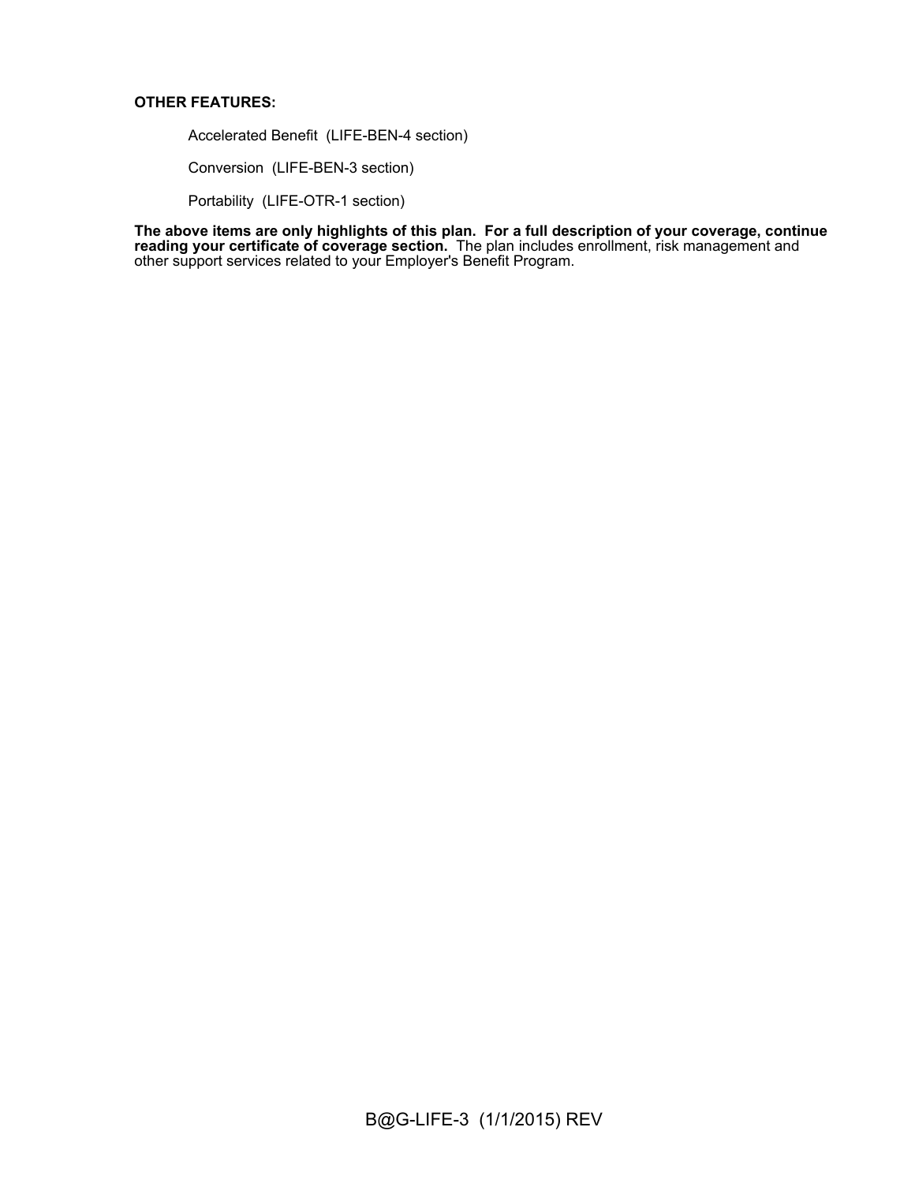**OTHER FEATURES:**

Accelerated Benefit (LIFE-BEN-4 section)

Conversion (LIFE-BEN-3 section)

Portability (LIFE-OTR-1 section)

**The above items are only highlights of this plan. For a full description of your coverage, continue reading your certificate of coverage section.** The plan includes enrollment, risk management and other support services related to your Employer's Benefit Program.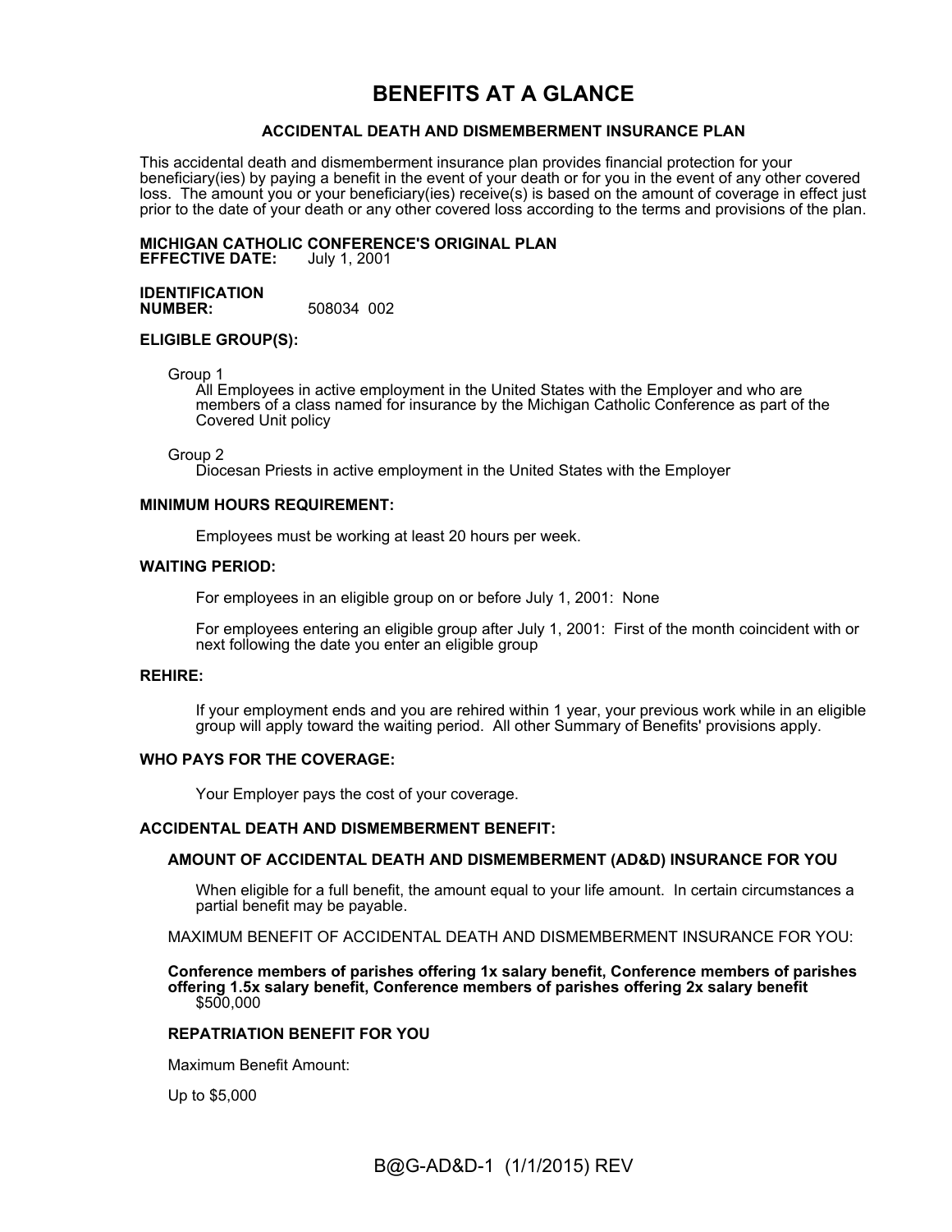# BENEFITS AT A GLANCE

## ACCIDENTAL DEATH AND DISMEMBERMENT INSURANCE PLAN

This accidental death and dismemberment insurance plan provides financial protection for your beneficiary(ies) by paying a benefit in the event of your death or for you in the event of any other covered loss. The amount you or your beneficiary(ies) receive(s) is based on the amount of coverage in effect just prior to the date of your death or any other covered loss according to the terms and provisions of the plan.

**MICHIGAN CATHOLIC CONFERENCE'S ORIGINAL PLAN**
**EFFECTIVE DATE:** July 1, 2001

**IDENTIFICATION NUMBER:** 508034 002

**ELIGIBLE GROUP(S):**

Group 1
All Employees in active employment in the United States with the Employer and who are members of a class named for insurance by the Michigan Catholic Conference as part of the Covered Unit policy

Group 2
Diocesan Priests in active employment in the United States with the Employer

**MINIMUM HOURS REQUIREMENT:**

Employees must be working at least 20 hours per week.

**WAITING PERIOD:**

For employees in an eligible group on or before July 1, 2001: None

For employees entering an eligible group after July 1, 2001: First of the month coincident with or next following the date you enter an eligible group

**REHIRE:**

If your employment ends and you are rehired within 1 year, your previous work while in an eligible group will apply toward the waiting period. All other Summary of Benefits' provisions apply.

**WHO PAYS FOR THE COVERAGE:**

Your Employer pays the cost of your coverage.

**ACCIDENTAL DEATH AND DISMEMBERMENT BENEFIT:**

**AMOUNT OF ACCIDENTAL DEATH AND DISMEMBERMENT (AD&D) INSURANCE FOR YOU**

When eligible for a full benefit, the amount equal to your life amount. In certain circumstances a partial benefit may be payable.

MAXIMUM BENEFIT OF ACCIDENTAL DEATH AND DISMEMBERMENT INSURANCE FOR YOU:

**Conference members of parishes offering 1x salary benefit, Conference members of parishes offering 1.5x salary benefit, Conference members of parishes offering 2x salary benefit**
$500,000

**REPATRIATION BENEFIT FOR YOU**

Maximum Benefit Amount:

Up to $5,000

B@G-AD&D-1 (1/1/2015) REV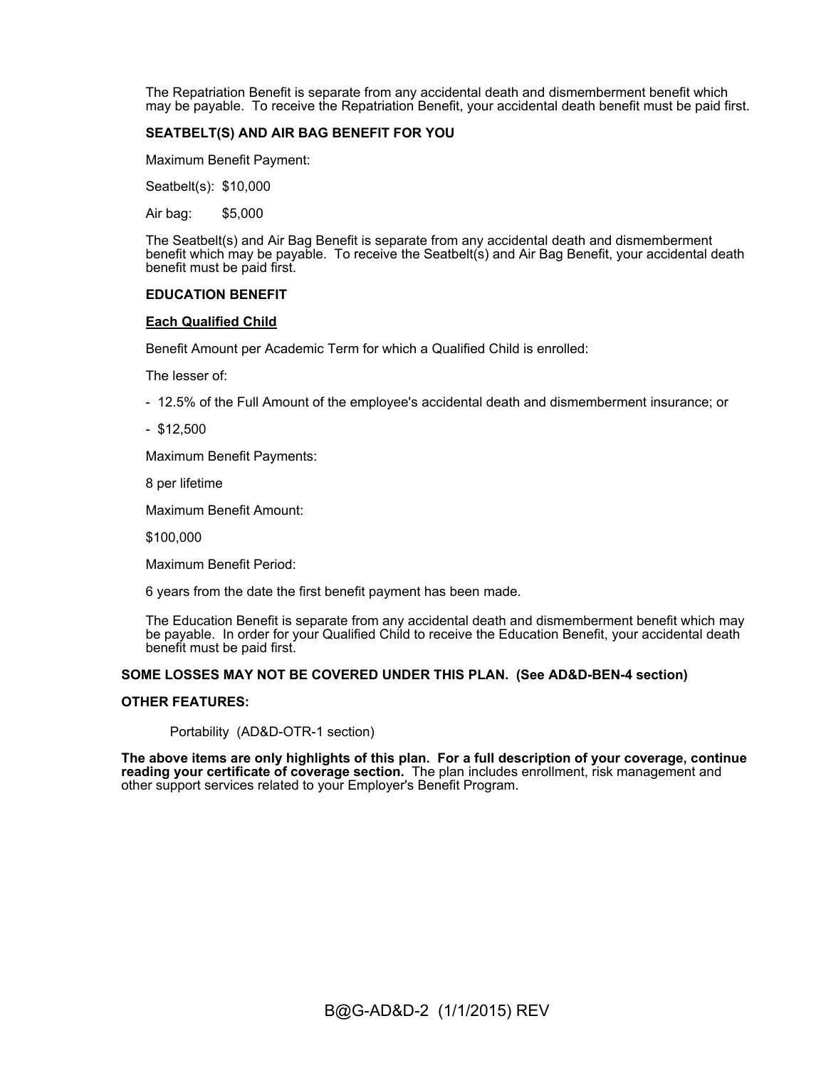The Repatriation Benefit is separate from any accidental death and dismemberment benefit which may be payable. To receive the Repatriation Benefit, your accidental death benefit must be paid first.

**SEATBELT(S) AND AIR BAG BENEFIT FOR YOU**

Maximum Benefit Payment:

Seatbelt(s): $10,000

Air bag: $5,000

The Seatbelt(s) and Air Bag Benefit is separate from any accidental death and dismemberment benefit which may be payable. To receive the Seatbelt(s) and Air Bag Benefit, your accidental death benefit must be paid first.

**EDUCATION BENEFIT**

**Each Qualified Child**

Benefit Amount per Academic Term for which a Qualified Child is enrolled:

The lesser of:

- 12.5% of the Full Amount of the employee's accidental death and dismemberment insurance; or
- $12,500

Maximum Benefit Payments:

8 per lifetime

Maximum Benefit Amount:

$100,000

Maximum Benefit Period:

6 years from the date the first benefit payment has been made.

The Education Benefit is separate from any accidental death and dismemberment benefit which may be payable. In order for your Qualified Child to receive the Education Benefit, your accidental death benefit must be paid first.

**SOME LOSSES MAY NOT BE COVERED UNDER THIS PLAN. (See AD&D-BEN-4 section)**

**OTHER FEATURES:**

Portability (AD&D-OTR-1 section)

**The above items are only highlights of this plan. For a full description of your coverage, continue reading your certificate of coverage section.** The plan includes enrollment, risk management and other support services related to your Employer's Benefit Program.

B@G-AD&D-2 (1/1/2015) REV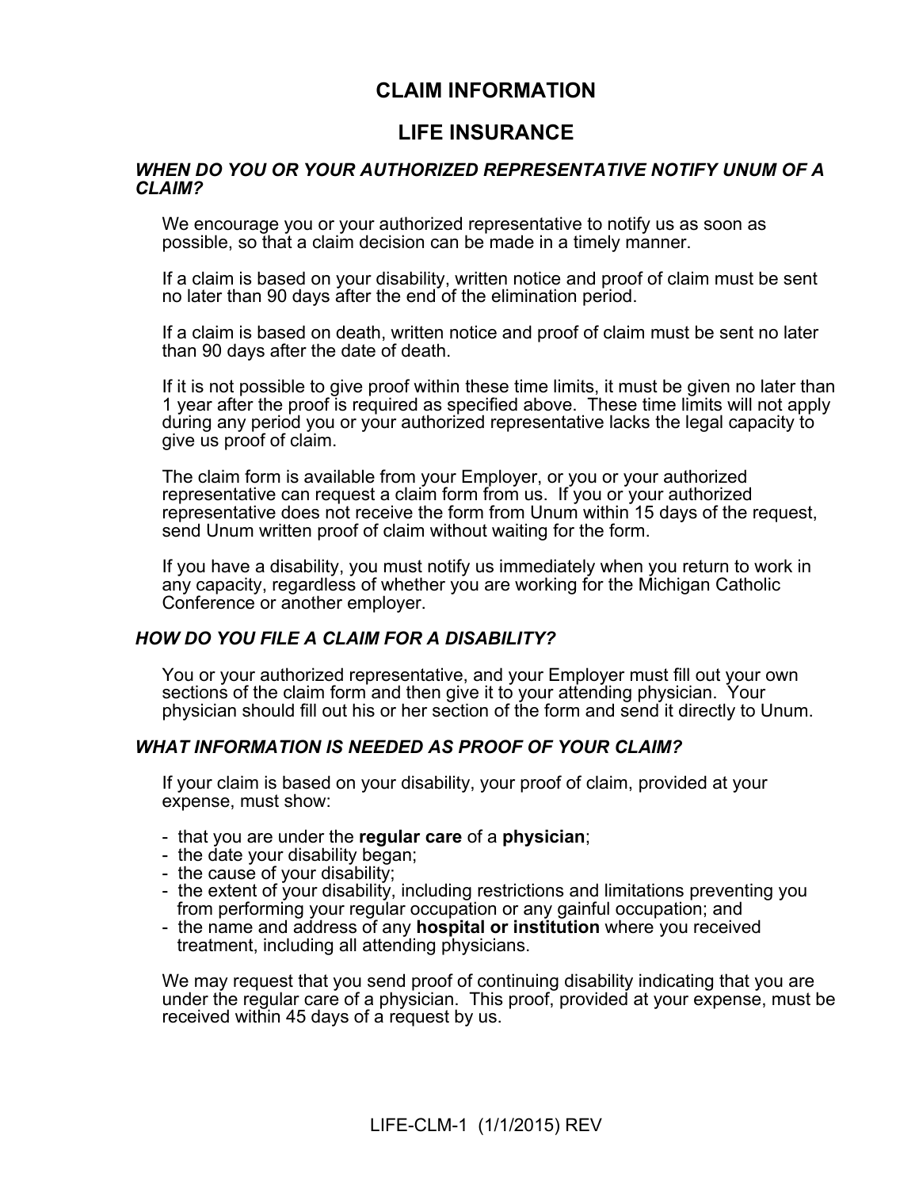# CLAIM INFORMATION

# LIFE INSURANCE

### *WHEN DO YOU OR YOUR AUTHORIZED REPRESENTATIVE NOTIFY UNUM OF A CLAIM?*

We encourage you or your authorized representative to notify us as soon as possible, so that a claim decision can be made in a timely manner.

If a claim is based on your disability, written notice and proof of claim must be sent no later than 90 days after the end of the elimination period.

If a claim is based on death, written notice and proof of claim must be sent no later than 90 days after the date of death.

If it is not possible to give proof within these time limits, it must be given no later than 1 year after the proof is required as specified above. These time limits will not apply during any period you or your authorized representative lacks the legal capacity to give us proof of claim.

The claim form is available from your Employer, or you or your authorized representative can request a claim form from us. If you or your authorized representative does not receive the form from Unum within 15 days of the request, send Unum written proof of claim without waiting for the form.

If you have a disability, you must notify us immediately when you return to work in any capacity, regardless of whether you are working for the Michigan Catholic Conference or another employer.

### *HOW DO YOU FILE A CLAIM FOR A DISABILITY?*

You or your authorized representative, and your Employer must fill out your own sections of the claim form and then give it to your attending physician. Your physician should fill out his or her section of the form and send it directly to Unum.

### *WHAT INFORMATION IS NEEDED AS PROOF OF YOUR CLAIM?*

If your claim is based on your disability, your proof of claim, provided at your expense, must show:

- that you are under the **regular care** of a **physician**;
- the date your disability began;
- the cause of your disability;
- the extent of your disability, including restrictions and limitations preventing you from performing your regular occupation or any gainful occupation; and
- the name and address of any **hospital or institution** where you received treatment, including all attending physicians.

We may request that you send proof of continuing disability indicating that you are under the regular care of a physician. This proof, provided at your expense, must be received within 45 days of a request by us.

LIFE-CLM-1 (1/1/2015) REV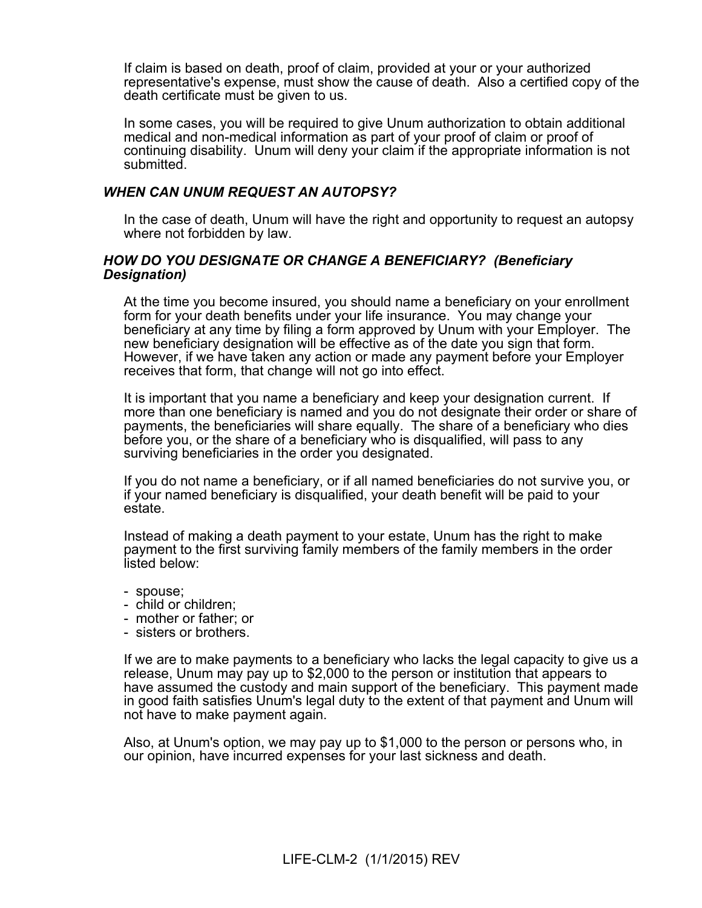If claim is based on death, proof of claim, provided at your or your authorized representative's expense, must show the cause of death. Also a certified copy of the death certificate must be given to us.

In some cases, you will be required to give Unum authorization to obtain additional medical and non-medical information as part of your proof of claim or proof of continuing disability. Unum will deny your claim if the appropriate information is not submitted.

### *WHEN CAN UNUM REQUEST AN AUTOPSY?*

In the case of death, Unum will have the right and opportunity to request an autopsy where not forbidden by law.

### *HOW DO YOU DESIGNATE OR CHANGE A BENEFICIARY? (Beneficiary Designation)*

At the time you become insured, you should name a beneficiary on your enrollment form for your death benefits under your life insurance. You may change your beneficiary at any time by filing a form approved by Unum with your Employer. The new beneficiary designation will be effective as of the date you sign that form. However, if we have taken any action or made any payment before your Employer receives that form, that change will not go into effect.

It is important that you name a beneficiary and keep your designation current. If more than one beneficiary is named and you do not designate their order or share of payments, the beneficiaries will share equally. The share of a beneficiary who dies before you, or the share of a beneficiary who is disqualified, will pass to any surviving beneficiaries in the order you designated.

If you do not name a beneficiary, or if all named beneficiaries do not survive you, or if your named beneficiary is disqualified, your death benefit will be paid to your estate.

Instead of making a death payment to your estate, Unum has the right to make payment to the first surviving family members of the family members in the order listed below:

- spouse;
- child or children;
- mother or father; or
- sisters or brothers.

If we are to make payments to a beneficiary who lacks the legal capacity to give us a release, Unum may pay up to $2,000 to the person or institution that appears to have assumed the custody and main support of the beneficiary. This payment made in good faith satisfies Unum's legal duty to the extent of that payment and Unum will not have to make payment again.

Also, at Unum's option, we may pay up to $1,000 to the person or persons who, in our opinion, have incurred expenses for your last sickness and death.

LIFE-CLM-2 (1/1/2015) REV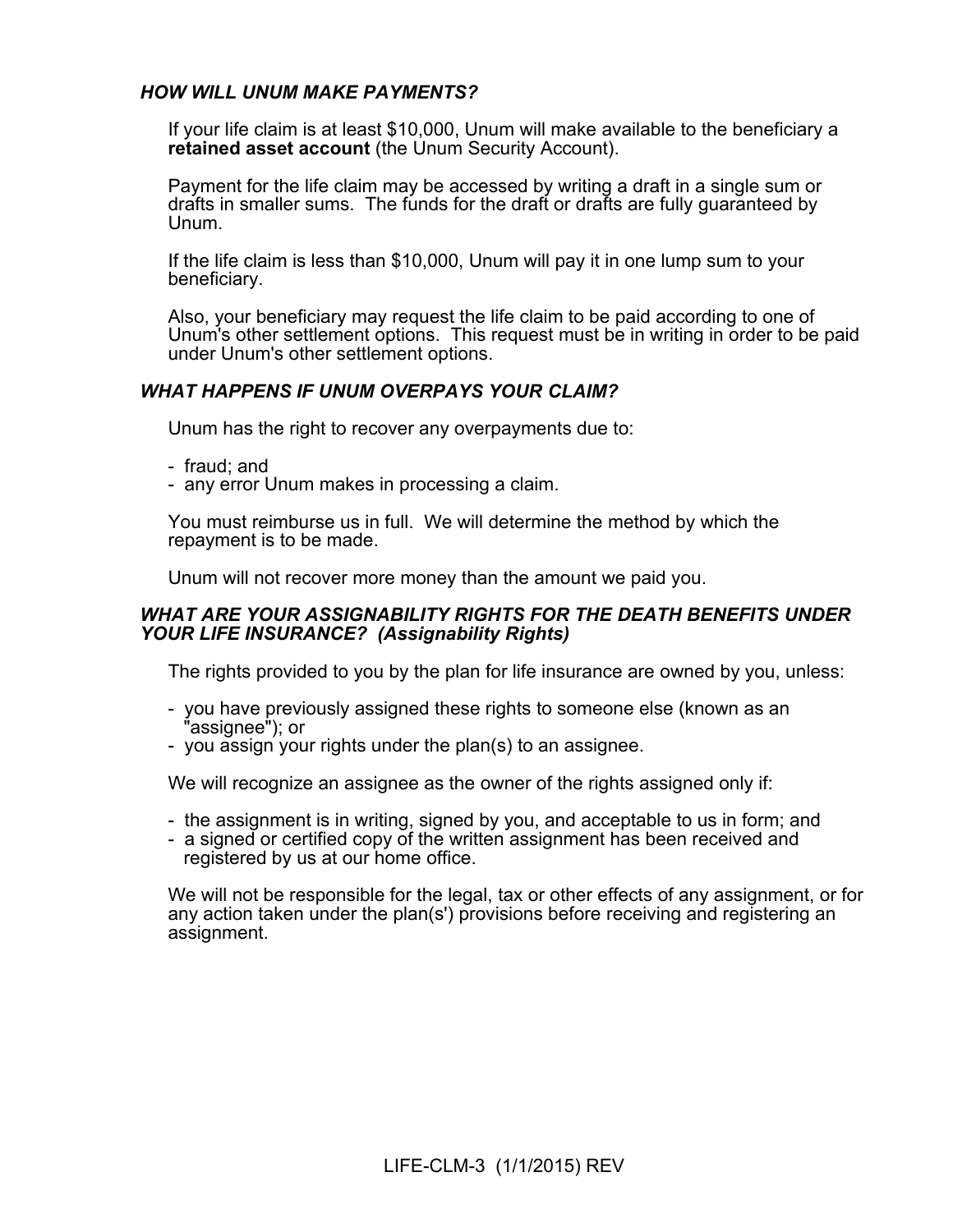### *HOW WILL UNUM MAKE PAYMENTS?*

If your life claim is at least $10,000, Unum will make available to the beneficiary a **retained asset account** (the Unum Security Account).

Payment for the life claim may be accessed by writing a draft in a single sum or drafts in smaller sums. The funds for the draft or drafts are fully guaranteed by Unum.

If the life claim is less than $10,000, Unum will pay it in one lump sum to your beneficiary.

Also, your beneficiary may request the life claim to be paid according to one of Unum's other settlement options. This request must be in writing in order to be paid under Unum's other settlement options.

### *WHAT HAPPENS IF UNUM OVERPAYS YOUR CLAIM?*

Unum has the right to recover any overpayments due to:

- fraud; and
- any error Unum makes in processing a claim.

You must reimburse us in full. We will determine the method by which the repayment is to be made.

Unum will not recover more money than the amount we paid you.

### *WHAT ARE YOUR ASSIGNABILITY RIGHTS FOR THE DEATH BENEFITS UNDER YOUR LIFE INSURANCE? (Assignability Rights)*

The rights provided to you by the plan for life insurance are owned by you, unless:

- you have previously assigned these rights to someone else (known as an "assignee"); or
- you assign your rights under the plan(s) to an assignee.

We will recognize an assignee as the owner of the rights assigned only if:

- the assignment is in writing, signed by you, and acceptable to us in form; and
- a signed or certified copy of the written assignment has been received and registered by us at our home office.

We will not be responsible for the legal, tax or other effects of any assignment, or for any action taken under the plan(s') provisions before receiving and registering an assignment.

LIFE-CLM-3 (1/1/2015) REV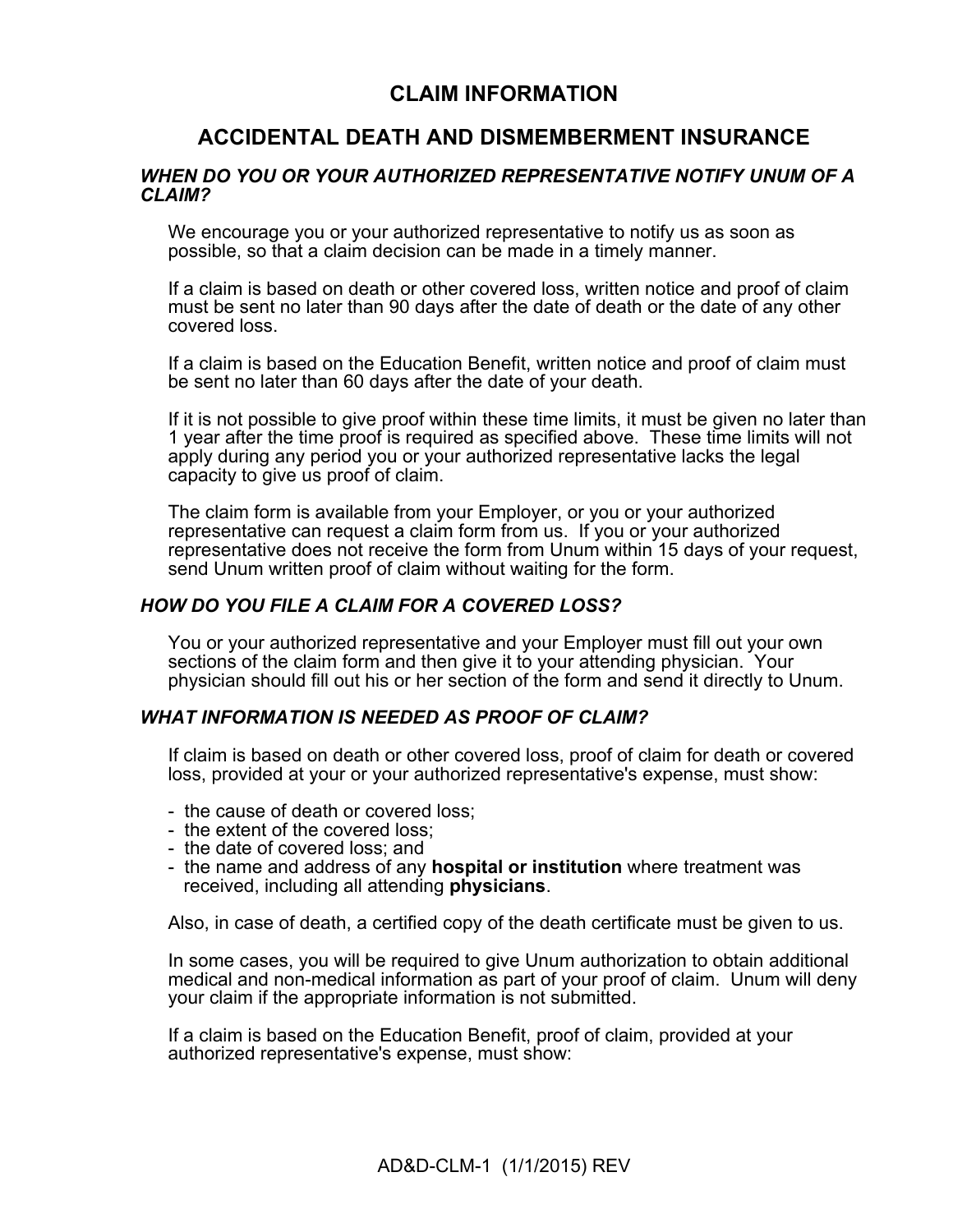# CLAIM INFORMATION

## ACCIDENTAL DEATH AND DISMEMBERMENT INSURANCE

### *WHEN DO YOU OR YOUR AUTHORIZED REPRESENTATIVE NOTIFY UNUM OF A CLAIM?*

We encourage you or your authorized representative to notify us as soon as possible, so that a claim decision can be made in a timely manner.

If a claim is based on death or other covered loss, written notice and proof of claim must be sent no later than 90 days after the date of death or the date of any other covered loss.

If a claim is based on the Education Benefit, written notice and proof of claim must be sent no later than 60 days after the date of your death.

If it is not possible to give proof within these time limits, it must be given no later than 1 year after the time proof is required as specified above. These time limits will not apply during any period you or your authorized representative lacks the legal capacity to give us proof of claim.

The claim form is available from your Employer, or you or your authorized representative can request a claim form from us. If you or your authorized representative does not receive the form from Unum within 15 days of your request, send Unum written proof of claim without waiting for the form.

### *HOW DO YOU FILE A CLAIM FOR A COVERED LOSS?*

You or your authorized representative and your Employer must fill out your own sections of the claim form and then give it to your attending physician. Your physician should fill out his or her section of the form and send it directly to Unum.

### *WHAT INFORMATION IS NEEDED AS PROOF OF CLAIM?*

If claim is based on death or other covered loss, proof of claim for death or covered loss, provided at your or your authorized representative's expense, must show:

- the cause of death or covered loss;
- the extent of the covered loss;
- the date of covered loss; and
- the name and address of any **hospital or institution** where treatment was received, including all attending **physicians**.

Also, in case of death, a certified copy of the death certificate must be given to us.

In some cases, you will be required to give Unum authorization to obtain additional medical and non-medical information as part of your proof of claim. Unum will deny your claim if the appropriate information is not submitted.

If a claim is based on the Education Benefit, proof of claim, provided at your authorized representative's expense, must show:

AD&D-CLM-1 (1/1/2015) REV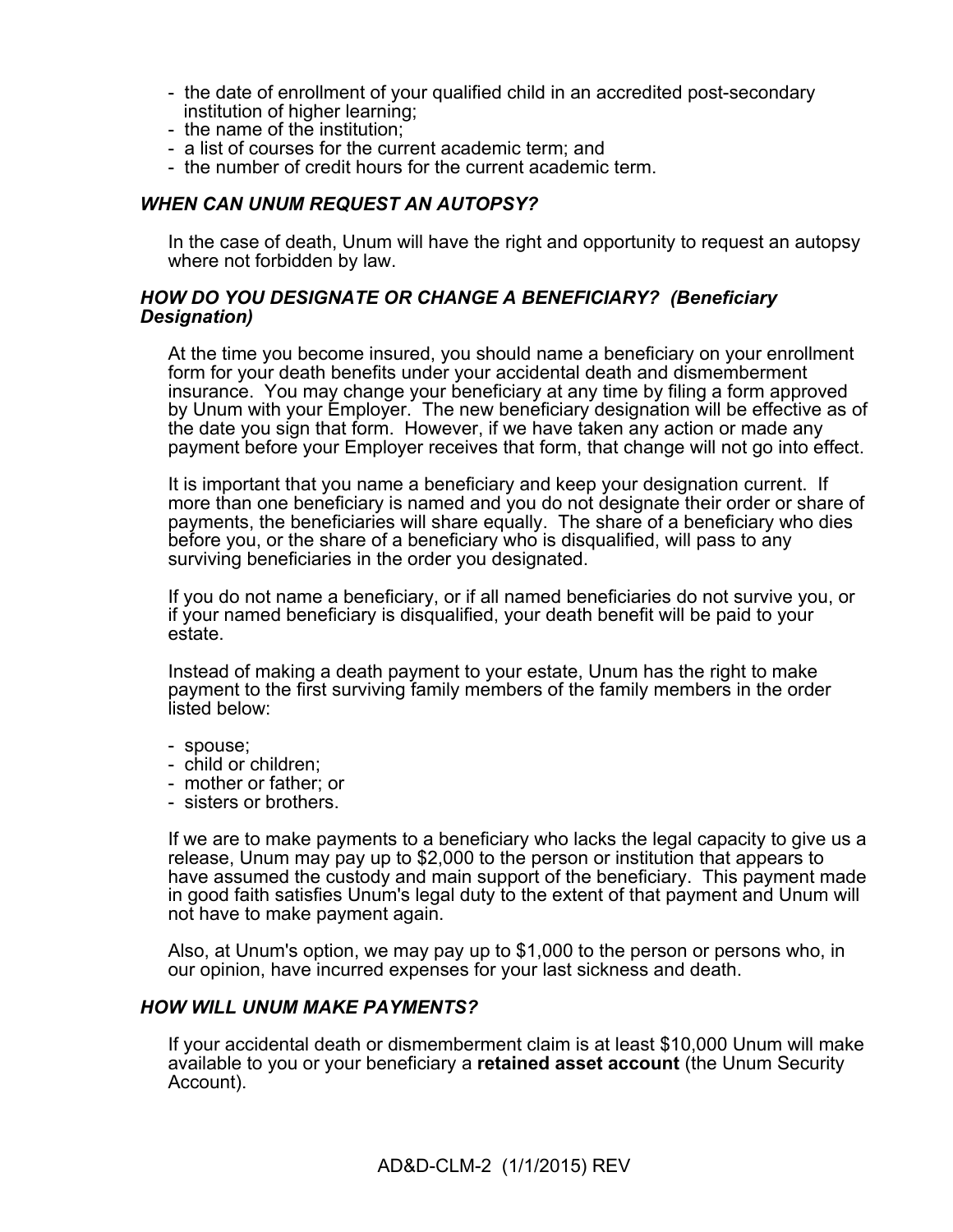- the date of enrollment of your qualified child in an accredited post-secondary institution of higher learning;
- the name of the institution;
- a list of courses for the current academic term; and
- the number of credit hours for the current academic term.

### *WHEN CAN UNUM REQUEST AN AUTOPSY?*

In the case of death, Unum will have the right and opportunity to request an autopsy where not forbidden by law.

### *HOW DO YOU DESIGNATE OR CHANGE A BENEFICIARY? (Beneficiary Designation)*

At the time you become insured, you should name a beneficiary on your enrollment form for your death benefits under your accidental death and dismemberment insurance. You may change your beneficiary at any time by filing a form approved by Unum with your Employer. The new beneficiary designation will be effective as of the date you sign that form. However, if we have taken any action or made any payment before your Employer receives that form, that change will not go into effect.

It is important that you name a beneficiary and keep your designation current. If more than one beneficiary is named and you do not designate their order or share of payments, the beneficiaries will share equally. The share of a beneficiary who dies before you, or the share of a beneficiary who is disqualified, will pass to any surviving beneficiaries in the order you designated.

If you do not name a beneficiary, or if all named beneficiaries do not survive you, or if your named beneficiary is disqualified, your death benefit will be paid to your estate.

Instead of making a death payment to your estate, Unum has the right to make payment to the first surviving family members of the family members in the order listed below:

- spouse;
- child or children;
- mother or father; or
- sisters or brothers.

If we are to make payments to a beneficiary who lacks the legal capacity to give us a release, Unum may pay up to $2,000 to the person or institution that appears to have assumed the custody and main support of the beneficiary. This payment made in good faith satisfies Unum's legal duty to the extent of that payment and Unum will not have to make payment again.

Also, at Unum's option, we may pay up to $1,000 to the person or persons who, in our opinion, have incurred expenses for your last sickness and death.

### *HOW WILL UNUM MAKE PAYMENTS?*

If your accidental death or dismemberment claim is at least $10,000 Unum will make available to you or your beneficiary a **retained asset account** (the Unum Security Account).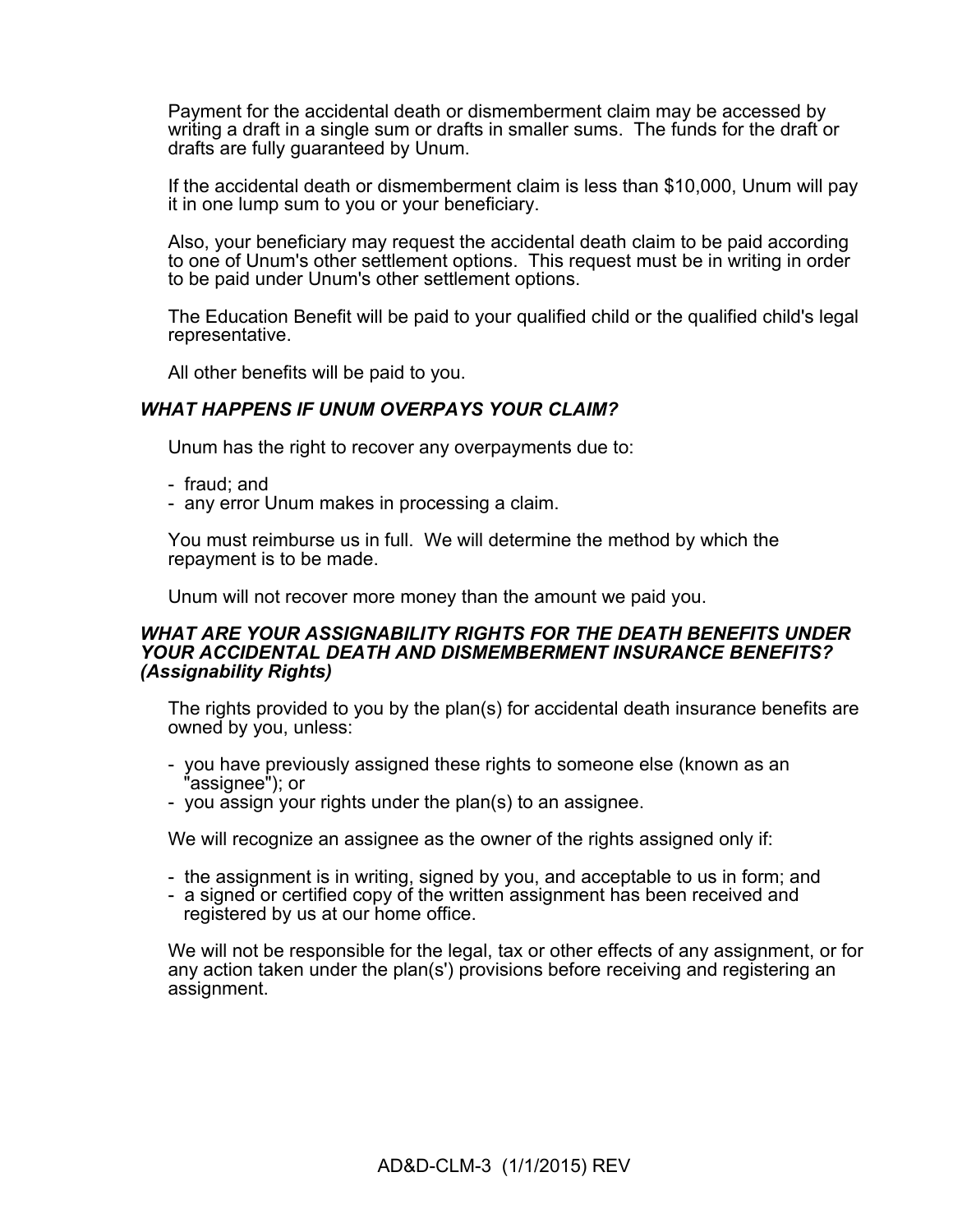Payment for the accidental death or dismemberment claim may be accessed by writing a draft in a single sum or drafts in smaller sums. The funds for the draft or drafts are fully guaranteed by Unum.

If the accidental death or dismemberment claim is less than $10,000, Unum will pay it in one lump sum to you or your beneficiary.

Also, your beneficiary may request the accidental death claim to be paid according to one of Unum's other settlement options. This request must be in writing in order to be paid under Unum's other settlement options.

The Education Benefit will be paid to your qualified child or the qualified child's legal representative.

All other benefits will be paid to you.

### *WHAT HAPPENS IF UNUM OVERPAYS YOUR CLAIM?*

Unum has the right to recover any overpayments due to:

- fraud; and
- any error Unum makes in processing a claim.

You must reimburse us in full. We will determine the method by which the repayment is to be made.

Unum will not recover more money than the amount we paid you.

### *WHAT ARE YOUR ASSIGNABILITY RIGHTS FOR THE DEATH BENEFITS UNDER YOUR ACCIDENTAL DEATH AND DISMEMBERMENT INSURANCE BENEFITS? (Assignability Rights)*

The rights provided to you by the plan(s) for accidental death insurance benefits are owned by you, unless:

- you have previously assigned these rights to someone else (known as an "assignee"); or
- you assign your rights under the plan(s) to an assignee.

We will recognize an assignee as the owner of the rights assigned only if:

- the assignment is in writing, signed by you, and acceptable to us in form; and
- a signed or certified copy of the written assignment has been received and registered by us at our home office.

We will not be responsible for the legal, tax or other effects of any assignment, or for any action taken under the plan(s') provisions before receiving and registering an assignment.

AD&D-CLM-3 (1/1/2015) REV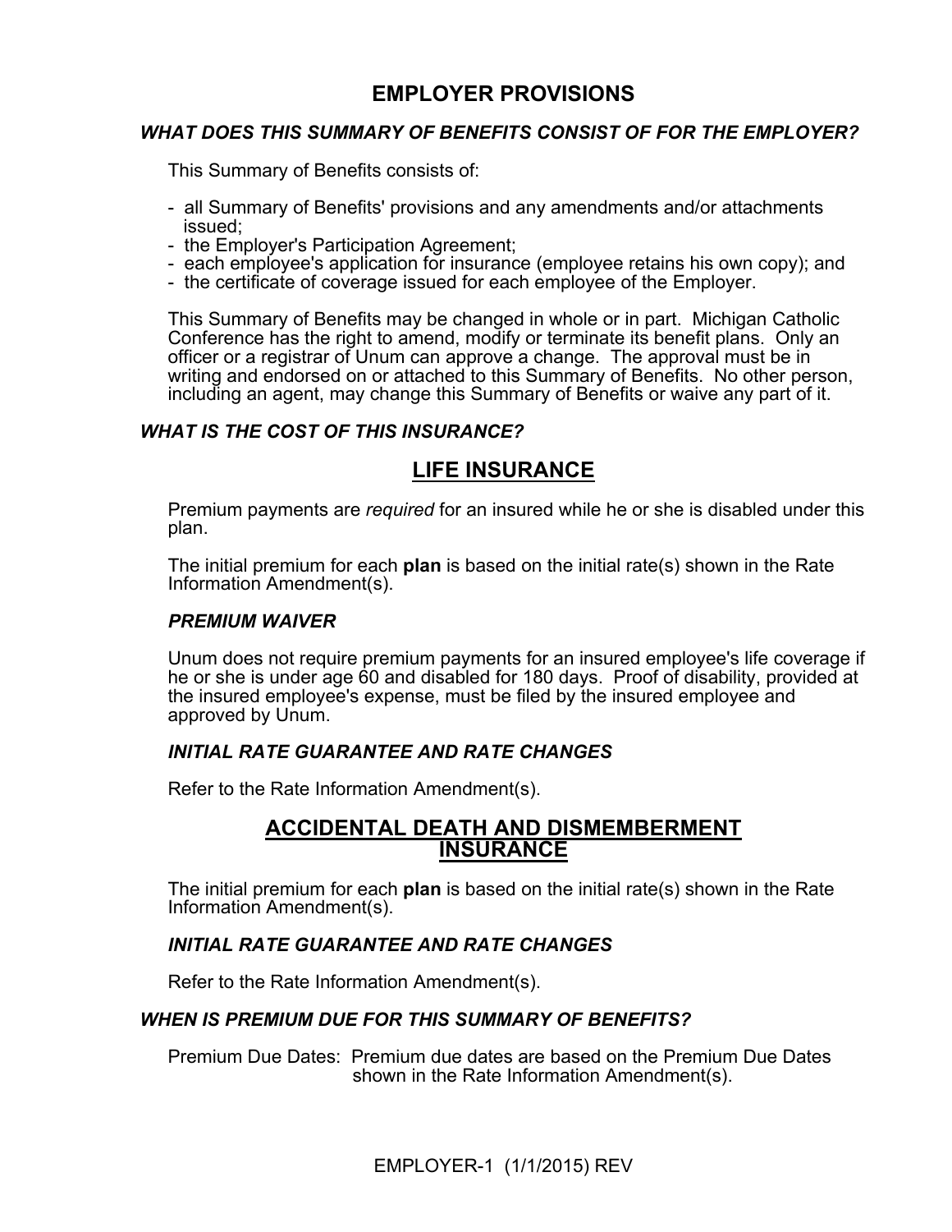# EMPLOYER PROVISIONS

### *WHAT DOES THIS SUMMARY OF BENEFITS CONSIST OF FOR THE EMPLOYER?*

This Summary of Benefits consists of:

- all Summary of Benefits' provisions and any amendments and/or attachments issued;
- the Employer's Participation Agreement;
- each employee's application for insurance (employee retains his own copy); and
- the certificate of coverage issued for each employee of the Employer.

This Summary of Benefits may be changed in whole or in part. Michigan Catholic Conference has the right to amend, modify or terminate its benefit plans. Only an officer or a registrar of Unum can approve a change. The approval must be in writing and endorsed on or attached to this Summary of Benefits. No other person, including an agent, may change this Summary of Benefits or waive any part of it.

### *WHAT IS THE COST OF THIS INSURANCE?*

## LIFE INSURANCE

Premium payments are *required* for an insured while he or she is disabled under this plan.

The initial premium for each **plan** is based on the initial rate(s) shown in the Rate Information Amendment(s).

#### *PREMIUM WAIVER*

Unum does not require premium payments for an insured employee's life coverage if he or she is under age 60 and disabled for 180 days. Proof of disability, provided at the insured employee's expense, must be filed by the insured employee and approved by Unum.

#### *INITIAL RATE GUARANTEE AND RATE CHANGES*

Refer to the Rate Information Amendment(s).

## ACCIDENTAL DEATH AND DISMEMBERMENT INSURANCE

The initial premium for each **plan** is based on the initial rate(s) shown in the Rate Information Amendment(s).

#### *INITIAL RATE GUARANTEE AND RATE CHANGES*

Refer to the Rate Information Amendment(s).

### *WHEN IS PREMIUM DUE FOR THIS SUMMARY OF BENEFITS?*

Premium Due Dates: Premium due dates are based on the Premium Due Dates shown in the Rate Information Amendment(s).

EMPLOYER-1 (1/1/2015) REV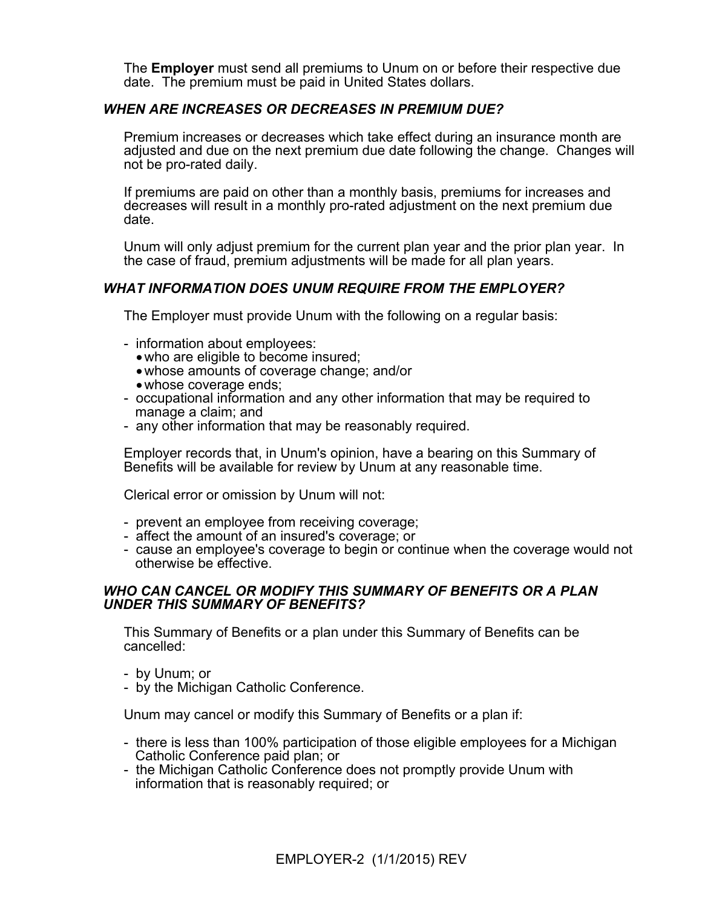The **Employer** must send all premiums to Unum on or before their respective due date. The premium must be paid in United States dollars.

### *WHEN ARE INCREASES OR DECREASES IN PREMIUM DUE?*

Premium increases or decreases which take effect during an insurance month are adjusted and due on the next premium due date following the change. Changes will not be pro-rated daily.

If premiums are paid on other than a monthly basis, premiums for increases and decreases will result in a monthly pro-rated adjustment on the next premium due date.

Unum will only adjust premium for the current plan year and the prior plan year. In the case of fraud, premium adjustments will be made for all plan years.

### *WHAT INFORMATION DOES UNUM REQUIRE FROM THE EMPLOYER?*

The Employer must provide Unum with the following on a regular basis:

- information about employees:
  - who are eligible to become insured;
  - whose amounts of coverage change; and/or
  - whose coverage ends;
- occupational information and any other information that may be required to manage a claim; and
- any other information that may be reasonably required.

Employer records that, in Unum's opinion, have a bearing on this Summary of Benefits will be available for review by Unum at any reasonable time.

Clerical error or omission by Unum will not:

- prevent an employee from receiving coverage;
- affect the amount of an insured's coverage; or
- cause an employee's coverage to begin or continue when the coverage would not otherwise be effective.

### *WHO CAN CANCEL OR MODIFY THIS SUMMARY OF BENEFITS OR A PLAN UNDER THIS SUMMARY OF BENEFITS?*

This Summary of Benefits or a plan under this Summary of Benefits can be cancelled:

- by Unum; or
- by the Michigan Catholic Conference.

Unum may cancel or modify this Summary of Benefits or a plan if:

- there is less than 100% participation of those eligible employees for a Michigan Catholic Conference paid plan; or
- the Michigan Catholic Conference does not promptly provide Unum with information that is reasonably required; or

EMPLOYER-2 (1/1/2015) REV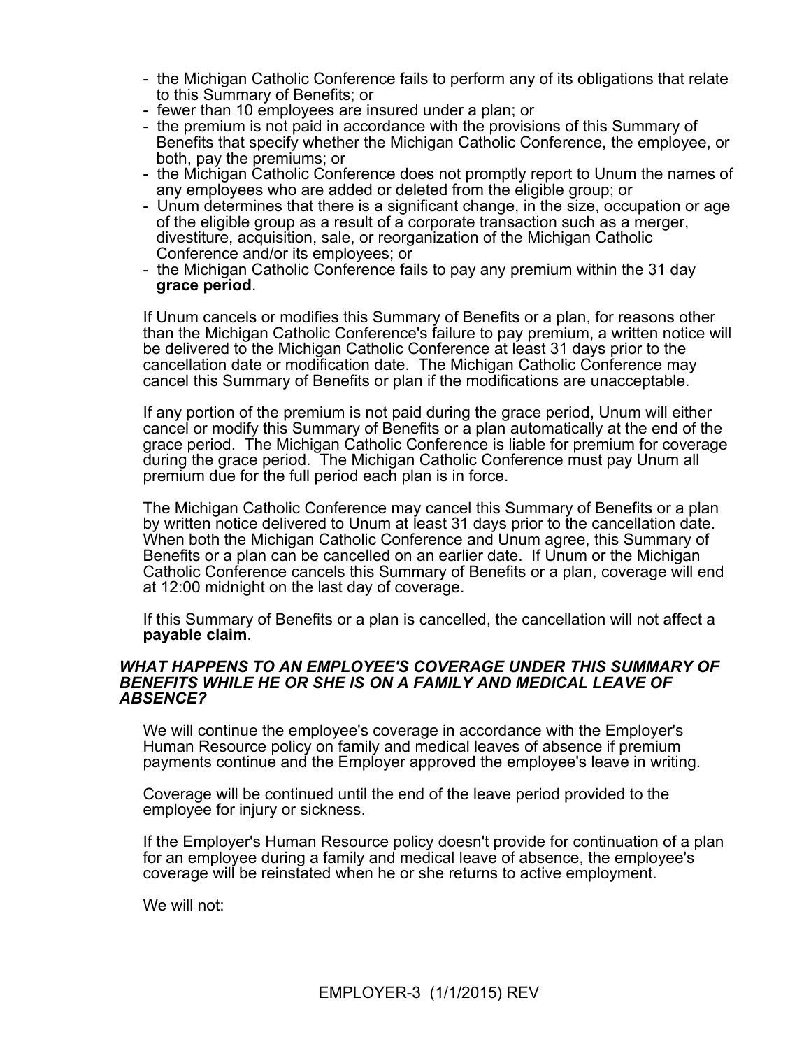- the Michigan Catholic Conference fails to perform any of its obligations that relate to this Summary of Benefits; or
- fewer than 10 employees are insured under a plan; or
- the premium is not paid in accordance with the provisions of this Summary of Benefits that specify whether the Michigan Catholic Conference, the employee, or both, pay the premiums; or
- the Michigan Catholic Conference does not promptly report to Unum the names of any employees who are added or deleted from the eligible group; or
- Unum determines that there is a significant change, in the size, occupation or age of the eligible group as a result of a corporate transaction such as a merger, divestiture, acquisition, sale, or reorganization of the Michigan Catholic Conference and/or its employees; or
- the Michigan Catholic Conference fails to pay any premium within the 31 day **grace period**.

If Unum cancels or modifies this Summary of Benefits or a plan, for reasons other than the Michigan Catholic Conference's failure to pay premium, a written notice will be delivered to the Michigan Catholic Conference at least 31 days prior to the cancellation date or modification date. The Michigan Catholic Conference may cancel this Summary of Benefits or plan if the modifications are unacceptable.

If any portion of the premium is not paid during the grace period, Unum will either cancel or modify this Summary of Benefits or a plan automatically at the end of the grace period. The Michigan Catholic Conference is liable for premium for coverage during the grace period. The Michigan Catholic Conference must pay Unum all premium due for the full period each plan is in force.

The Michigan Catholic Conference may cancel this Summary of Benefits or a plan by written notice delivered to Unum at least 31 days prior to the cancellation date. When both the Michigan Catholic Conference and Unum agree, this Summary of Benefits or a plan can be cancelled on an earlier date. If Unum or the Michigan Catholic Conference cancels this Summary of Benefits or a plan, coverage will end at 12:00 midnight on the last day of coverage.

If this Summary of Benefits or a plan is cancelled, the cancellation will not affect a **payable claim**.

***WHAT HAPPENS TO AN EMPLOYEE'S COVERAGE UNDER THIS SUMMARY OF BENEFITS WHILE HE OR SHE IS ON A FAMILY AND MEDICAL LEAVE OF ABSENCE?***

We will continue the employee's coverage in accordance with the Employer's Human Resource policy on family and medical leaves of absence if premium payments continue and the Employer approved the employee's leave in writing.

Coverage will be continued until the end of the leave period provided to the employee for injury or sickness.

If the Employer's Human Resource policy doesn't provide for continuation of a plan for an employee during a family and medical leave of absence, the employee's coverage will be reinstated when he or she returns to active employment.

We will not:

EMPLOYER-3 (1/1/2015) REV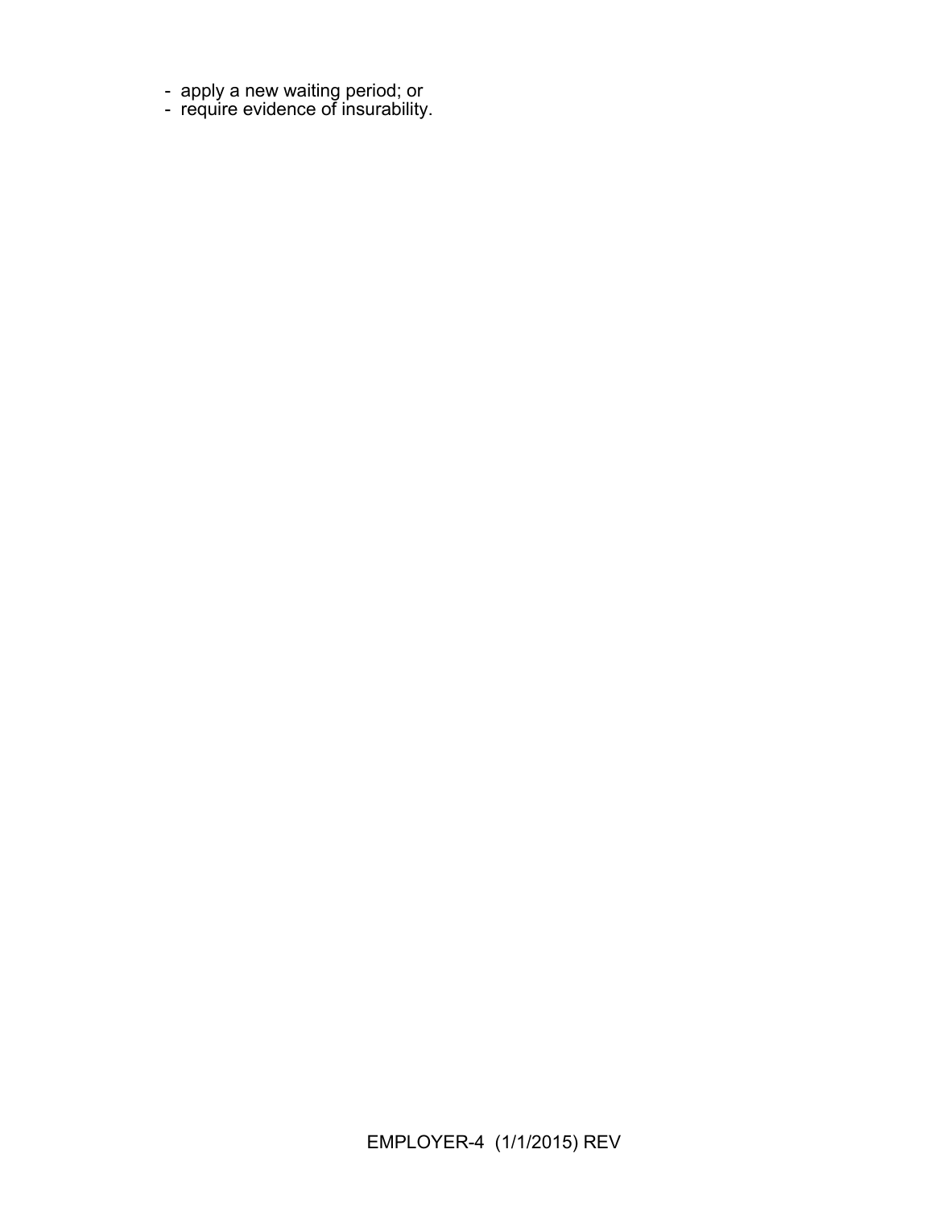- apply a new waiting period; or
- require evidence of insurability.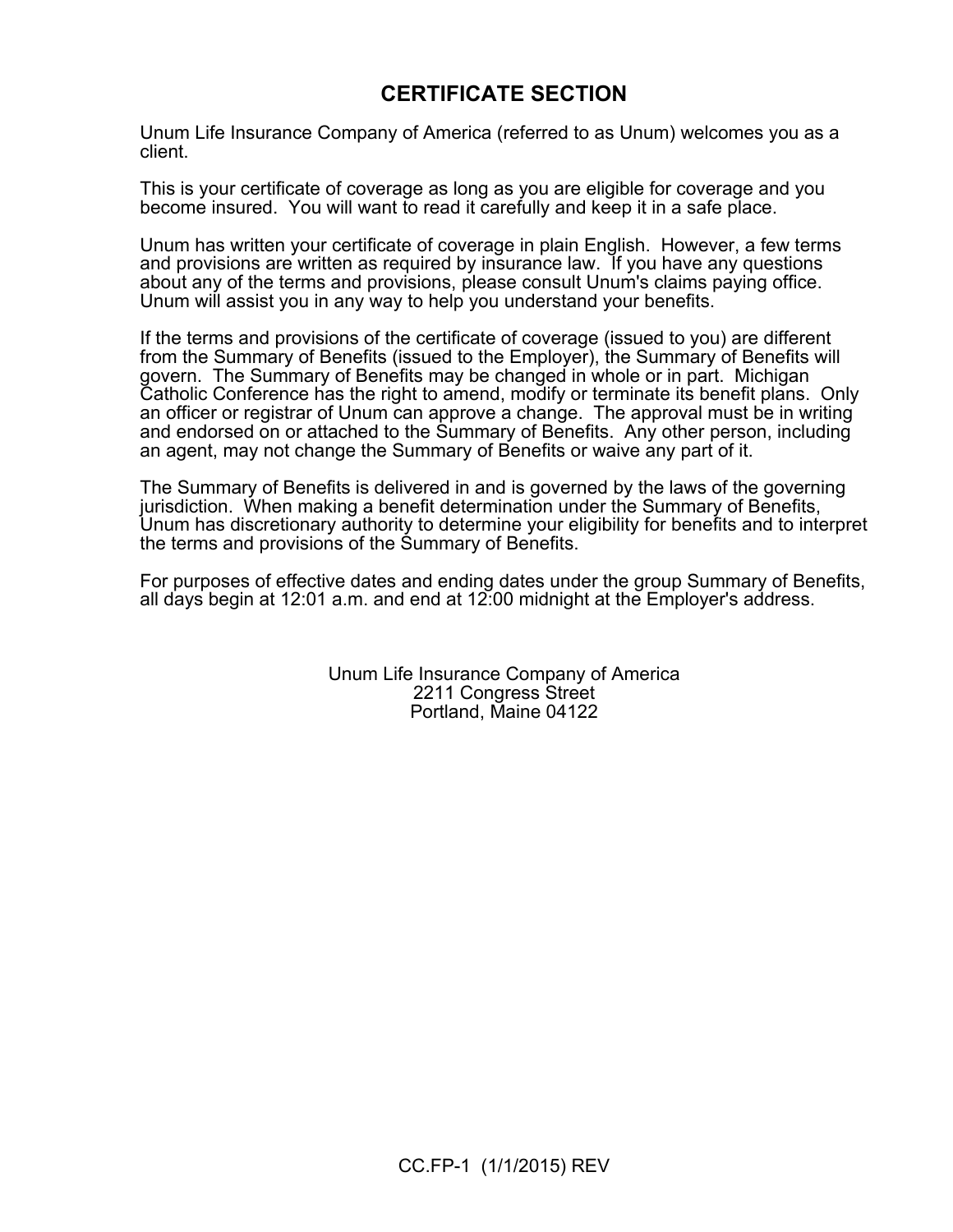# CERTIFICATE SECTION

Unum Life Insurance Company of America (referred to as Unum) welcomes you as a client.

This is your certificate of coverage as long as you are eligible for coverage and you become insured. You will want to read it carefully and keep it in a safe place.

Unum has written your certificate of coverage in plain English. However, a few terms and provisions are written as required by insurance law. If you have any questions about any of the terms and provisions, please consult Unum's claims paying office. Unum will assist you in any way to help you understand your benefits.

If the terms and provisions of the certificate of coverage (issued to you) are different from the Summary of Benefits (issued to the Employer), the Summary of Benefits will govern. The Summary of Benefits may be changed in whole or in part. Michigan Catholic Conference has the right to amend, modify or terminate its benefit plans. Only an officer or registrar of Unum can approve a change. The approval must be in writing and endorsed on or attached to the Summary of Benefits. Any other person, including an agent, may not change the Summary of Benefits or waive any part of it.

The Summary of Benefits is delivered in and is governed by the laws of the governing jurisdiction. When making a benefit determination under the Summary of Benefits, Unum has discretionary authority to determine your eligibility for benefits and to interpret the terms and provisions of the Summary of Benefits.

For purposes of effective dates and ending dates under the group Summary of Benefits, all days begin at 12:01 a.m. and end at 12:00 midnight at the Employer's address.

Unum Life Insurance Company of America
2211 Congress Street
Portland, Maine 04122

CC.FP-1 (1/1/2015) REV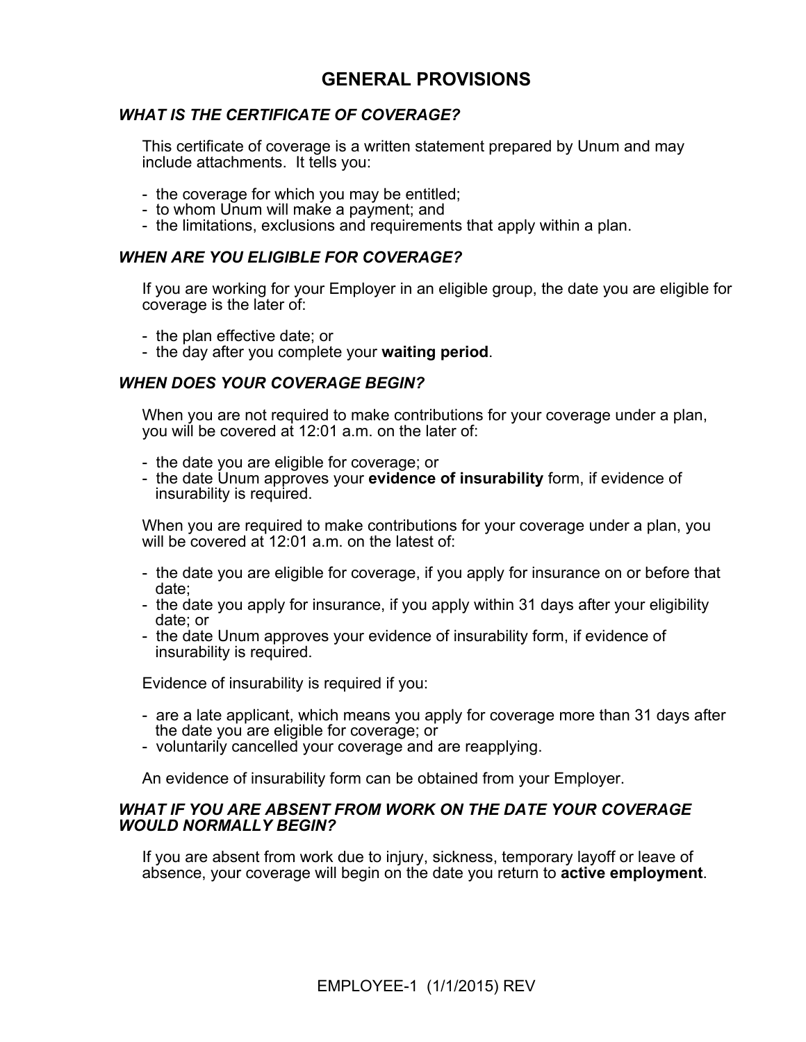# GENERAL PROVISIONS

### *WHAT IS THE CERTIFICATE OF COVERAGE?*

This certificate of coverage is a written statement prepared by Unum and may include attachments. It tells you:

- the coverage for which you may be entitled;
- to whom Unum will make a payment; and
- the limitations, exclusions and requirements that apply within a plan.

### *WHEN ARE YOU ELIGIBLE FOR COVERAGE?*

If you are working for your Employer in an eligible group, the date you are eligible for coverage is the later of:

- the plan effective date; or
- the day after you complete your **waiting period**.

### *WHEN DOES YOUR COVERAGE BEGIN?*

When you are not required to make contributions for your coverage under a plan, you will be covered at 12:01 a.m. on the later of:

- the date you are eligible for coverage; or
- the date Unum approves your **evidence of insurability** form, if evidence of insurability is required.

When you are required to make contributions for your coverage under a plan, you will be covered at 12:01 a.m. on the latest of:

- the date you are eligible for coverage, if you apply for insurance on or before that date;
- the date you apply for insurance, if you apply within 31 days after your eligibility date; or
- the date Unum approves your evidence of insurability form, if evidence of insurability is required.

Evidence of insurability is required if you:

- are a late applicant, which means you apply for coverage more than 31 days after the date you are eligible for coverage; or
- voluntarily cancelled your coverage and are reapplying.

An evidence of insurability form can be obtained from your Employer.

### *WHAT IF YOU ARE ABSENT FROM WORK ON THE DATE YOUR COVERAGE WOULD NORMALLY BEGIN?*

If you are absent from work due to injury, sickness, temporary layoff or leave of absence, your coverage will begin on the date you return to **active employment**.

EMPLOYEE-1 (1/1/2015) REV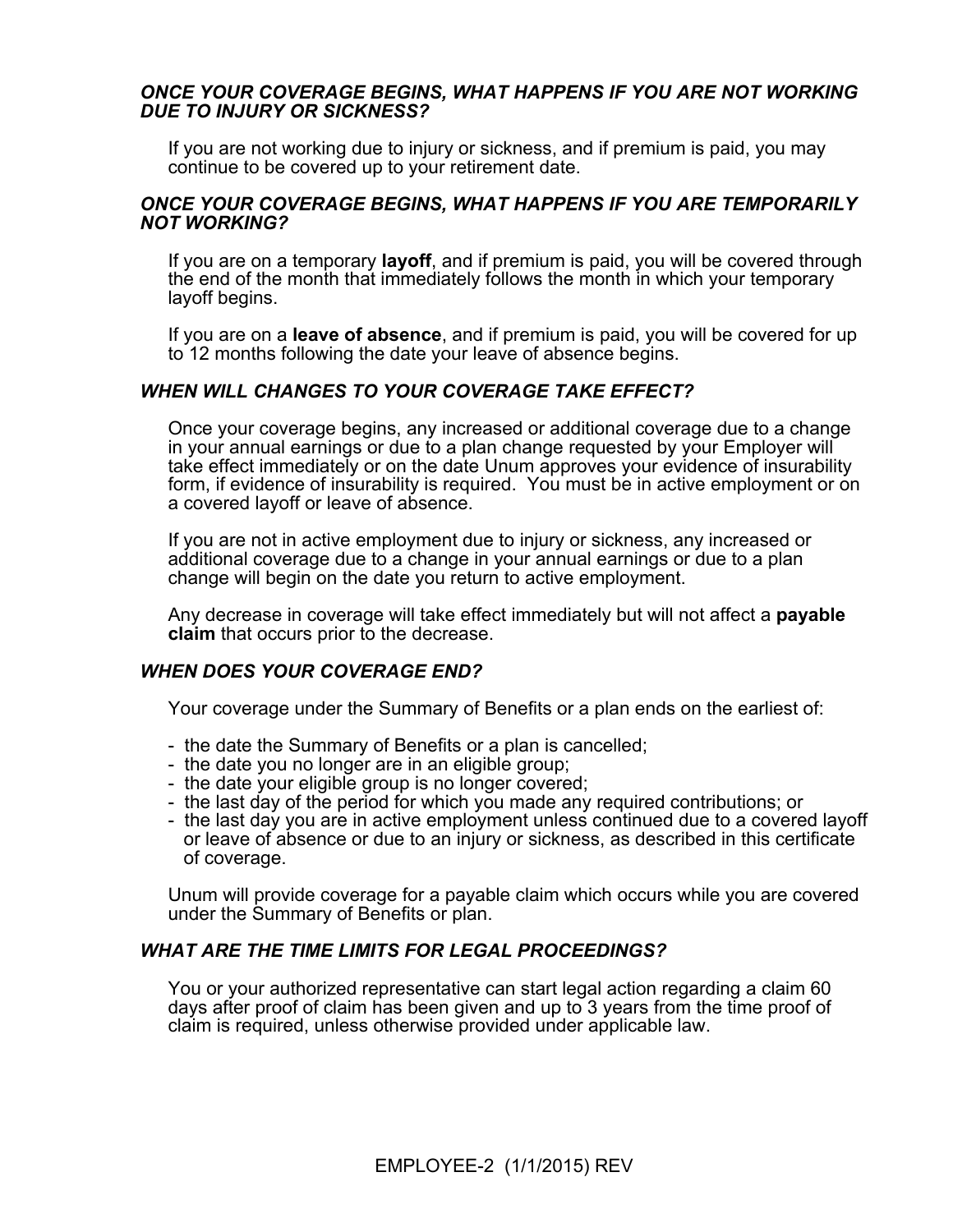### *ONCE YOUR COVERAGE BEGINS, WHAT HAPPENS IF YOU ARE NOT WORKING DUE TO INJURY OR SICKNESS?*

If you are not working due to injury or sickness, and if premium is paid, you may continue to be covered up to your retirement date.

### *ONCE YOUR COVERAGE BEGINS, WHAT HAPPENS IF YOU ARE TEMPORARILY NOT WORKING?*

If you are on a temporary **layoff**, and if premium is paid, you will be covered through the end of the month that immediately follows the month in which your temporary layoff begins.

If you are on a **leave of absence**, and if premium is paid, you will be covered for up to 12 months following the date your leave of absence begins.

### *WHEN WILL CHANGES TO YOUR COVERAGE TAKE EFFECT?*

Once your coverage begins, any increased or additional coverage due to a change in your annual earnings or due to a plan change requested by your Employer will take effect immediately or on the date Unum approves your evidence of insurability form, if evidence of insurability is required. You must be in active employment or on a covered layoff or leave of absence.

If you are not in active employment due to injury or sickness, any increased or additional coverage due to a change in your annual earnings or due to a plan change will begin on the date you return to active employment.

Any decrease in coverage will take effect immediately but will not affect a **payable claim** that occurs prior to the decrease.

### *WHEN DOES YOUR COVERAGE END?*

Your coverage under the Summary of Benefits or a plan ends on the earliest of:

- the date the Summary of Benefits or a plan is cancelled;
- the date you no longer are in an eligible group;
- the date your eligible group is no longer covered;
- the last day of the period for which you made any required contributions; or
- the last day you are in active employment unless continued due to a covered layoff or leave of absence or due to an injury or sickness, as described in this certificate of coverage.

Unum will provide coverage for a payable claim which occurs while you are covered under the Summary of Benefits or plan.

### *WHAT ARE THE TIME LIMITS FOR LEGAL PROCEEDINGS?*

You or your authorized representative can start legal action regarding a claim 60 days after proof of claim has been given and up to 3 years from the time proof of claim is required, unless otherwise provided under applicable law.

EMPLOYEE-2 (1/1/2015) REV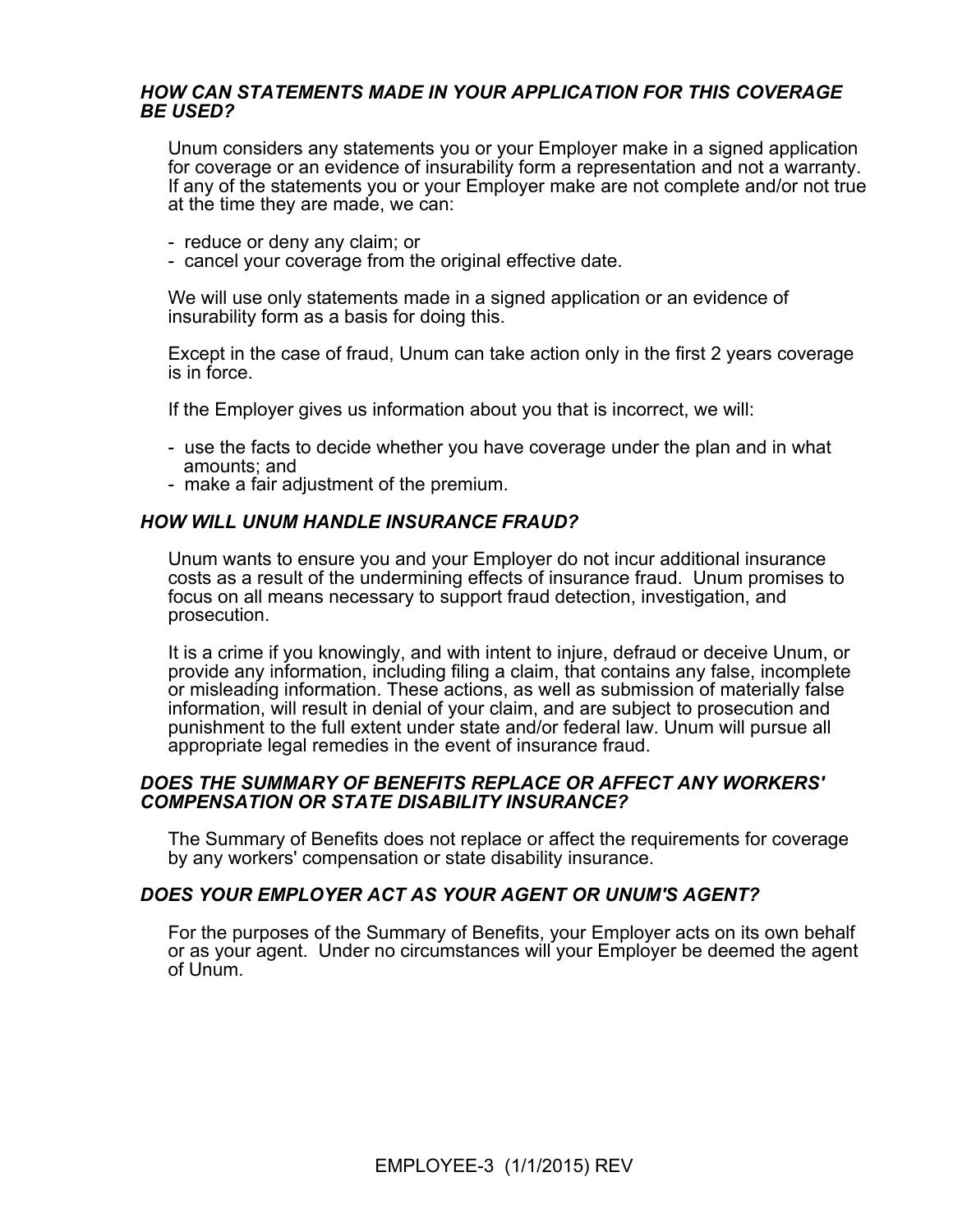### *HOW CAN STATEMENTS MADE IN YOUR APPLICATION FOR THIS COVERAGE BE USED?*

Unum considers any statements you or your Employer make in a signed application for coverage or an evidence of insurability form a representation and not a warranty. If any of the statements you or your Employer make are not complete and/or not true at the time they are made, we can:

- reduce or deny any claim; or
- cancel your coverage from the original effective date.

We will use only statements made in a signed application or an evidence of insurability form as a basis for doing this.

Except in the case of fraud, Unum can take action only in the first 2 years coverage is in force.

If the Employer gives us information about you that is incorrect, we will:

- use the facts to decide whether you have coverage under the plan and in what amounts; and
- make a fair adjustment of the premium.

### *HOW WILL UNUM HANDLE INSURANCE FRAUD?*

Unum wants to ensure you and your Employer do not incur additional insurance costs as a result of the undermining effects of insurance fraud. Unum promises to focus on all means necessary to support fraud detection, investigation, and prosecution.

It is a crime if you knowingly, and with intent to injure, defraud or deceive Unum, or provide any information, including filing a claim, that contains any false, incomplete or misleading information. These actions, as well as submission of materially false information, will result in denial of your claim, and are subject to prosecution and punishment to the full extent under state and/or federal law. Unum will pursue all appropriate legal remedies in the event of insurance fraud.

### *DOES THE SUMMARY OF BENEFITS REPLACE OR AFFECT ANY WORKERS' COMPENSATION OR STATE DISABILITY INSURANCE?*

The Summary of Benefits does not replace or affect the requirements for coverage by any workers' compensation or state disability insurance.

### *DOES YOUR EMPLOYER ACT AS YOUR AGENT OR UNUM'S AGENT?*

For the purposes of the Summary of Benefits, your Employer acts on its own behalf or as your agent. Under no circumstances will your Employer be deemed the agent of Unum.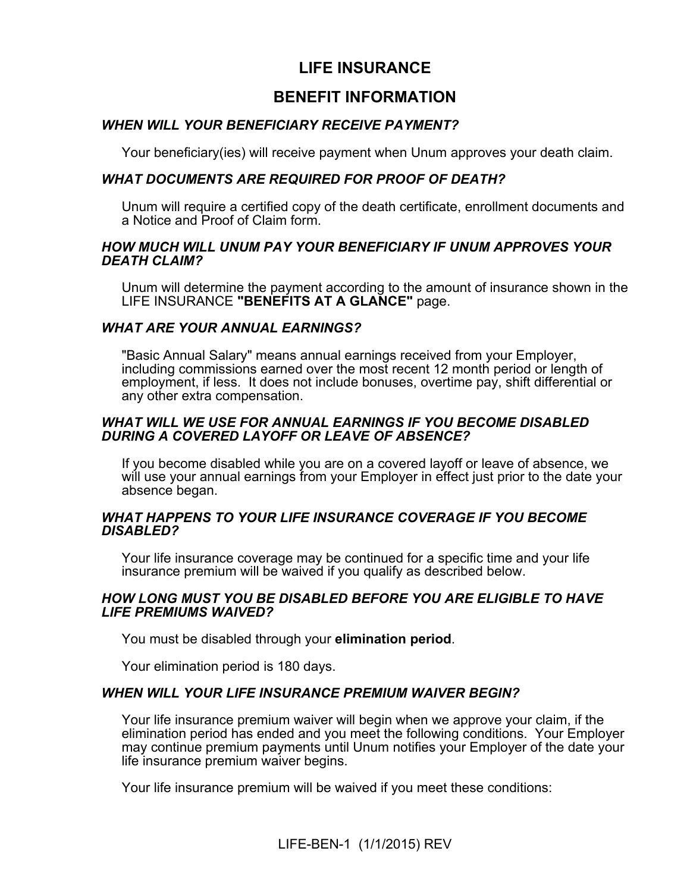# LIFE INSURANCE

## BENEFIT INFORMATION

### *WHEN WILL YOUR BENEFICIARY RECEIVE PAYMENT?*

Your beneficiary(ies) will receive payment when Unum approves your death claim.

### *WHAT DOCUMENTS ARE REQUIRED FOR PROOF OF DEATH?*

Unum will require a certified copy of the death certificate, enrollment documents and a Notice and Proof of Claim form.

### *HOW MUCH WILL UNUM PAY YOUR BENEFICIARY IF UNUM APPROVES YOUR DEATH CLAIM?*

Unum will determine the payment according to the amount of insurance shown in the LIFE INSURANCE **"BENEFITS AT A GLANCE"** page.

### *WHAT ARE YOUR ANNUAL EARNINGS?*

"Basic Annual Salary" means annual earnings received from your Employer, including commissions earned over the most recent 12 month period or length of employment, if less. It does not include bonuses, overtime pay, shift differential or any other extra compensation.

### *WHAT WILL WE USE FOR ANNUAL EARNINGS IF YOU BECOME DISABLED DURING A COVERED LAYOFF OR LEAVE OF ABSENCE?*

If you become disabled while you are on a covered layoff or leave of absence, we will use your annual earnings from your Employer in effect just prior to the date your absence began.

### *WHAT HAPPENS TO YOUR LIFE INSURANCE COVERAGE IF YOU BECOME DISABLED?*

Your life insurance coverage may be continued for a specific time and your life insurance premium will be waived if you qualify as described below.

### *HOW LONG MUST YOU BE DISABLED BEFORE YOU ARE ELIGIBLE TO HAVE LIFE PREMIUMS WAIVED?*

You must be disabled through your **elimination period**.

Your elimination period is 180 days.

### *WHEN WILL YOUR LIFE INSURANCE PREMIUM WAIVER BEGIN?*

Your life insurance premium waiver will begin when we approve your claim, if the elimination period has ended and you meet the following conditions. Your Employer may continue premium payments until Unum notifies your Employer of the date your life insurance premium waiver begins.

Your life insurance premium will be waived if you meet these conditions:

LIFE-BEN-1 (1/1/2015) REV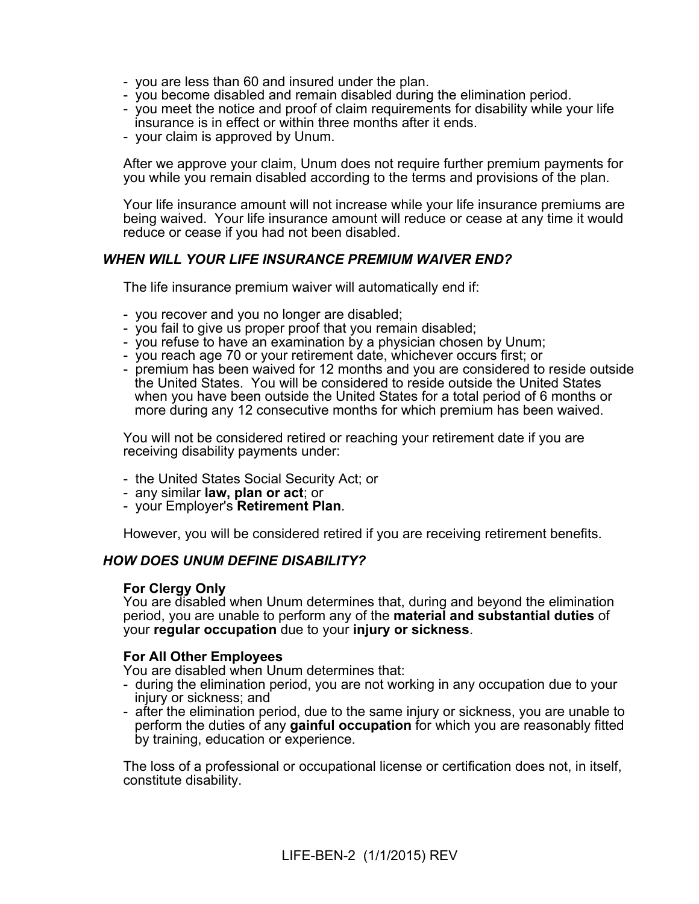- you are less than 60 and insured under the plan.
- you become disabled and remain disabled during the elimination period.
- you meet the notice and proof of claim requirements for disability while your life insurance is in effect or within three months after it ends.
- your claim is approved by Unum.

After we approve your claim, Unum does not require further premium payments for you while you remain disabled according to the terms and provisions of the plan.

Your life insurance amount will not increase while your life insurance premiums are being waived. Your life insurance amount will reduce or cease at any time it would reduce or cease if you had not been disabled.

### *WHEN WILL YOUR LIFE INSURANCE PREMIUM WAIVER END?*

The life insurance premium waiver will automatically end if:

- you recover and you no longer are disabled;
- you fail to give us proper proof that you remain disabled;
- you refuse to have an examination by a physician chosen by Unum;
- you reach age 70 or your retirement date, whichever occurs first; or
- premium has been waived for 12 months and you are considered to reside outside the United States. You will be considered to reside outside the United States when you have been outside the United States for a total period of 6 months or more during any 12 consecutive months for which premium has been waived.

You will not be considered retired or reaching your retirement date if you are receiving disability payments under:

- the United States Social Security Act; or
- any similar **law, plan or act**; or
- your Employer's **Retirement Plan**.

However, you will be considered retired if you are receiving retirement benefits.

### *HOW DOES UNUM DEFINE DISABILITY?*

**For Clergy Only**
You are disabled when Unum determines that, during and beyond the elimination period, you are unable to perform any of the **material and substantial duties** of your **regular occupation** due to your **injury or sickness**.

**For All Other Employees**
You are disabled when Unum determines that:

- during the elimination period, you are not working in any occupation due to your injury or sickness; and
- after the elimination period, due to the same injury or sickness, you are unable to perform the duties of any **gainful occupation** for which you are reasonably fitted by training, education or experience.

The loss of a professional or occupational license or certification does not, in itself, constitute disability.

LIFE-BEN-2 (1/1/2015) REV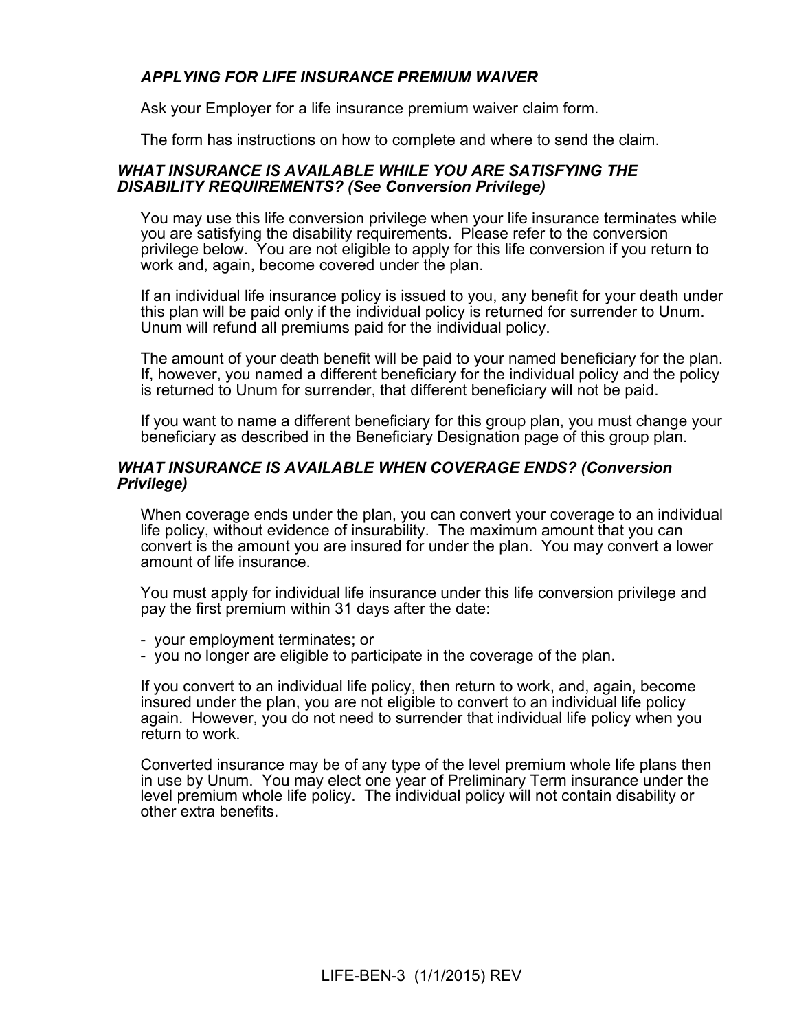### *APPLYING FOR LIFE INSURANCE PREMIUM WAIVER*

Ask your Employer for a life insurance premium waiver claim form.

The form has instructions on how to complete and where to send the claim.

### *WHAT INSURANCE IS AVAILABLE WHILE YOU ARE SATISFYING THE DISABILITY REQUIREMENTS? (See Conversion Privilege)*

You may use this life conversion privilege when your life insurance terminates while you are satisfying the disability requirements. Please refer to the conversion privilege below. You are not eligible to apply for this life conversion if you return to work and, again, become covered under the plan.

If an individual life insurance policy is issued to you, any benefit for your death under this plan will be paid only if the individual policy is returned for surrender to Unum. Unum will refund all premiums paid for the individual policy.

The amount of your death benefit will be paid to your named beneficiary for the plan. If, however, you named a different beneficiary for the individual policy and the policy is returned to Unum for surrender, that different beneficiary will not be paid.

If you want to name a different beneficiary for this group plan, you must change your beneficiary as described in the Beneficiary Designation page of this group plan.

### *WHAT INSURANCE IS AVAILABLE WHEN COVERAGE ENDS? (Conversion Privilege)*

When coverage ends under the plan, you can convert your coverage to an individual life policy, without evidence of insurability. The maximum amount that you can convert is the amount you are insured for under the plan. You may convert a lower amount of life insurance.

You must apply for individual life insurance under this life conversion privilege and pay the first premium within 31 days after the date:

- your employment terminates; or
- you no longer are eligible to participate in the coverage of the plan.

If you convert to an individual life policy, then return to work, and, again, become insured under the plan, you are not eligible to convert to an individual life policy again. However, you do not need to surrender that individual life policy when you return to work.

Converted insurance may be of any type of the level premium whole life plans then in use by Unum. You may elect one year of Preliminary Term insurance under the level premium whole life policy. The individual policy will not contain disability or other extra benefits.

LIFE-BEN-3 (1/1/2015) REV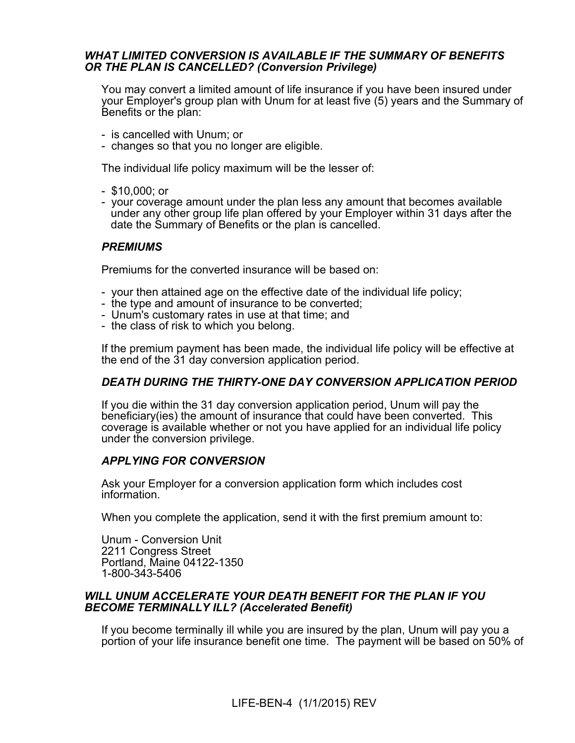### *WHAT LIMITED CONVERSION IS AVAILABLE IF THE SUMMARY OF BENEFITS OR THE PLAN IS CANCELLED? (Conversion Privilege)*

You may convert a limited amount of life insurance if you have been insured under your Employer's group plan with Unum for at least five (5) years and the Summary of Benefits or the plan:

- is cancelled with Unum; or
- changes so that you no longer are eligible.

The individual life policy maximum will be the lesser of:

- $10,000; or
- your coverage amount under the plan less any amount that becomes available under any other group life plan offered by your Employer within 31 days after the date the Summary of Benefits or the plan is cancelled.

#### *PREMIUMS*

Premiums for the converted insurance will be based on:

- your then attained age on the effective date of the individual life policy;
- the type and amount of insurance to be converted;
- Unum's customary rates in use at that time; and
- the class of risk to which you belong.

If the premium payment has been made, the individual life policy will be effective at the end of the 31 day conversion application period.

#### *DEATH DURING THE THIRTY-ONE DAY CONVERSION APPLICATION PERIOD*

If you die within the 31 day conversion application period, Unum will pay the beneficiary(ies) the amount of insurance that could have been converted. This coverage is available whether or not you have applied for an individual life policy under the conversion privilege.

#### *APPLYING FOR CONVERSION*

Ask your Employer for a conversion application form which includes cost information.

When you complete the application, send it with the first premium amount to:

Unum - Conversion Unit
2211 Congress Street
Portland, Maine 04122-1350
1-800-343-5406

### *WILL UNUM ACCELERATE YOUR DEATH BENEFIT FOR THE PLAN IF YOU BECOME TERMINALLY ILL? (Accelerated Benefit)*

If you become terminally ill while you are insured by the plan, Unum will pay you a portion of your life insurance benefit one time. The payment will be based on 50% of

LIFE-BEN-4 (1/1/2015) REV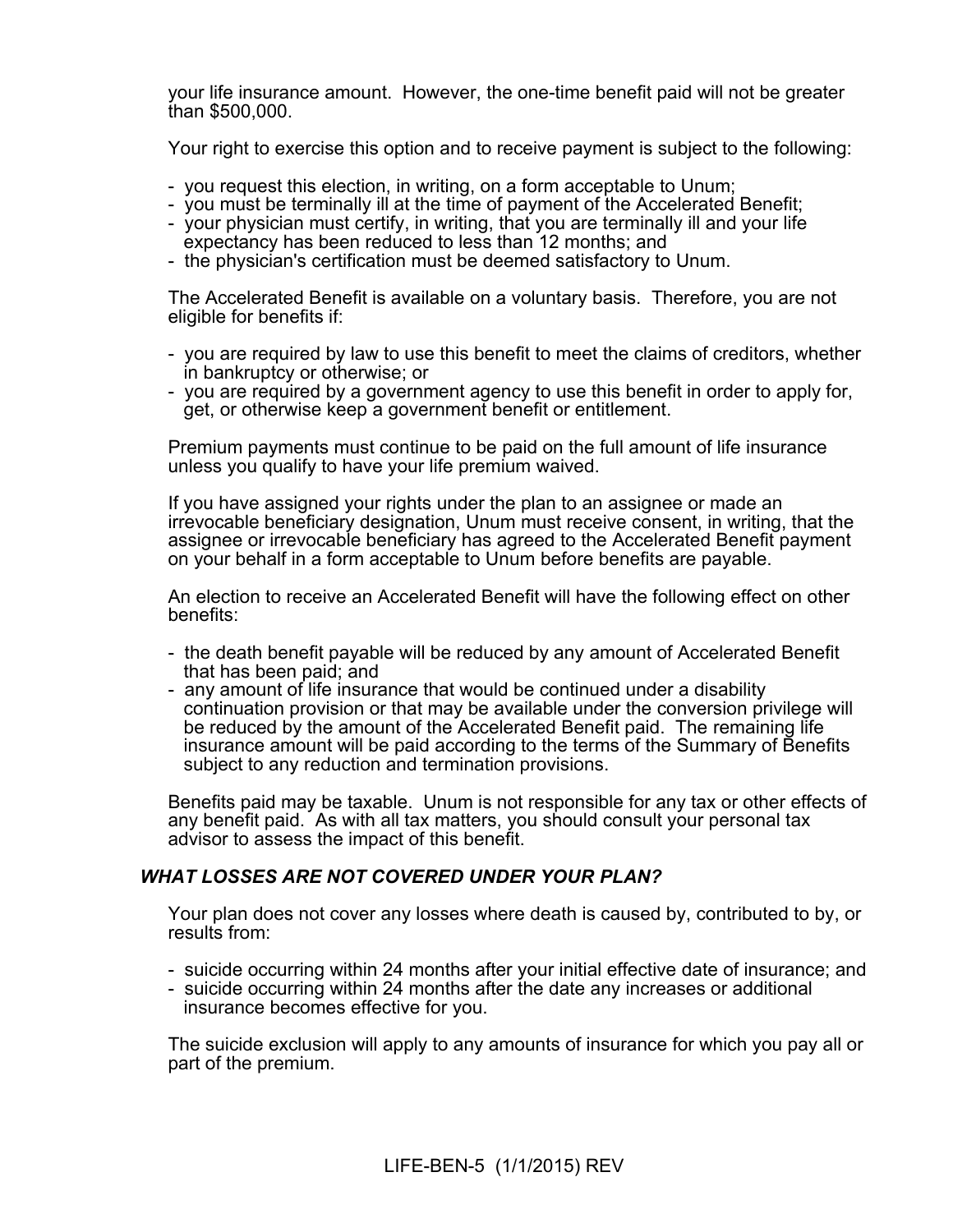your life insurance amount. However, the one-time benefit paid will not be greater than $500,000.

Your right to exercise this option and to receive payment is subject to the following:

- you request this election, in writing, on a form acceptable to Unum;
- you must be terminally ill at the time of payment of the Accelerated Benefit;
- your physician must certify, in writing, that you are terminally ill and your life expectancy has been reduced to less than 12 months; and
- the physician's certification must be deemed satisfactory to Unum.

The Accelerated Benefit is available on a voluntary basis. Therefore, you are not eligible for benefits if:

- you are required by law to use this benefit to meet the claims of creditors, whether in bankruptcy or otherwise; or
- you are required by a government agency to use this benefit in order to apply for, get, or otherwise keep a government benefit or entitlement.

Premium payments must continue to be paid on the full amount of life insurance unless you qualify to have your life premium waived.

If you have assigned your rights under the plan to an assignee or made an irrevocable beneficiary designation, Unum must receive consent, in writing, that the assignee or irrevocable beneficiary has agreed to the Accelerated Benefit payment on your behalf in a form acceptable to Unum before benefits are payable.

An election to receive an Accelerated Benefit will have the following effect on other benefits:

- the death benefit payable will be reduced by any amount of Accelerated Benefit that has been paid; and
- any amount of life insurance that would be continued under a disability continuation provision or that may be available under the conversion privilege will be reduced by the amount of the Accelerated Benefit paid. The remaining life insurance amount will be paid according to the terms of the Summary of Benefits subject to any reduction and termination provisions.

Benefits paid may be taxable. Unum is not responsible for any tax or other effects of any benefit paid. As with all tax matters, you should consult your personal tax advisor to assess the impact of this benefit.

### *WHAT LOSSES ARE NOT COVERED UNDER YOUR PLAN?*

Your plan does not cover any losses where death is caused by, contributed to by, or results from:

- suicide occurring within 24 months after your initial effective date of insurance; and
- suicide occurring within 24 months after the date any increases or additional insurance becomes effective for you.

The suicide exclusion will apply to any amounts of insurance for which you pay all or part of the premium.

LIFE-BEN-5 (1/1/2015) REV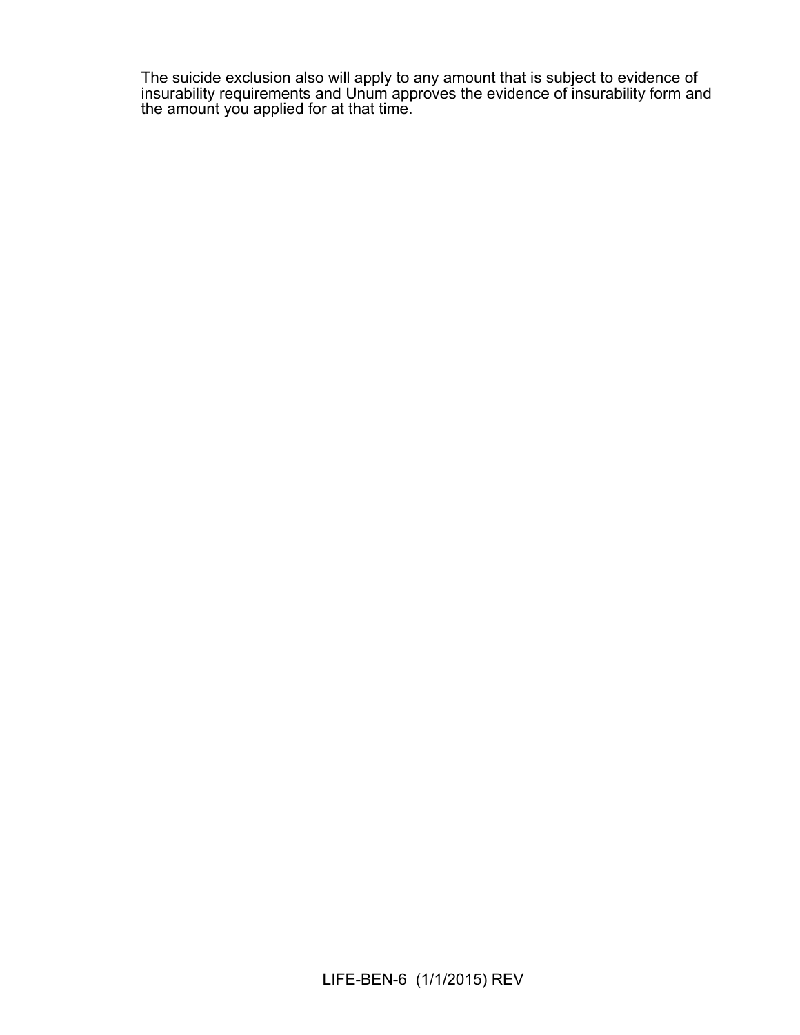The suicide exclusion also will apply to any amount that is subject to evidence of insurability requirements and Unum approves the evidence of insurability form and the amount you applied for at that time.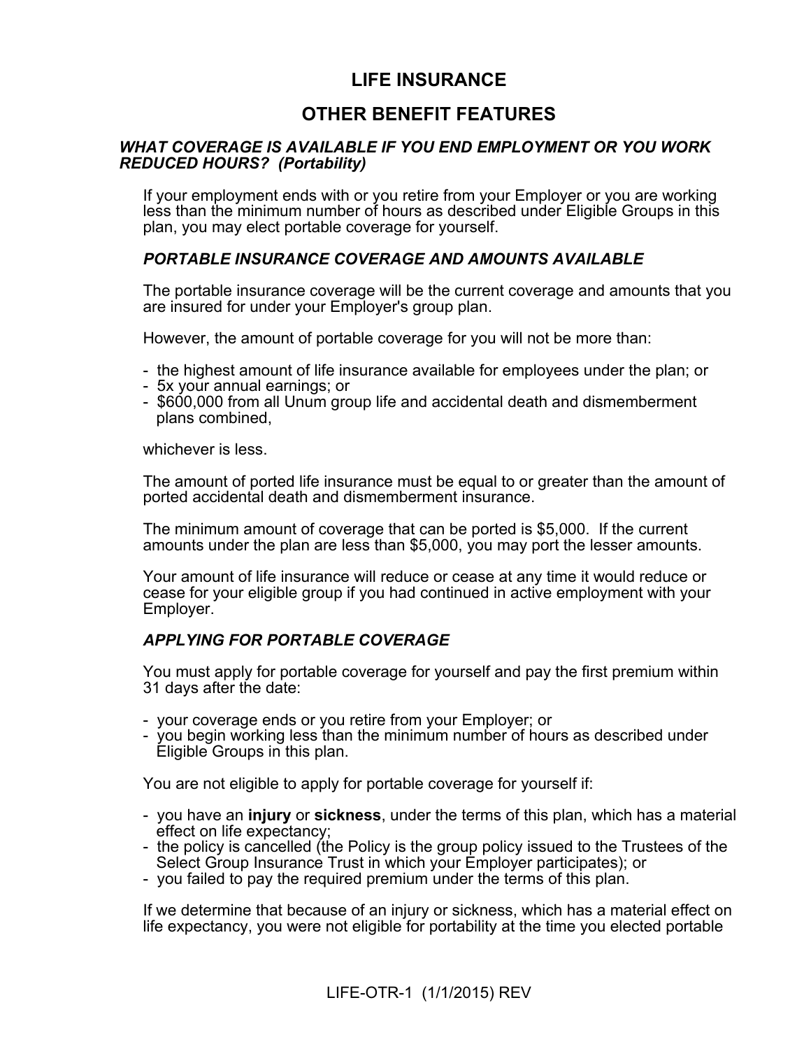# LIFE INSURANCE

## OTHER BENEFIT FEATURES

### *WHAT COVERAGE IS AVAILABLE IF YOU END EMPLOYMENT OR YOU WORK REDUCED HOURS? (Portability)*

If your employment ends with or you retire from your Employer or you are working less than the minimum number of hours as described under Eligible Groups in this plan, you may elect portable coverage for yourself.

#### *PORTABLE INSURANCE COVERAGE AND AMOUNTS AVAILABLE*

The portable insurance coverage will be the current coverage and amounts that you are insured for under your Employer's group plan.

However, the amount of portable coverage for you will not be more than:

- the highest amount of life insurance available for employees under the plan; or
- 5x your annual earnings; or
- $600,000 from all Unum group life and accidental death and dismemberment plans combined,

whichever is less.

The amount of ported life insurance must be equal to or greater than the amount of ported accidental death and dismemberment insurance.

The minimum amount of coverage that can be ported is $5,000. If the current amounts under the plan are less than $5,000, you may port the lesser amounts.

Your amount of life insurance will reduce or cease at any time it would reduce or cease for your eligible group if you had continued in active employment with your Employer.

#### *APPLYING FOR PORTABLE COVERAGE*

You must apply for portable coverage for yourself and pay the first premium within 31 days after the date:

- your coverage ends or you retire from your Employer; or
- you begin working less than the minimum number of hours as described under Eligible Groups in this plan.

You are not eligible to apply for portable coverage for yourself if:

- you have an **injury** or **sickness**, under the terms of this plan, which has a material effect on life expectancy;
- the policy is cancelled (the Policy is the group policy issued to the Trustees of the Select Group Insurance Trust in which your Employer participates); or
- you failed to pay the required premium under the terms of this plan.

If we determine that because of an injury or sickness, which has a material effect on life expectancy, you were not eligible for portability at the time you elected portable

LIFE-OTR-1 (1/1/2015) REV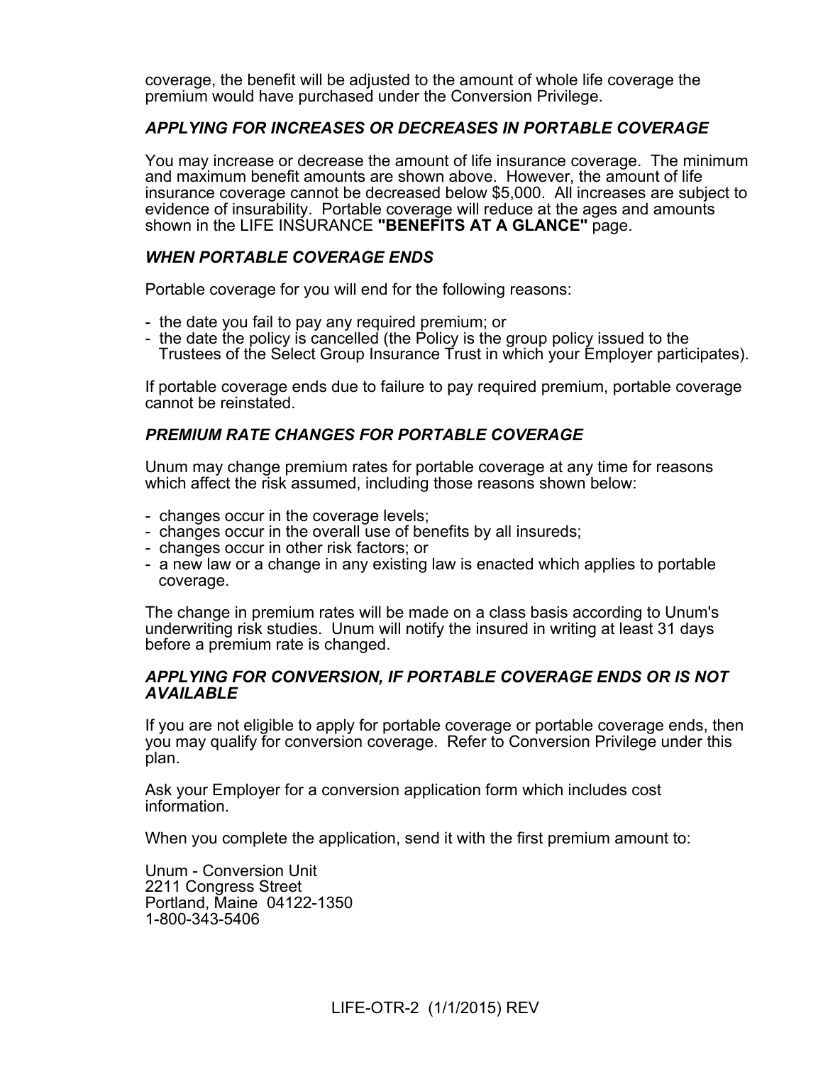coverage, the benefit will be adjusted to the amount of whole life coverage the premium would have purchased under the Conversion Privilege.

### *APPLYING FOR INCREASES OR DECREASES IN PORTABLE COVERAGE*

You may increase or decrease the amount of life insurance coverage. The minimum and maximum benefit amounts are shown above. However, the amount of life insurance coverage cannot be decreased below $5,000. All increases are subject to evidence of insurability. Portable coverage will reduce at the ages and amounts shown in the LIFE INSURANCE **"BENEFITS AT A GLANCE"** page.

### *WHEN PORTABLE COVERAGE ENDS*

Portable coverage for you will end for the following reasons:

- the date you fail to pay any required premium; or
- the date the policy is cancelled (the Policy is the group policy issued to the Trustees of the Select Group Insurance Trust in which your Employer participates).

If portable coverage ends due to failure to pay required premium, portable coverage cannot be reinstated.

### *PREMIUM RATE CHANGES FOR PORTABLE COVERAGE*

Unum may change premium rates for portable coverage at any time for reasons which affect the risk assumed, including those reasons shown below:

- changes occur in the coverage levels;
- changes occur in the overall use of benefits by all insureds;
- changes occur in other risk factors; or
- a new law or a change in any existing law is enacted which applies to portable coverage.

The change in premium rates will be made on a class basis according to Unum's underwriting risk studies. Unum will notify the insured in writing at least 31 days before a premium rate is changed.

### *APPLYING FOR CONVERSION, IF PORTABLE COVERAGE ENDS OR IS NOT AVAILABLE*

If you are not eligible to apply for portable coverage or portable coverage ends, then you may qualify for conversion coverage. Refer to Conversion Privilege under this plan.

Ask your Employer for a conversion application form which includes cost information.

When you complete the application, send it with the first premium amount to:

Unum - Conversion Unit
2211 Congress Street
Portland, Maine 04122-1350
1-800-343-5406

LIFE-OTR-2 (1/1/2015) REV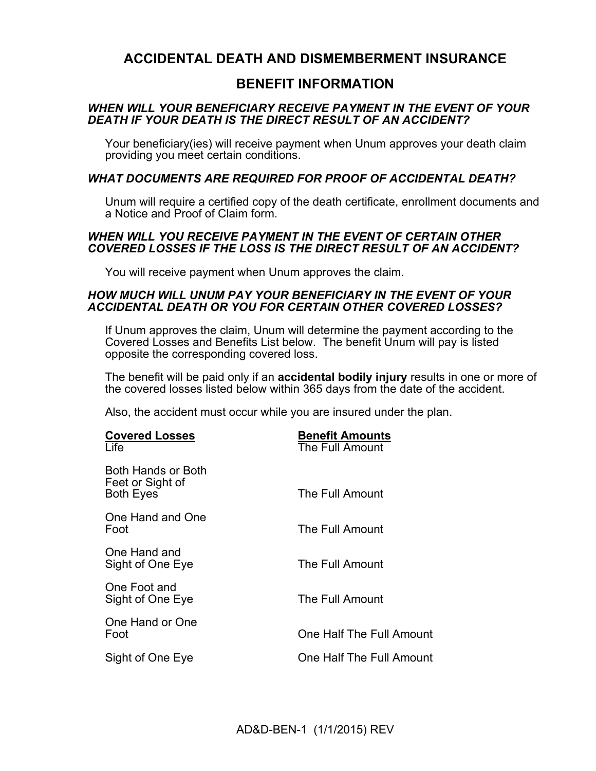# ACCIDENTAL DEATH AND DISMEMBERMENT INSURANCE

## BENEFIT INFORMATION

***WHEN WILL YOUR BENEFICIARY RECEIVE PAYMENT IN THE EVENT OF YOUR DEATH IF YOUR DEATH IS THE DIRECT RESULT OF AN ACCIDENT?***

Your beneficiary(ies) will receive payment when Unum approves your death claim providing you meet certain conditions.

***WHAT DOCUMENTS ARE REQUIRED FOR PROOF OF ACCIDENTAL DEATH?***

Unum will require a certified copy of the death certificate, enrollment documents and a Notice and Proof of Claim form.

***WHEN WILL YOU RECEIVE PAYMENT IN THE EVENT OF CERTAIN OTHER COVERED LOSSES IF THE LOSS IS THE DIRECT RESULT OF AN ACCIDENT?***

You will receive payment when Unum approves the claim.

***HOW MUCH WILL UNUM PAY YOUR BENEFICIARY IN THE EVENT OF YOUR ACCIDENTAL DEATH OR YOU FOR CERTAIN OTHER COVERED LOSSES?***

If Unum approves the claim, Unum will determine the payment according to the Covered Losses and Benefits List below. The benefit Unum will pay is listed opposite the corresponding covered loss.

The benefit will be paid only if an **accidental bodily injury** results in one or more of the covered losses listed below within 365 days from the date of the accident.

Also, the accident must occur while you are insured under the plan.

| Covered Losses | Benefit Amounts |
|---|---|
| Life | The Full Amount |
| Both Hands or Both Feet or Sight of Both Eyes | The Full Amount |
| One Hand and One Foot | The Full Amount |
| One Hand and Sight of One Eye | The Full Amount |
| One Foot and Sight of One Eye | The Full Amount |
| One Hand or One Foot | One Half The Full Amount |
| Sight of One Eye | One Half The Full Amount |

AD&D-BEN-1 (1/1/2015) REV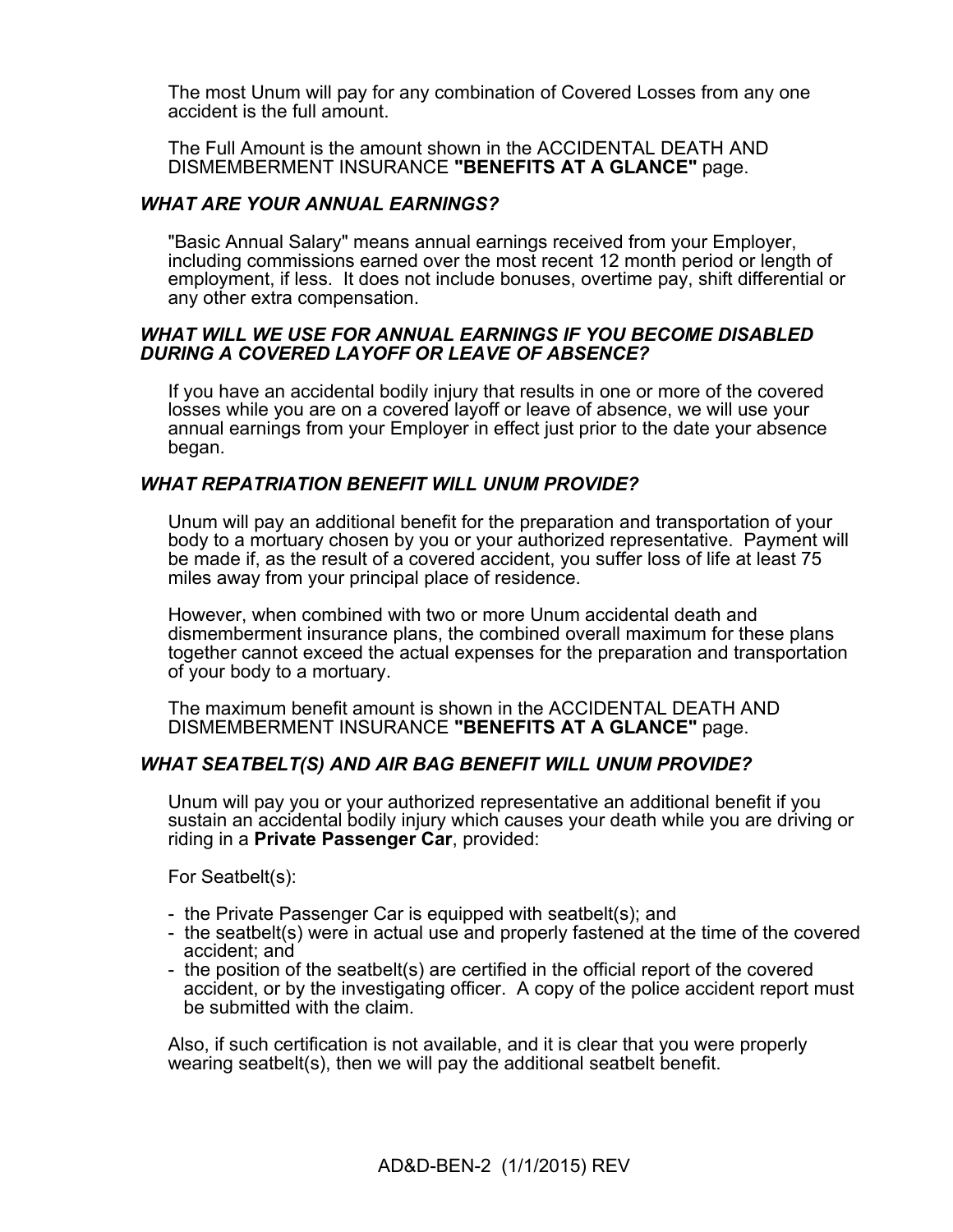The most Unum will pay for any combination of Covered Losses from any one accident is the full amount.

The Full Amount is the amount shown in the ACCIDENTAL DEATH AND DISMEMBERMENT INSURANCE **"BENEFITS AT A GLANCE"** page.

### *WHAT ARE YOUR ANNUAL EARNINGS?*

"Basic Annual Salary" means annual earnings received from your Employer, including commissions earned over the most recent 12 month period or length of employment, if less. It does not include bonuses, overtime pay, shift differential or any other extra compensation.

### *WHAT WILL WE USE FOR ANNUAL EARNINGS IF YOU BECOME DISABLED DURING A COVERED LAYOFF OR LEAVE OF ABSENCE?*

If you have an accidental bodily injury that results in one or more of the covered losses while you are on a covered layoff or leave of absence, we will use your annual earnings from your Employer in effect just prior to the date your absence began.

### *WHAT REPATRIATION BENEFIT WILL UNUM PROVIDE?*

Unum will pay an additional benefit for the preparation and transportation of your body to a mortuary chosen by you or your authorized representative. Payment will be made if, as the result of a covered accident, you suffer loss of life at least 75 miles away from your principal place of residence.

However, when combined with two or more Unum accidental death and dismemberment insurance plans, the combined overall maximum for these plans together cannot exceed the actual expenses for the preparation and transportation of your body to a mortuary.

The maximum benefit amount is shown in the ACCIDENTAL DEATH AND DISMEMBERMENT INSURANCE **"BENEFITS AT A GLANCE"** page.

### *WHAT SEATBELT(S) AND AIR BAG BENEFIT WILL UNUM PROVIDE?*

Unum will pay you or your authorized representative an additional benefit if you sustain an accidental bodily injury which causes your death while you are driving or riding in a **Private Passenger Car**, provided:

For Seatbelt(s):

- the Private Passenger Car is equipped with seatbelt(s); and
- the seatbelt(s) were in actual use and properly fastened at the time of the covered accident; and
- the position of the seatbelt(s) are certified in the official report of the covered accident, or by the investigating officer. A copy of the police accident report must be submitted with the claim.

Also, if such certification is not available, and it is clear that you were properly wearing seatbelt(s), then we will pay the additional seatbelt benefit.

AD&D-BEN-2 (1/1/2015) REV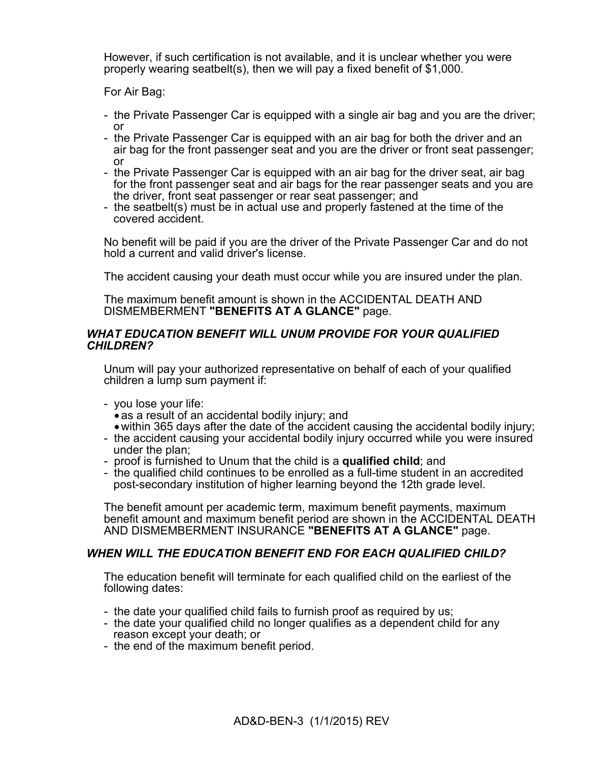However, if such certification is not available, and it is unclear whether you were properly wearing seatbelt(s), then we will pay a fixed benefit of $1,000.

For Air Bag:

- the Private Passenger Car is equipped with a single air bag and you are the driver; or
- the Private Passenger Car is equipped with an air bag for both the driver and an air bag for the front passenger seat and you are the driver or front seat passenger; or
- the Private Passenger Car is equipped with an air bag for the driver seat, air bag for the front passenger seat and air bags for the rear passenger seats and you are the driver, front seat passenger or rear seat passenger; and
- the seatbelt(s) must be in actual use and properly fastened at the time of the covered accident.

No benefit will be paid if you are the driver of the Private Passenger Car and do not hold a current and valid driver's license.

The accident causing your death must occur while you are insured under the plan.

The maximum benefit amount is shown in the ACCIDENTAL DEATH AND DISMEMBERMENT **"BENEFITS AT A GLANCE"** page.

### *WHAT EDUCATION BENEFIT WILL UNUM PROVIDE FOR YOUR QUALIFIED CHILDREN?*

Unum will pay your authorized representative on behalf of each of your qualified children a lump sum payment if:

- you lose your life:
  - as a result of an accidental bodily injury; and
  - within 365 days after the date of the accident causing the accidental bodily injury;
- the accident causing your accidental bodily injury occurred while you were insured under the plan;
- proof is furnished to Unum that the child is a **qualified child**; and
- the qualified child continues to be enrolled as a full-time student in an accredited post-secondary institution of higher learning beyond the 12th grade level.

The benefit amount per academic term, maximum benefit payments, maximum benefit amount and maximum benefit period are shown in the ACCIDENTAL DEATH AND DISMEMBERMENT INSURANCE **"BENEFITS AT A GLANCE"** page.

### *WHEN WILL THE EDUCATION BENEFIT END FOR EACH QUALIFIED CHILD?*

The education benefit will terminate for each qualified child on the earliest of the following dates:

- the date your qualified child fails to furnish proof as required by us;
- the date your qualified child no longer qualifies as a dependent child for any reason except your death; or
- the end of the maximum benefit period.

AD&D-BEN-3 (1/1/2015) REV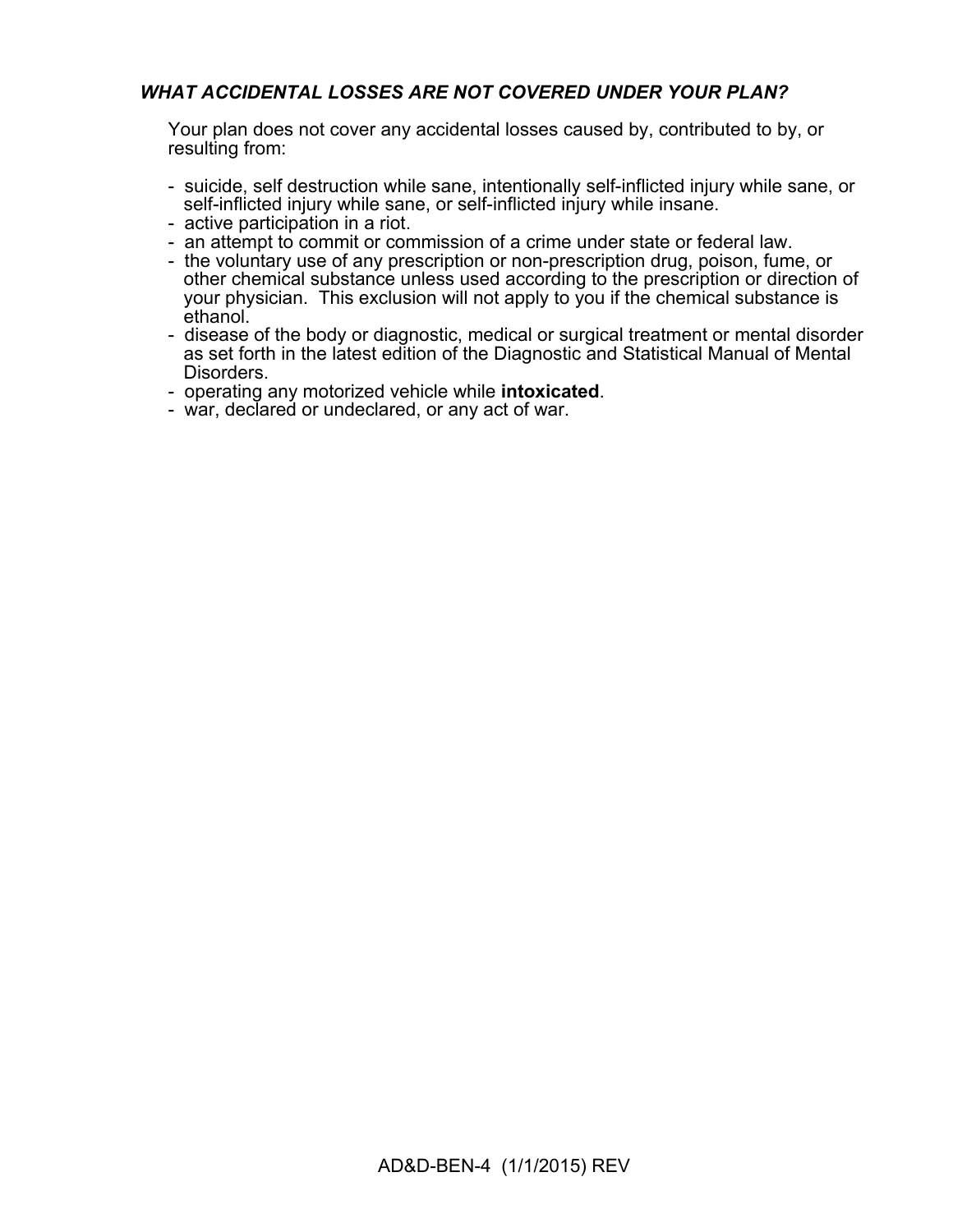### ***WHAT ACCIDENTAL LOSSES ARE NOT COVERED UNDER YOUR PLAN?***

Your plan does not cover any accidental losses caused by, contributed to by, or resulting from:

- suicide, self destruction while sane, intentionally self-inflicted injury while sane, or self-inflicted injury while sane, or self-inflicted injury while insane.
- active participation in a riot.
- an attempt to commit or commission of a crime under state or federal law.
- the voluntary use of any prescription or non-prescription drug, poison, fume, or other chemical substance unless used according to the prescription or direction of your physician. This exclusion will not apply to you if the chemical substance is ethanol.
- disease of the body or diagnostic, medical or surgical treatment or mental disorder as set forth in the latest edition of the Diagnostic and Statistical Manual of Mental Disorders.
- operating any motorized vehicle while **intoxicated**.
- war, declared or undeclared, or any act of war.

AD&D-BEN-4 (1/1/2015) REV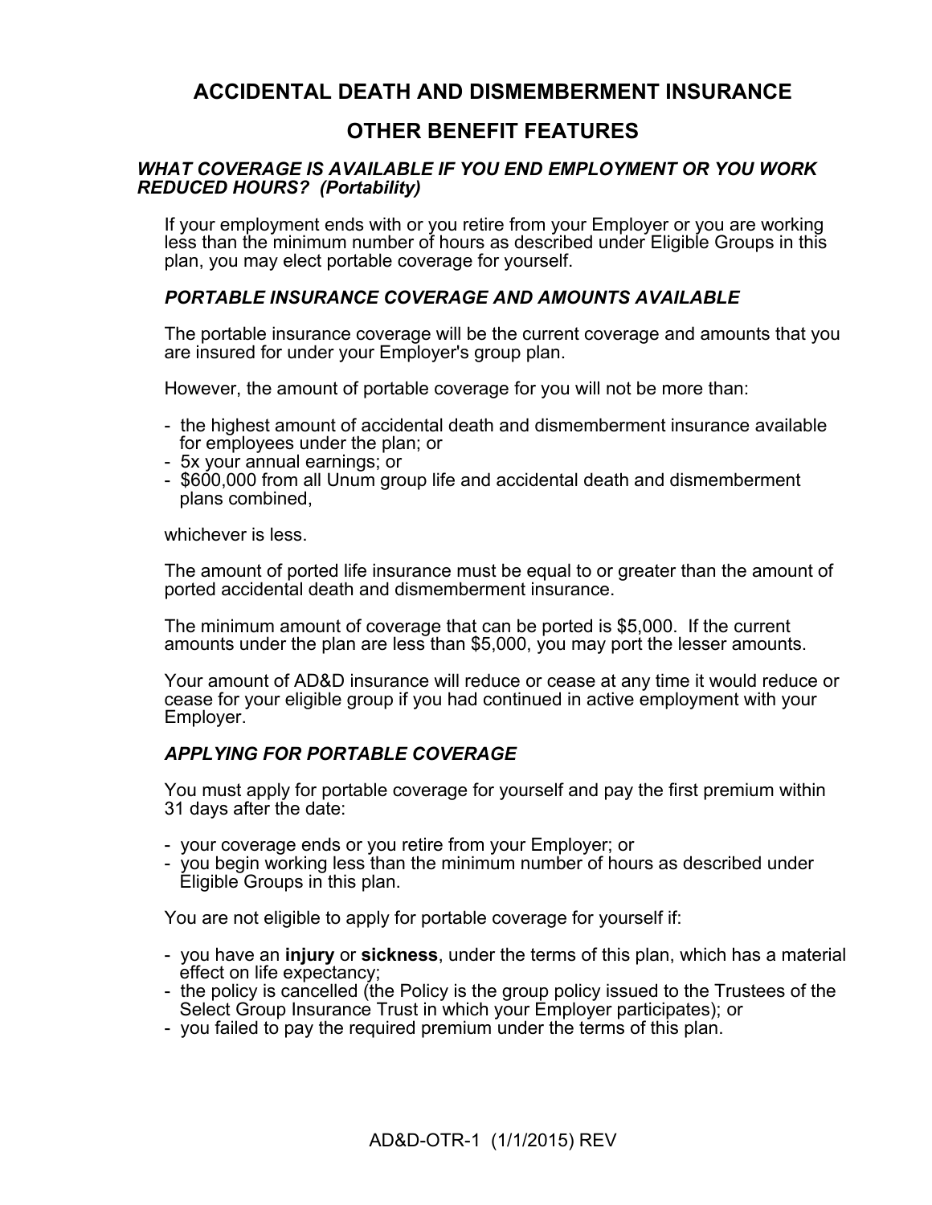# ACCIDENTAL DEATH AND DISMEMBERMENT INSURANCE

## OTHER BENEFIT FEATURES

### *WHAT COVERAGE IS AVAILABLE IF YOU END EMPLOYMENT OR YOU WORK REDUCED HOURS? (Portability)*

If your employment ends with or you retire from your Employer or you are working less than the minimum number of hours as described under Eligible Groups in this plan, you may elect portable coverage for yourself.

### *PORTABLE INSURANCE COVERAGE AND AMOUNTS AVAILABLE*

The portable insurance coverage will be the current coverage and amounts that you are insured for under your Employer's group plan.

However, the amount of portable coverage for you will not be more than:

- the highest amount of accidental death and dismemberment insurance available for employees under the plan; or
- 5x your annual earnings; or
- $600,000 from all Unum group life and accidental death and dismemberment plans combined,

whichever is less.

The amount of ported life insurance must be equal to or greater than the amount of ported accidental death and dismemberment insurance.

The minimum amount of coverage that can be ported is $5,000. If the current amounts under the plan are less than $5,000, you may port the lesser amounts.

Your amount of AD&D insurance will reduce or cease at any time it would reduce or cease for your eligible group if you had continued in active employment with your Employer.

### *APPLYING FOR PORTABLE COVERAGE*

You must apply for portable coverage for yourself and pay the first premium within 31 days after the date:

- your coverage ends or you retire from your Employer; or
- you begin working less than the minimum number of hours as described under Eligible Groups in this plan.

You are not eligible to apply for portable coverage for yourself if:

- you have an **injury** or **sickness**, under the terms of this plan, which has a material effect on life expectancy;
- the policy is cancelled (the Policy is the group policy issued to the Trustees of the Select Group Insurance Trust in which your Employer participates); or
- you failed to pay the required premium under the terms of this plan.

AD&D-OTR-1 (1/1/2015) REV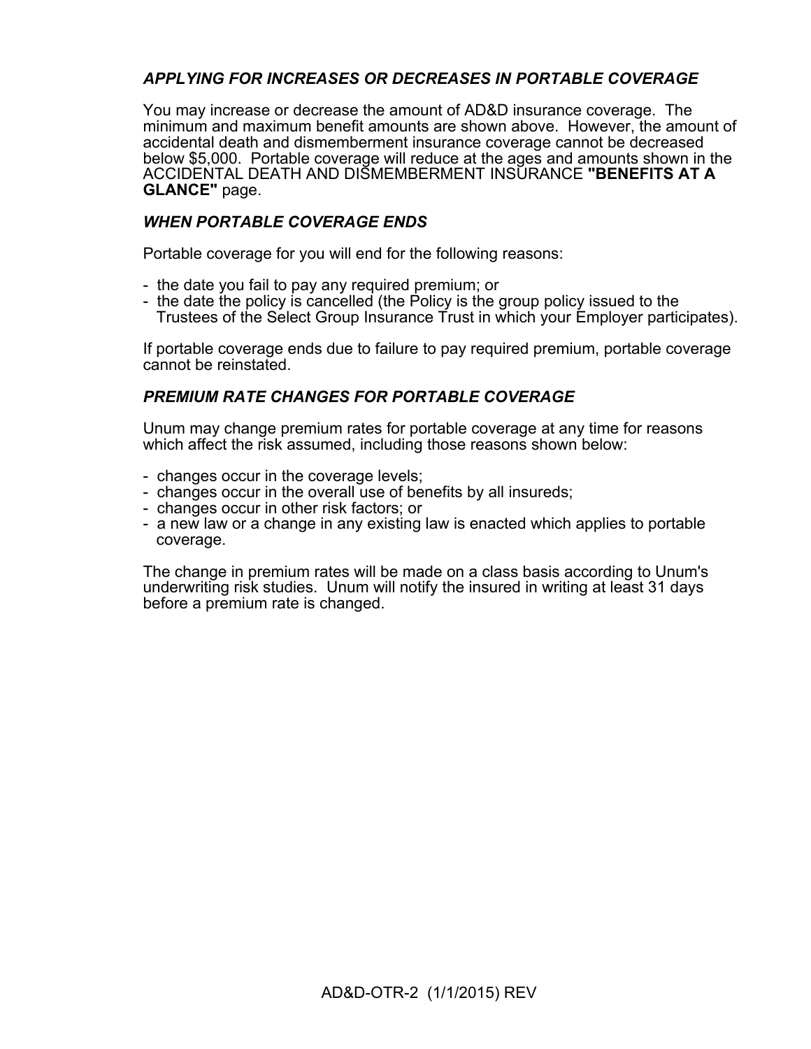### *APPLYING FOR INCREASES OR DECREASES IN PORTABLE COVERAGE*

You may increase or decrease the amount of AD&D insurance coverage. The minimum and maximum benefit amounts are shown above. However, the amount of accidental death and dismemberment insurance coverage cannot be decreased below $5,000. Portable coverage will reduce at the ages and amounts shown in the ACCIDENTAL DEATH AND DISMEMBERMENT INSURANCE **"BENEFITS AT A GLANCE"** page.

### *WHEN PORTABLE COVERAGE ENDS*

Portable coverage for you will end for the following reasons:

- the date you fail to pay any required premium; or
- the date the policy is cancelled (the Policy is the group policy issued to the Trustees of the Select Group Insurance Trust in which your Employer participates).

If portable coverage ends due to failure to pay required premium, portable coverage cannot be reinstated.

### *PREMIUM RATE CHANGES FOR PORTABLE COVERAGE*

Unum may change premium rates for portable coverage at any time for reasons which affect the risk assumed, including those reasons shown below:

- changes occur in the coverage levels;
- changes occur in the overall use of benefits by all insureds;
- changes occur in other risk factors; or
- a new law or a change in any existing law is enacted which applies to portable coverage.

The change in premium rates will be made on a class basis according to Unum's underwriting risk studies. Unum will notify the insured in writing at least 31 days before a premium rate is changed.

AD&D-OTR-2 (1/1/2015) REV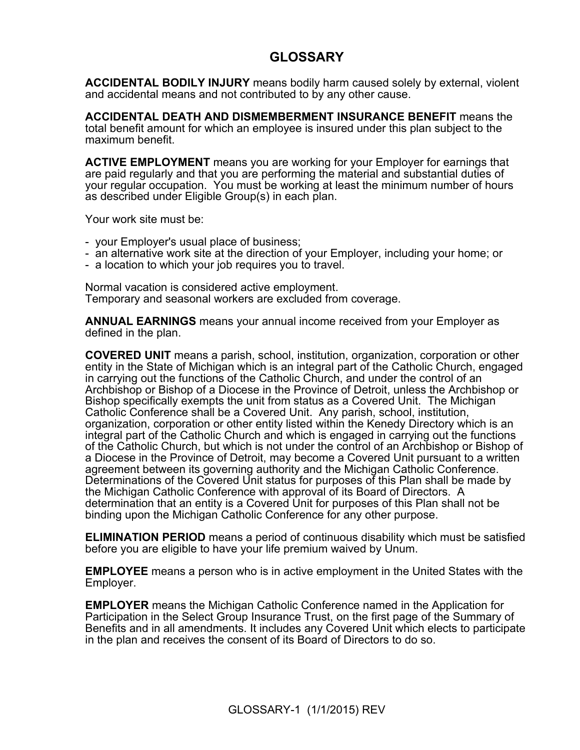# GLOSSARY

**ACCIDENTAL BODILY INJURY** means bodily harm caused solely by external, violent and accidental means and not contributed to by any other cause.

**ACCIDENTAL DEATH AND DISMEMBERMENT INSURANCE BENEFIT** means the total benefit amount for which an employee is insured under this plan subject to the maximum benefit.

**ACTIVE EMPLOYMENT** means you are working for your Employer for earnings that are paid regularly and that you are performing the material and substantial duties of your regular occupation. You must be working at least the minimum number of hours as described under Eligible Group(s) in each plan.

Your work site must be:

- your Employer's usual place of business;
- an alternative work site at the direction of your Employer, including your home; or
- a location to which your job requires you to travel.

Normal vacation is considered active employment.
Temporary and seasonal workers are excluded from coverage.

**ANNUAL EARNINGS** means your annual income received from your Employer as defined in the plan.

**COVERED UNIT** means a parish, school, institution, organization, corporation or other entity in the State of Michigan which is an integral part of the Catholic Church, engaged in carrying out the functions of the Catholic Church, and under the control of an Archbishop or Bishop of a Diocese in the Province of Detroit, unless the Archbishop or Bishop specifically exempts the unit from status as a Covered Unit. The Michigan Catholic Conference shall be a Covered Unit. Any parish, school, institution, organization, corporation or other entity listed within the Kenedy Directory which is an integral part of the Catholic Church and which is engaged in carrying out the functions of the Catholic Church, but which is not under the control of an Archbishop or Bishop of a Diocese in the Province of Detroit, may become a Covered Unit pursuant to a written agreement between its governing authority and the Michigan Catholic Conference. Determinations of the Covered Unit status for purposes of this Plan shall be made by the Michigan Catholic Conference with approval of its Board of Directors. A determination that an entity is a Covered Unit for purposes of this Plan shall not be binding upon the Michigan Catholic Conference for any other purpose.

**ELIMINATION PERIOD** means a period of continuous disability which must be satisfied before you are eligible to have your life premium waived by Unum.

**EMPLOYEE** means a person who is in active employment in the United States with the Employer.

**EMPLOYER** means the Michigan Catholic Conference named in the Application for Participation in the Select Group Insurance Trust, on the first page of the Summary of Benefits and in all amendments. It includes any Covered Unit which elects to participate in the plan and receives the consent of its Board of Directors to do so.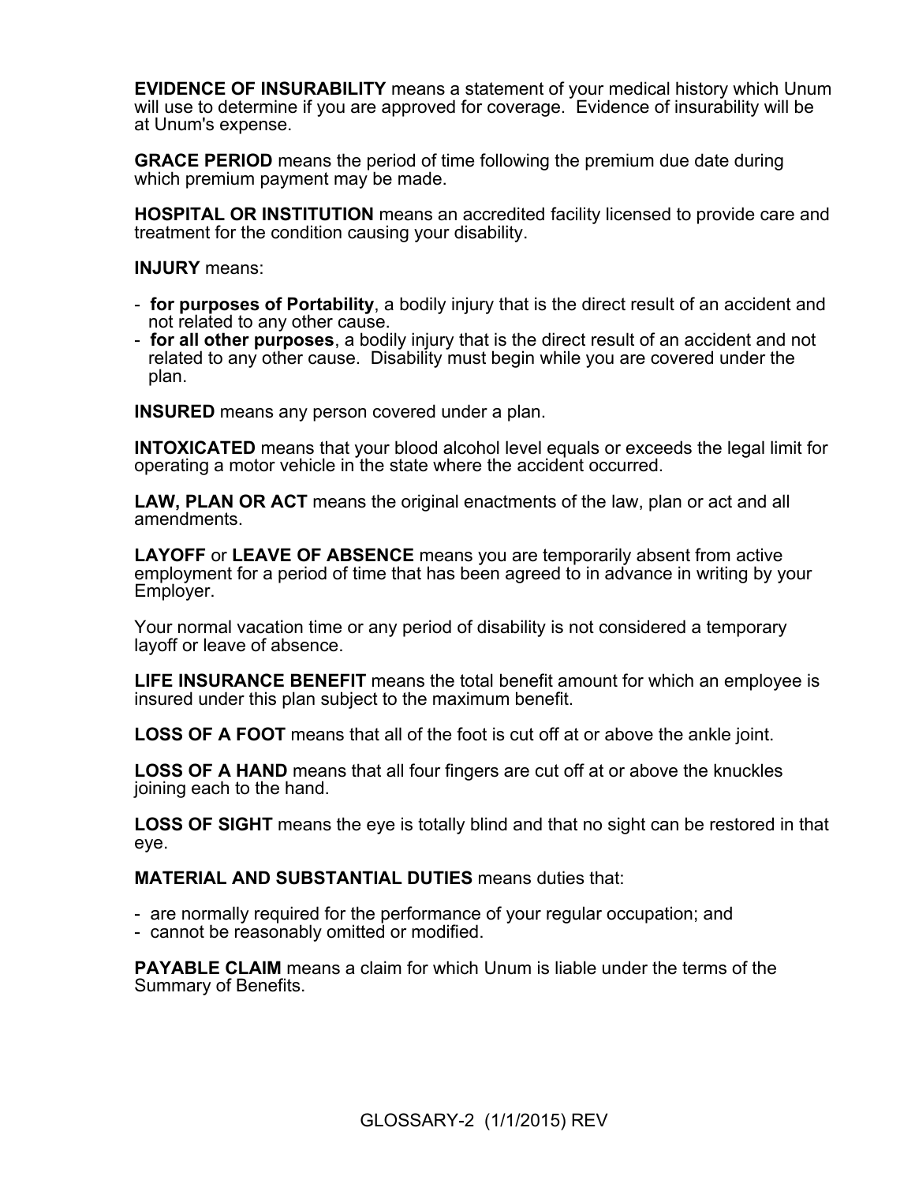**EVIDENCE OF INSURABILITY** means a statement of your medical history which Unum will use to determine if you are approved for coverage. Evidence of insurability will be at Unum's expense.

**GRACE PERIOD** means the period of time following the premium due date during which premium payment may be made.

**HOSPITAL OR INSTITUTION** means an accredited facility licensed to provide care and treatment for the condition causing your disability.

**INJURY** means:

- **for purposes of Portability**, a bodily injury that is the direct result of an accident and not related to any other cause.
- **for all other purposes**, a bodily injury that is the direct result of an accident and not related to any other cause. Disability must begin while you are covered under the plan.

**INSURED** means any person covered under a plan.

**INTOXICATED** means that your blood alcohol level equals or exceeds the legal limit for operating a motor vehicle in the state where the accident occurred.

**LAW, PLAN OR ACT** means the original enactments of the law, plan or act and all amendments.

**LAYOFF** or **LEAVE OF ABSENCE** means you are temporarily absent from active employment for a period of time that has been agreed to in advance in writing by your Employer.

Your normal vacation time or any period of disability is not considered a temporary layoff or leave of absence.

**LIFE INSURANCE BENEFIT** means the total benefit amount for which an employee is insured under this plan subject to the maximum benefit.

**LOSS OF A FOOT** means that all of the foot is cut off at or above the ankle joint.

**LOSS OF A HAND** means that all four fingers are cut off at or above the knuckles joining each to the hand.

**LOSS OF SIGHT** means the eye is totally blind and that no sight can be restored in that eye.

**MATERIAL AND SUBSTANTIAL DUTIES** means duties that:

- are normally required for the performance of your regular occupation; and
- cannot be reasonably omitted or modified.

**PAYABLE CLAIM** means a claim for which Unum is liable under the terms of the Summary of Benefits.

GLOSSARY-2 (1/1/2015) REV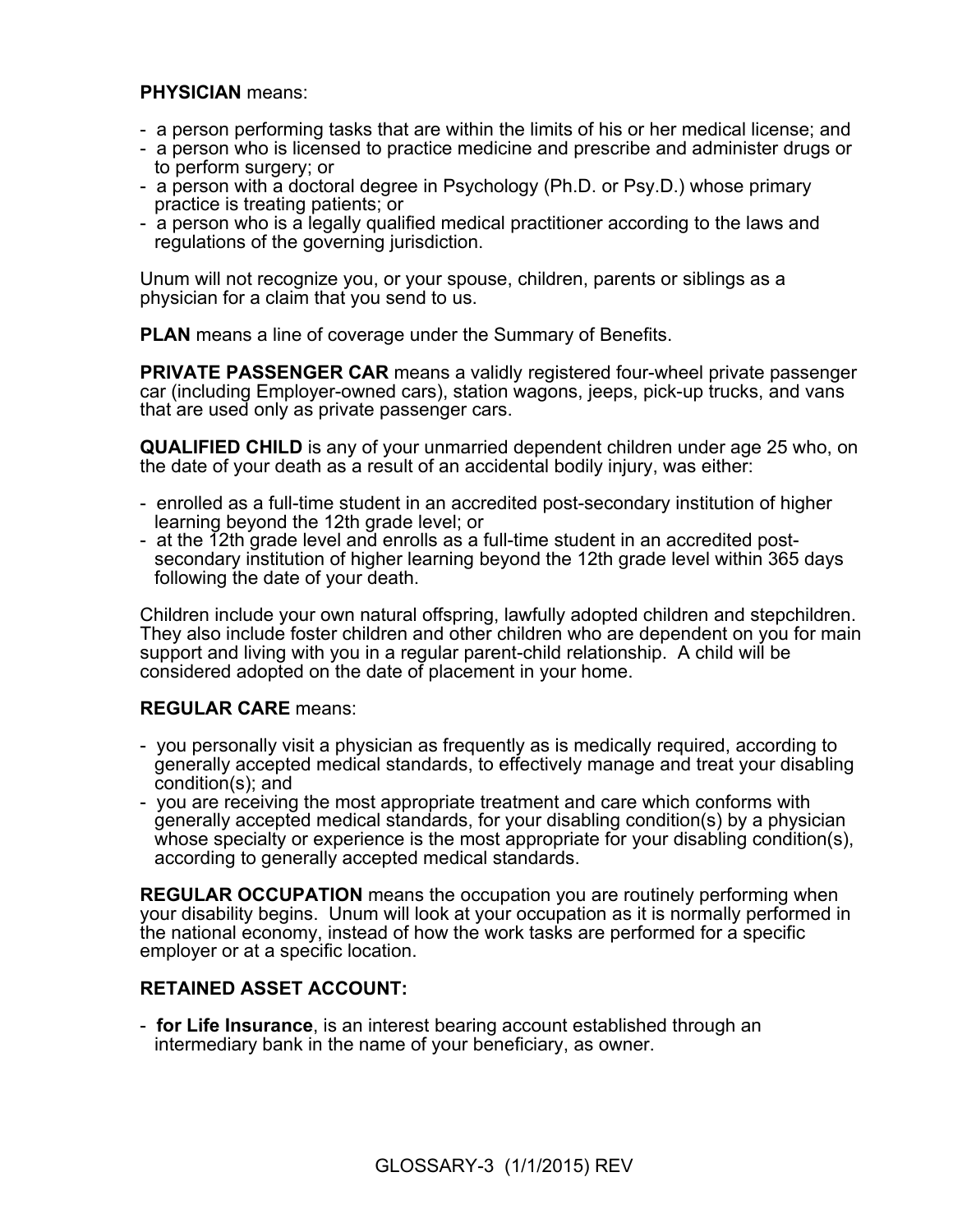**PHYSICIAN** means:

- a person performing tasks that are within the limits of his or her medical license; and
- a person who is licensed to practice medicine and prescribe and administer drugs or to perform surgery; or
- a person with a doctoral degree in Psychology (Ph.D. or Psy.D.) whose primary practice is treating patients; or
- a person who is a legally qualified medical practitioner according to the laws and regulations of the governing jurisdiction.

Unum will not recognize you, or your spouse, children, parents or siblings as a physician for a claim that you send to us.

**PLAN** means a line of coverage under the Summary of Benefits.

**PRIVATE PASSENGER CAR** means a validly registered four-wheel private passenger car (including Employer-owned cars), station wagons, jeeps, pick-up trucks, and vans that are used only as private passenger cars.

**QUALIFIED CHILD** is any of your unmarried dependent children under age 25 who, on the date of your death as a result of an accidental bodily injury, was either:

- enrolled as a full-time student in an accredited post-secondary institution of higher learning beyond the 12th grade level; or
- at the 12th grade level and enrolls as a full-time student in an accredited post-secondary institution of higher learning beyond the 12th grade level within 365 days following the date of your death.

Children include your own natural offspring, lawfully adopted children and stepchildren. They also include foster children and other children who are dependent on you for main support and living with you in a regular parent-child relationship. A child will be considered adopted on the date of placement in your home.

**REGULAR CARE** means:

- you personally visit a physician as frequently as is medically required, according to generally accepted medical standards, to effectively manage and treat your disabling condition(s); and
- you are receiving the most appropriate treatment and care which conforms with generally accepted medical standards, for your disabling condition(s) by a physician whose specialty or experience is the most appropriate for your disabling condition(s), according to generally accepted medical standards.

**REGULAR OCCUPATION** means the occupation you are routinely performing when your disability begins. Unum will look at your occupation as it is normally performed in the national economy, instead of how the work tasks are performed for a specific employer or at a specific location.

**RETAINED ASSET ACCOUNT:**

- **for Life Insurance**, is an interest bearing account established through an intermediary bank in the name of your beneficiary, as owner.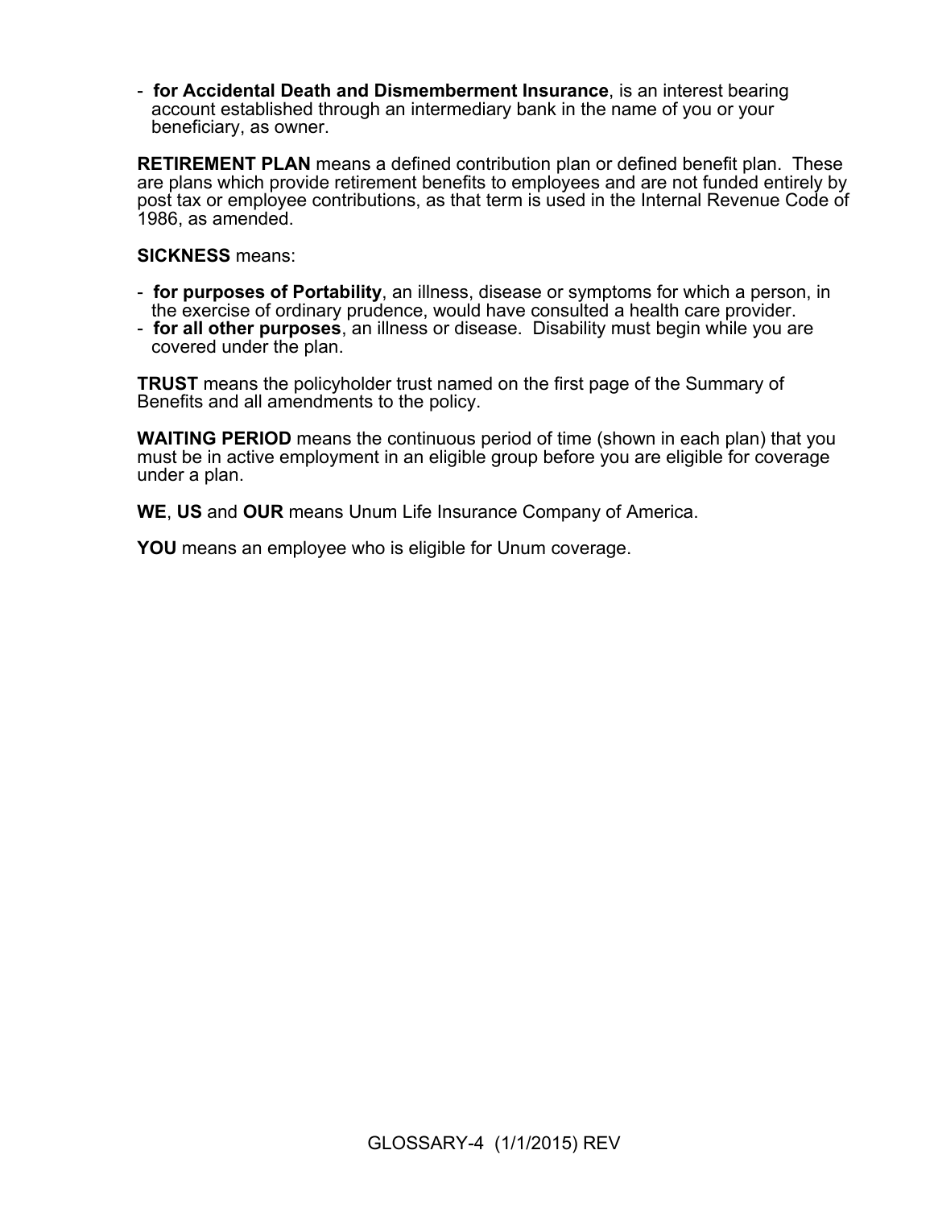- **for Accidental Death and Dismemberment Insurance**, is an interest bearing account established through an intermediary bank in the name of you or your beneficiary, as owner.

**RETIREMENT PLAN** means a defined contribution plan or defined benefit plan. These are plans which provide retirement benefits to employees and are not funded entirely by post tax or employee contributions, as that term is used in the Internal Revenue Code of 1986, as amended.

**SICKNESS** means:

- **for purposes of Portability**, an illness, disease or symptoms for which a person, in the exercise of ordinary prudence, would have consulted a health care provider.
- **for all other purposes**, an illness or disease. Disability must begin while you are covered under the plan.

**TRUST** means the policyholder trust named on the first page of the Summary of Benefits and all amendments to the policy.

**WAITING PERIOD** means the continuous period of time (shown in each plan) that you must be in active employment in an eligible group before you are eligible for coverage under a plan.

**WE**, **US** and **OUR** means Unum Life Insurance Company of America.

**YOU** means an employee who is eligible for Unum coverage.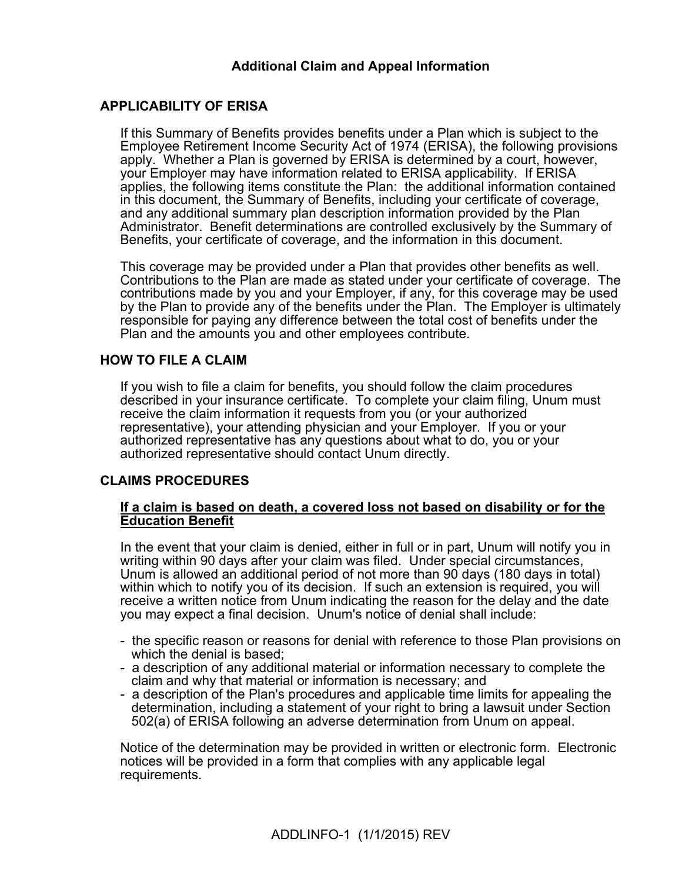## Additional Claim and Appeal Information

### APPLICABILITY OF ERISA

If this Summary of Benefits provides benefits under a Plan which is subject to the Employee Retirement Income Security Act of 1974 (ERISA), the following provisions apply. Whether a Plan is governed by ERISA is determined by a court, however, your Employer may have information related to ERISA applicability. If ERISA applies, the following items constitute the Plan: the additional information contained in this document, the Summary of Benefits, including your certificate of coverage, and any additional summary plan description information provided by the Plan Administrator. Benefit determinations are controlled exclusively by the Summary of Benefits, your certificate of coverage, and the information in this document.

This coverage may be provided under a Plan that provides other benefits as well. Contributions to the Plan are made as stated under your certificate of coverage. The contributions made by you and your Employer, if any, for this coverage may be used by the Plan to provide any of the benefits under the Plan. The Employer is ultimately responsible for paying any difference between the total cost of benefits under the Plan and the amounts you and other employees contribute.

### HOW TO FILE A CLAIM

If you wish to file a claim for benefits, you should follow the claim procedures described in your insurance certificate. To complete your claim filing, Unum must receive the claim information it requests from you (or your authorized representative), your attending physician and your Employer. If you or your authorized representative has any questions about what to do, you or your authorized representative should contact Unum directly.

### CLAIMS PROCEDURES

**<u>If a claim is based on death, a covered loss not based on disability or for the Education Benefit</u>**

In the event that your claim is denied, either in full or in part, Unum will notify you in writing within 90 days after your claim was filed. Under special circumstances, Unum is allowed an additional period of not more than 90 days (180 days in total) within which to notify you of its decision. If such an extension is required, you will receive a written notice from Unum indicating the reason for the delay and the date you may expect a final decision. Unum's notice of denial shall include:

- the specific reason or reasons for denial with reference to those Plan provisions on which the denial is based;
- a description of any additional material or information necessary to complete the claim and why that material or information is necessary; and
- a description of the Plan's procedures and applicable time limits for appealing the determination, including a statement of your right to bring a lawsuit under Section 502(a) of ERISA following an adverse determination from Unum on appeal.

Notice of the determination may be provided in written or electronic form. Electronic notices will be provided in a form that complies with any applicable legal requirements.

ADDLINFO-1 (1/1/2015) REV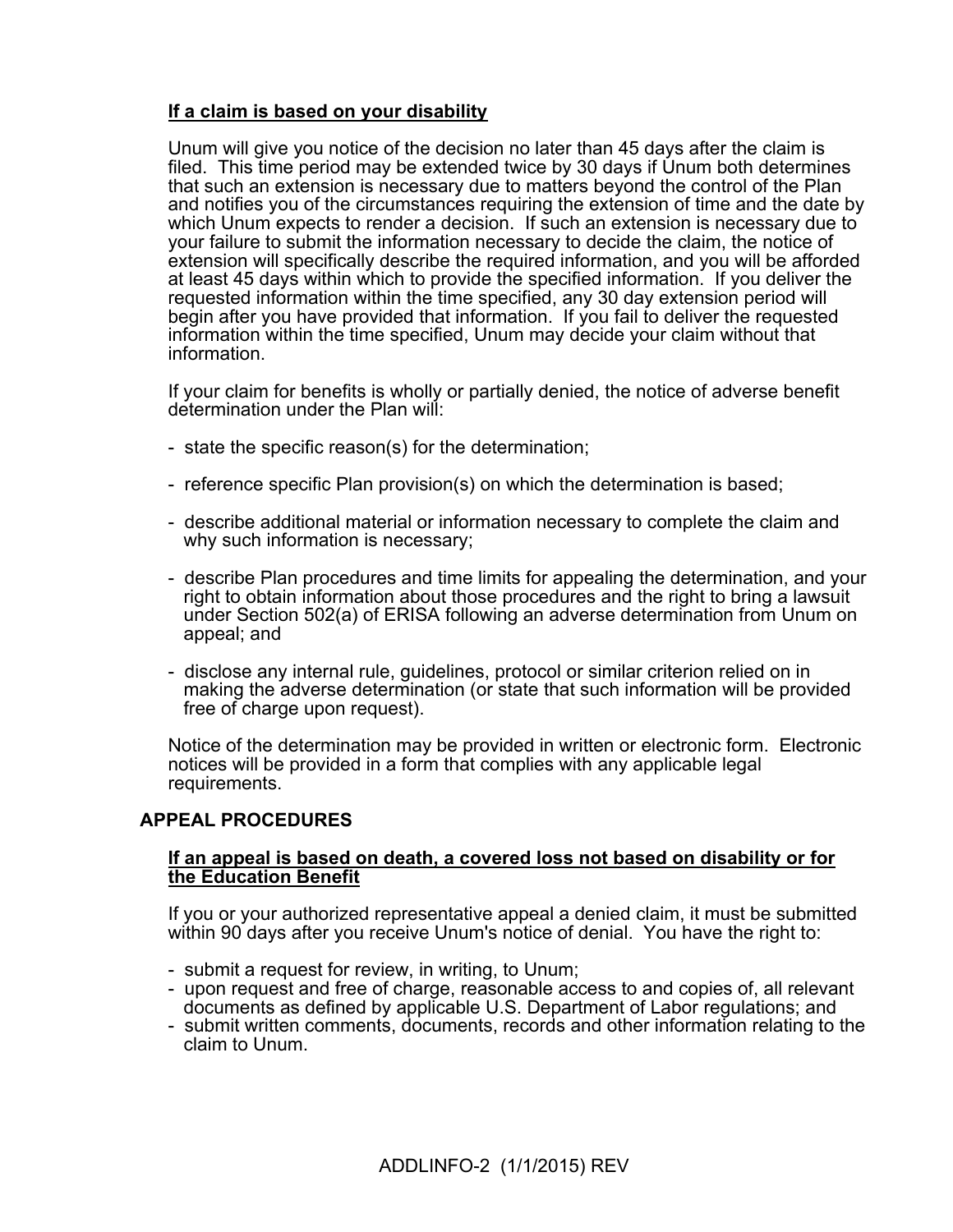**If a claim is based on your disability**

Unum will give you notice of the decision no later than 45 days after the claim is filed. This time period may be extended twice by 30 days if Unum both determines that such an extension is necessary due to matters beyond the control of the Plan and notifies you of the circumstances requiring the extension of time and the date by which Unum expects to render a decision. If such an extension is necessary due to your failure to submit the information necessary to decide the claim, the notice of extension will specifically describe the required information, and you will be afforded at least 45 days within which to provide the specified information. If you deliver the requested information within the time specified, any 30 day extension period will begin after you have provided that information. If you fail to deliver the requested information within the time specified, Unum may decide your claim without that information.

If your claim for benefits is wholly or partially denied, the notice of adverse benefit determination under the Plan will:

- state the specific reason(s) for the determination;

- reference specific Plan provision(s) on which the determination is based;

- describe additional material or information necessary to complete the claim and why such information is necessary;

- describe Plan procedures and time limits for appealing the determination, and your right to obtain information about those procedures and the right to bring a lawsuit under Section 502(a) of ERISA following an adverse determination from Unum on appeal; and

- disclose any internal rule, guidelines, protocol or similar criterion relied on in making the adverse determination (or state that such information will be provided free of charge upon request).

Notice of the determination may be provided in written or electronic form. Electronic notices will be provided in a form that complies with any applicable legal requirements.

## APPEAL PROCEDURES

**If an appeal is based on death, a covered loss not based on disability or for the Education Benefit**

If you or your authorized representative appeal a denied claim, it must be submitted within 90 days after you receive Unum's notice of denial. You have the right to:

- submit a request for review, in writing, to Unum;
- upon request and free of charge, reasonable access to and copies of, all relevant documents as defined by applicable U.S. Department of Labor regulations; and
- submit written comments, documents, records and other information relating to the claim to Unum.

ADDLINFO-2 (1/1/2015) REV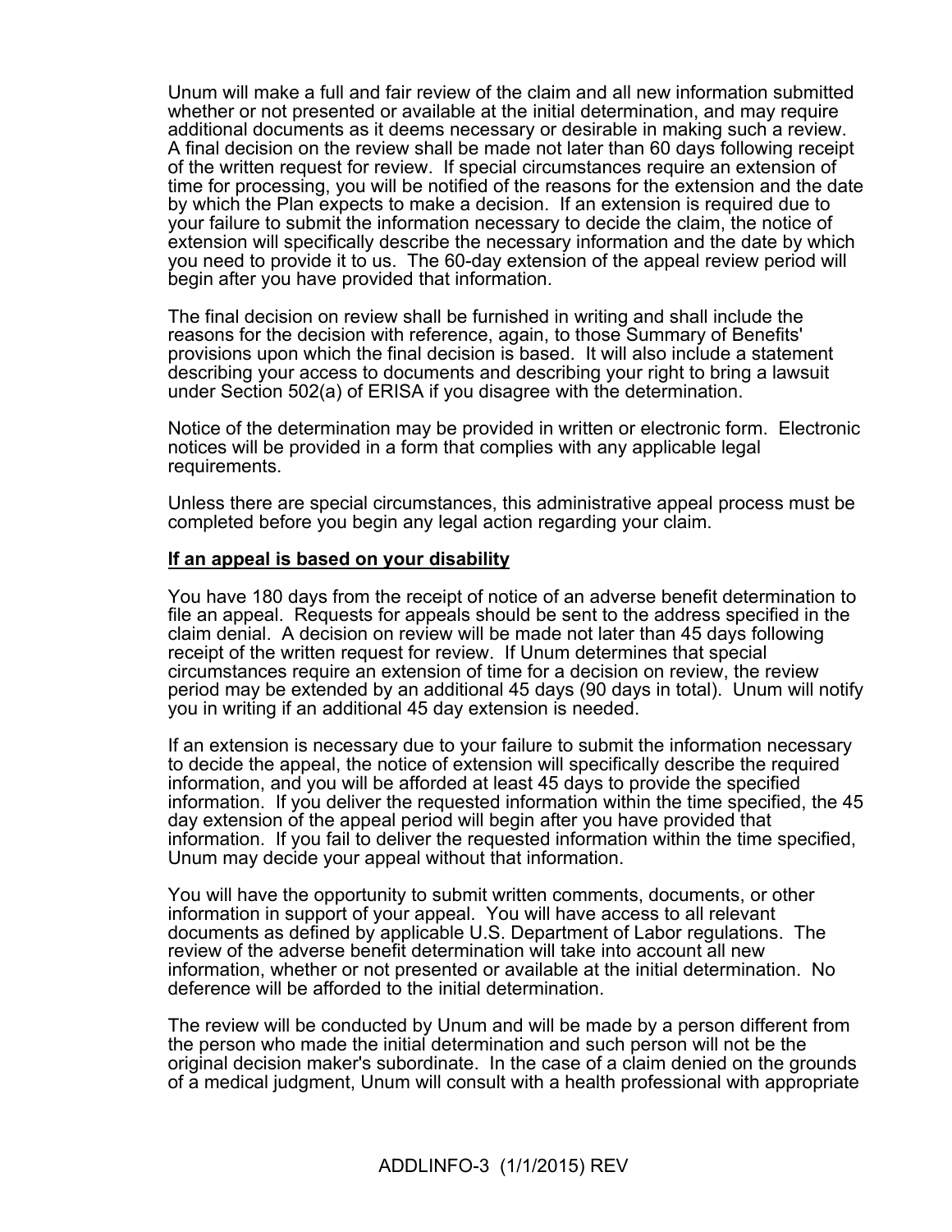Unum will make a full and fair review of the claim and all new information submitted whether or not presented or available at the initial determination, and may require additional documents as it deems necessary or desirable in making such a review. A final decision on the review shall be made not later than 60 days following receipt of the written request for review. If special circumstances require an extension of time for processing, you will be notified of the reasons for the extension and the date by which the Plan expects to make a decision. If an extension is required due to your failure to submit the information necessary to decide the claim, the notice of extension will specifically describe the necessary information and the date by which you need to provide it to us. The 60-day extension of the appeal review period will begin after you have provided that information.

The final decision on review shall be furnished in writing and shall include the reasons for the decision with reference, again, to those Summary of Benefits' provisions upon which the final decision is based. It will also include a statement describing your access to documents and describing your right to bring a lawsuit under Section 502(a) of ERISA if you disagree with the determination.

Notice of the determination may be provided in written or electronic form. Electronic notices will be provided in a form that complies with any applicable legal requirements.

Unless there are special circumstances, this administrative appeal process must be completed before you begin any legal action regarding your claim.

**<u>If an appeal is based on your disability</u>**

You have 180 days from the receipt of notice of an adverse benefit determination to file an appeal. Requests for appeals should be sent to the address specified in the claim denial. A decision on review will be made not later than 45 days following receipt of the written request for review. If Unum determines that special circumstances require an extension of time for a decision on review, the review period may be extended by an additional 45 days (90 days in total). Unum will notify you in writing if an additional 45 day extension is needed.

If an extension is necessary due to your failure to submit the information necessary to decide the appeal, the notice of extension will specifically describe the required information, and you will be afforded at least 45 days to provide the specified information. If you deliver the requested information within the time specified, the 45 day extension of the appeal period will begin after you have provided that information. If you fail to deliver the requested information within the time specified, Unum may decide your appeal without that information.

You will have the opportunity to submit written comments, documents, or other information in support of your appeal. You will have access to all relevant documents as defined by applicable U.S. Department of Labor regulations. The review of the adverse benefit determination will take into account all new information, whether or not presented or available at the initial determination. No deference will be afforded to the initial determination.

The review will be conducted by Unum and will be made by a person different from the person who made the initial determination and such person will not be the original decision maker's subordinate. In the case of a claim denied on the grounds of a medical judgment, Unum will consult with a health professional with appropriate

ADDLINFO-3 (1/1/2015) REV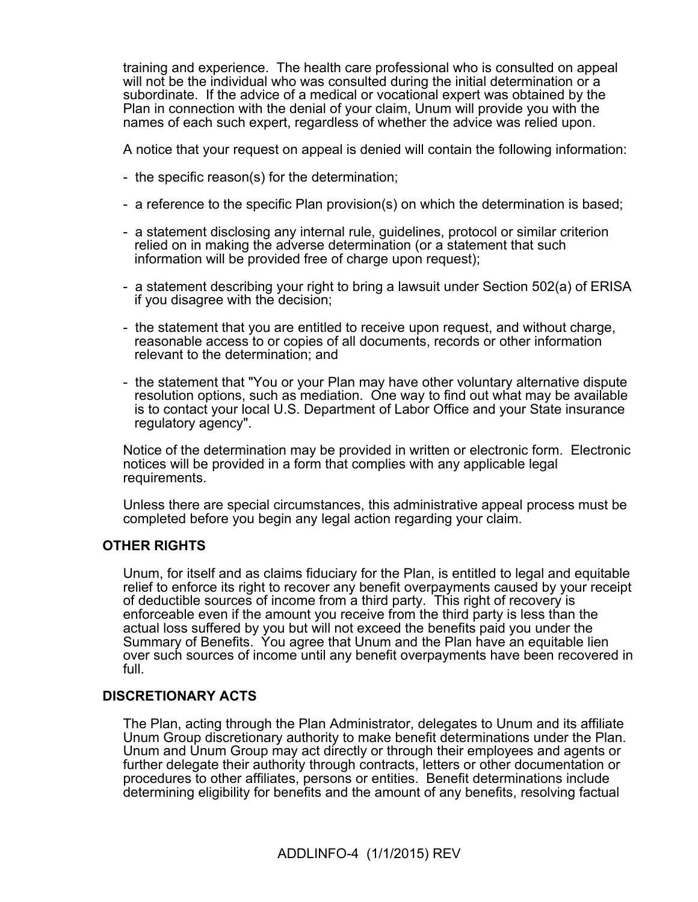training and experience. The health care professional who is consulted on appeal will not be the individual who was consulted during the initial determination or a subordinate. If the advice of a medical or vocational expert was obtained by the Plan in connection with the denial of your claim, Unum will provide you with the names of each such expert, regardless of whether the advice was relied upon.

A notice that your request on appeal is denied will contain the following information:

- the specific reason(s) for the determination;
- a reference to the specific Plan provision(s) on which the determination is based;
- a statement disclosing any internal rule, guidelines, protocol or similar criterion relied on in making the adverse determination (or a statement that such information will be provided free of charge upon request);
- a statement describing your right to bring a lawsuit under Section 502(a) of ERISA if you disagree with the decision;
- the statement that you are entitled to receive upon request, and without charge, reasonable access to or copies of all documents, records or other information relevant to the determination; and
- the statement that "You or your Plan may have other voluntary alternative dispute resolution options, such as mediation. One way to find out what may be available is to contact your local U.S. Department of Labor Office and your State insurance regulatory agency".

Notice of the determination may be provided in written or electronic form. Electronic notices will be provided in a form that complies with any applicable legal requirements.

Unless there are special circumstances, this administrative appeal process must be completed before you begin any legal action regarding your claim.

## OTHER RIGHTS

Unum, for itself and as claims fiduciary for the Plan, is entitled to legal and equitable relief to enforce its right to recover any benefit overpayments caused by your receipt of deductible sources of income from a third party. This right of recovery is enforceable even if the amount you receive from the third party is less than the actual loss suffered by you but will not exceed the benefits paid you under the Summary of Benefits. You agree that Unum and the Plan have an equitable lien over such sources of income until any benefit overpayments have been recovered in full.

## DISCRETIONARY ACTS

The Plan, acting through the Plan Administrator, delegates to Unum and its affiliate Unum Group discretionary authority to make benefit determinations under the Plan. Unum and Unum Group may act directly or through their employees and agents or further delegate their authority through contracts, letters or other documentation or procedures to other affiliates, persons or entities. Benefit determinations include determining eligibility for benefits and the amount of any benefits, resolving factual

ADDLINFO-4 (1/1/2015) REV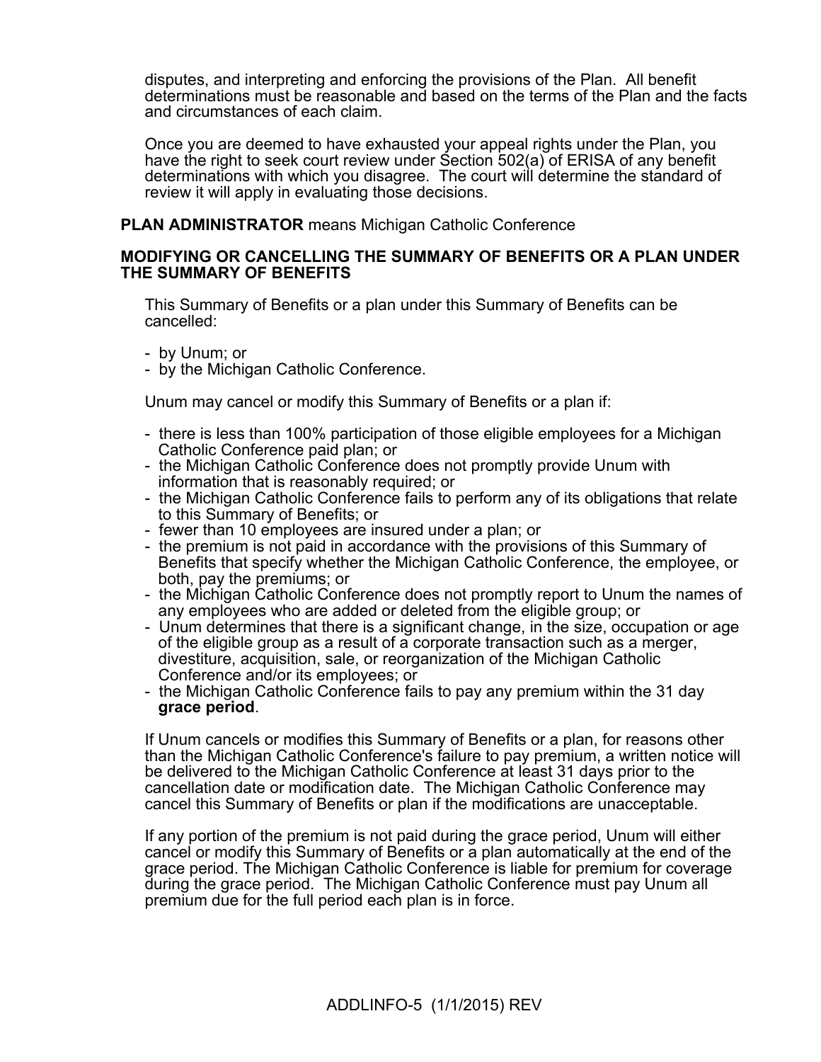disputes, and interpreting and enforcing the provisions of the Plan. All benefit determinations must be reasonable and based on the terms of the Plan and the facts and circumstances of each claim.

Once you are deemed to have exhausted your appeal rights under the Plan, you have the right to seek court review under Section 502(a) of ERISA of any benefit determinations with which you disagree. The court will determine the standard of review it will apply in evaluating those decisions.

**PLAN ADMINISTRATOR** means Michigan Catholic Conference

**MODIFYING OR CANCELLING THE SUMMARY OF BENEFITS OR A PLAN UNDER THE SUMMARY OF BENEFITS**

This Summary of Benefits or a plan under this Summary of Benefits can be cancelled:

- by Unum; or
- by the Michigan Catholic Conference.

Unum may cancel or modify this Summary of Benefits or a plan if:

- there is less than 100% participation of those eligible employees for a Michigan Catholic Conference paid plan; or
- the Michigan Catholic Conference does not promptly provide Unum with information that is reasonably required; or
- the Michigan Catholic Conference fails to perform any of its obligations that relate to this Summary of Benefits; or
- fewer than 10 employees are insured under a plan; or
- the premium is not paid in accordance with the provisions of this Summary of Benefits that specify whether the Michigan Catholic Conference, the employee, or both, pay the premiums; or
- the Michigan Catholic Conference does not promptly report to Unum the names of any employees who are added or deleted from the eligible group; or
- Unum determines that there is a significant change, in the size, occupation or age of the eligible group as a result of a corporate transaction such as a merger, divestiture, acquisition, sale, or reorganization of the Michigan Catholic Conference and/or its employees; or
- the Michigan Catholic Conference fails to pay any premium within the 31 day **grace period**.

If Unum cancels or modifies this Summary of Benefits or a plan, for reasons other than the Michigan Catholic Conference's failure to pay premium, a written notice will be delivered to the Michigan Catholic Conference at least 31 days prior to the cancellation date or modification date. The Michigan Catholic Conference may cancel this Summary of Benefits or plan if the modifications are unacceptable.

If any portion of the premium is not paid during the grace period, Unum will either cancel or modify this Summary of Benefits or a plan automatically at the end of the grace period. The Michigan Catholic Conference is liable for premium for coverage during the grace period. The Michigan Catholic Conference must pay Unum all premium due for the full period each plan is in force.

ADDLINFO-5 (1/1/2015) REV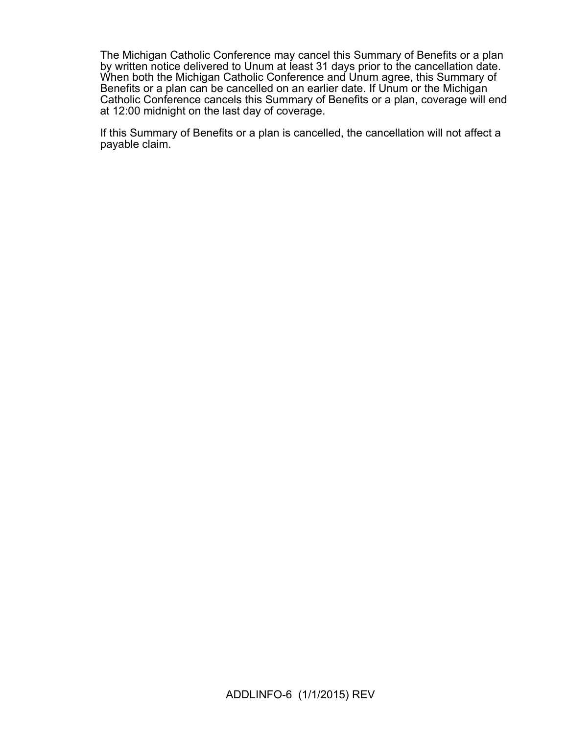The Michigan Catholic Conference may cancel this Summary of Benefits or a plan by written notice delivered to Unum at least 31 days prior to the cancellation date. When both the Michigan Catholic Conference and Unum agree, this Summary of Benefits or a plan can be cancelled on an earlier date. If Unum or the Michigan Catholic Conference cancels this Summary of Benefits or a plan, coverage will end at 12:00 midnight on the last day of coverage.

If this Summary of Benefits or a plan is cancelled, the cancellation will not affect a payable claim.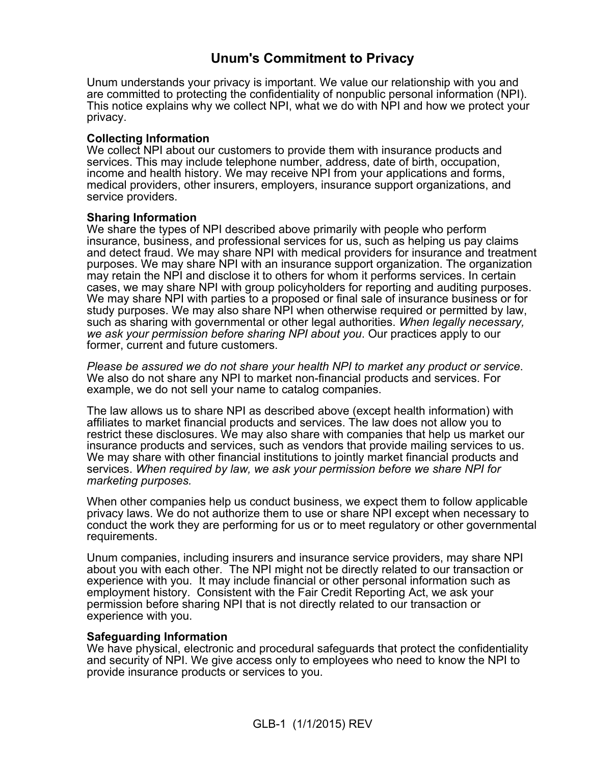# Unum's Commitment to Privacy

Unum understands your privacy is important. We value our relationship with you and are committed to protecting the confidentiality of nonpublic personal information (NPI). This notice explains why we collect NPI, what we do with NPI and how we protect your privacy.

**Collecting Information**
We collect NPI about our customers to provide them with insurance products and services. This may include telephone number, address, date of birth, occupation, income and health history. We may receive NPI from your applications and forms, medical providers, other insurers, employers, insurance support organizations, and service providers.

**Sharing Information**
We share the types of NPI described above primarily with people who perform insurance, business, and professional services for us, such as helping us pay claims and detect fraud. We may share NPI with medical providers for insurance and treatment purposes. We may share NPI with an insurance support organization. The organization may retain the NPI and disclose it to others for whom it performs services. In certain cases, we may share NPI with group policyholders for reporting and auditing purposes. We may share NPI with parties to a proposed or final sale of insurance business or for study purposes. We may also share NPI when otherwise required or permitted by law, such as sharing with governmental or other legal authorities. *When legally necessary, we ask your permission before sharing NPI about you*. Our practices apply to our former, current and future customers.

*Please be assured we do not share your health NPI to market any product or service*. We also do not share any NPI to market non-financial products and services. For example, we do not sell your name to catalog companies.

The law allows us to share NPI as described above (except health information) with affiliates to market financial products and services. The law does not allow you to restrict these disclosures. We may also share with companies that help us market our insurance products and services, such as vendors that provide mailing services to us. We may share with other financial institutions to jointly market financial products and services. *When required by law, we ask your permission before we share NPI for marketing purposes.*

When other companies help us conduct business, we expect them to follow applicable privacy laws. We do not authorize them to use or share NPI except when necessary to conduct the work they are performing for us or to meet regulatory or other governmental requirements.

Unum companies, including insurers and insurance service providers, may share NPI about you with each other. The NPI might not be directly related to our transaction or experience with you. It may include financial or other personal information such as employment history. Consistent with the Fair Credit Reporting Act, we ask your permission before sharing NPI that is not directly related to our transaction or experience with you.

**Safeguarding Information**
We have physical, electronic and procedural safeguards that protect the confidentiality and security of NPI. We give access only to employees who need to know the NPI to provide insurance products or services to you.

GLB-1 (1/1/2015) REV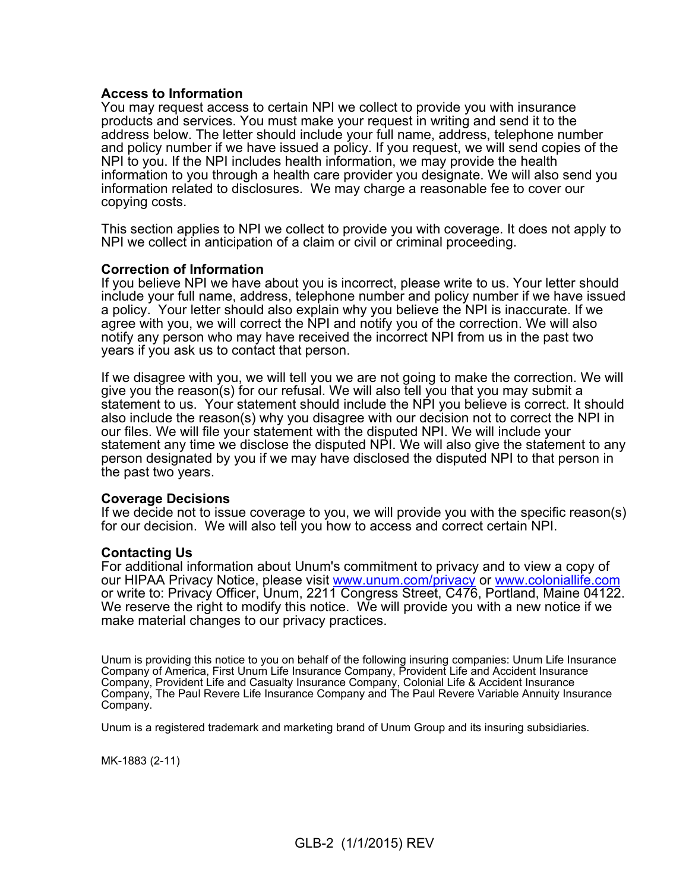**Access to Information**

You may request access to certain NPI we collect to provide you with insurance products and services. You must make your request in writing and send it to the address below. The letter should include your full name, address, telephone number and policy number if we have issued a policy. If you request, we will send copies of the NPI to you. If the NPI includes health information, we may provide the health information to you through a health care provider you designate. We will also send you information related to disclosures. We may charge a reasonable fee to cover our copying costs.

This section applies to NPI we collect to provide you with coverage. It does not apply to NPI we collect in anticipation of a claim or civil or criminal proceeding.

**Correction of Information**

If you believe NPI we have about you is incorrect, please write to us. Your letter should include your full name, address, telephone number and policy number if we have issued a policy. Your letter should also explain why you believe the NPI is inaccurate. If we agree with you, we will correct the NPI and notify you of the correction. We will also notify any person who may have received the incorrect NPI from us in the past two years if you ask us to contact that person.

If we disagree with you, we will tell you we are not going to make the correction. We will give you the reason(s) for our refusal. We will also tell you that you may submit a statement to us. Your statement should include the NPI you believe is correct. It should also include the reason(s) why you disagree with our decision not to correct the NPI in our files. We will file your statement with the disputed NPI. We will include your statement any time we disclose the disputed NPI. We will also give the statement to any person designated by you if we may have disclosed the disputed NPI to that person in the past two years.

**Coverage Decisions**

If we decide not to issue coverage to you, we will provide you with the specific reason(s) for our decision. We will also tell you how to access and correct certain NPI.

**Contacting Us**

For additional information about Unum's commitment to privacy and to view a copy of our HIPAA Privacy Notice, please visit www.unum.com/privacy or www.coloniallife.com or write to: Privacy Officer, Unum, 2211 Congress Street, C476, Portland, Maine 04122. We reserve the right to modify this notice. We will provide you with a new notice if we make material changes to our privacy practices.

Unum is providing this notice to you on behalf of the following insuring companies: Unum Life Insurance Company of America, First Unum Life Insurance Company, Provident Life and Accident Insurance Company, Provident Life and Casualty Insurance Company, Colonial Life & Accident Insurance Company, The Paul Revere Life Insurance Company and The Paul Revere Variable Annuity Insurance Company.

Unum is a registered trademark and marketing brand of Unum Group and its insuring subsidiaries.

MK-1883 (2-11)

GLB-2 (1/1/2015) REV